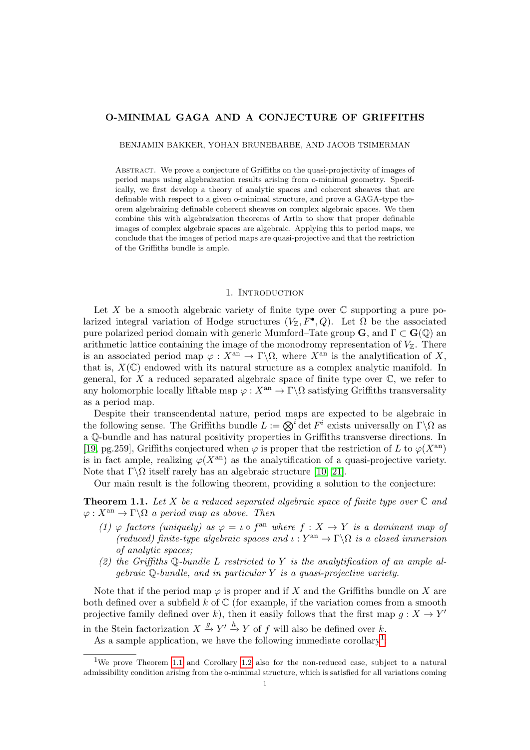# O-MINIMAL GAGA AND A CONJECTURE OF GRIFFITHS

BENJAMIN BAKKER, YOHAN BRUNEBARBE, AND JACOB TSIMERMAN

Abstract. We prove a conjecture of Griffiths on the quasi-projectivity of images of period maps using algebraization results arising from o-minimal geometry. Specifically, we first develop a theory of analytic spaces and coherent sheaves that are definable with respect to a given o-minimal structure, and prove a GAGA-type theorem algebraizing definable coherent sheaves on complex algebraic spaces. We then combine this with algebraization theorems of Artin to show that proper definable images of complex algebraic spaces are algebraic. Applying this to period maps, we conclude that the images of period maps are quasi-projective and that the restriction of the Griffiths bundle is ample.

## 1. Introduction

Let $X$ be a smooth algebraic variety of finite type over $\mathbb{C}$ supporting a pure polarized integral variation of Hodge structures $(V_{\mathbb{Z}}, F^\bullet, Q)$. Let $\Omega$ be the associated pure polarized period domain with generic Mumford–Tate group $\mathbf{G}$, and $\Gamma \subset \mathbf{G}(\mathbb{Q})$ an arithmetic lattice containing the image of the monodromy representation of $V_{\mathbb{Z}}$. There is an associated period map $\varphi : X^{\mathrm{an}} \to \Gamma\backslash\Omega$, where $X^{\mathrm{an}}$ is the analytification of $X$, that is, $X(\mathbb{C})$ endowed with its natural structure as a complex analytic manifold. In general, for $X$ a reduced separated algebraic space of finite type over $\mathbb{C}$, we refer to any holomorphic locally liftable map $\varphi : X^{\mathrm{an}} \to \Gamma\backslash\Omega$ satisfying Griffiths transversality as a period map.

Despite their transcendental nature, period maps are expected to be algebraic in the following sense. The Griffiths bundle $L := \bigotimes^i \det F^i$ exists universally on $\Gamma\backslash\Omega$ as a $\mathbb{Q}$-bundle and has natural positivity properties in Griffiths transverse directions. In [19, pg.259], Griffiths conjectured when $\varphi$ is proper that the restriction of $L$ to $\varphi(X^{\mathrm{an}})$ is in fact ample, realizing $\varphi(X^{\mathrm{an}})$ as the analytification of a quasi-projective variety. Note that $\Gamma\backslash\Omega$ itself rarely has an algebraic structure [10, 21].

Our main result is the following theorem, providing a solution to the conjecture:

**Theorem 1.1.** *Let $X$ be a reduced separated algebraic space of finite type over $\mathbb{C}$ and $\varphi : X^{\mathrm{an}} \to \Gamma\backslash\Omega$ a period map as above. Then*

*(1) $\varphi$ factors (uniquely) as $\varphi = \iota \circ f^{\mathrm{an}}$ where $f : X \to Y$ is a dominant map of (reduced) finite-type algebraic spaces and $\iota : Y^{\mathrm{an}} \to \Gamma\backslash\Omega$ is a closed immersion of analytic spaces;*

*(2) the Griffiths $\mathbb{Q}$-bundle $L$ restricted to $Y$ is the analytification of an ample algebraic $\mathbb{Q}$-bundle, and in particular $Y$ is a quasi-projective variety.*

Note that if the period map $\varphi$ is proper and if $X$ and the Griffiths bundle on $X$ are both defined over a subfield $k$ of $\mathbb{C}$ (for example, if the variation comes from a smooth projective family defined over $k$), then it easily follows that the first map $g : X \to Y'$ in the Stein factorization $X \xrightarrow{g} Y' \xrightarrow{h} Y$ of $f$ will also be defined over $k$.

As a sample application, we have the following immediate corollary[1]:

[1] We prove Theorem 1.1 and Corollary 1.2 also for the non-reduced case, subject to a natural admissibility condition arising from the o-minimal structure, which is satisfied for all variations coming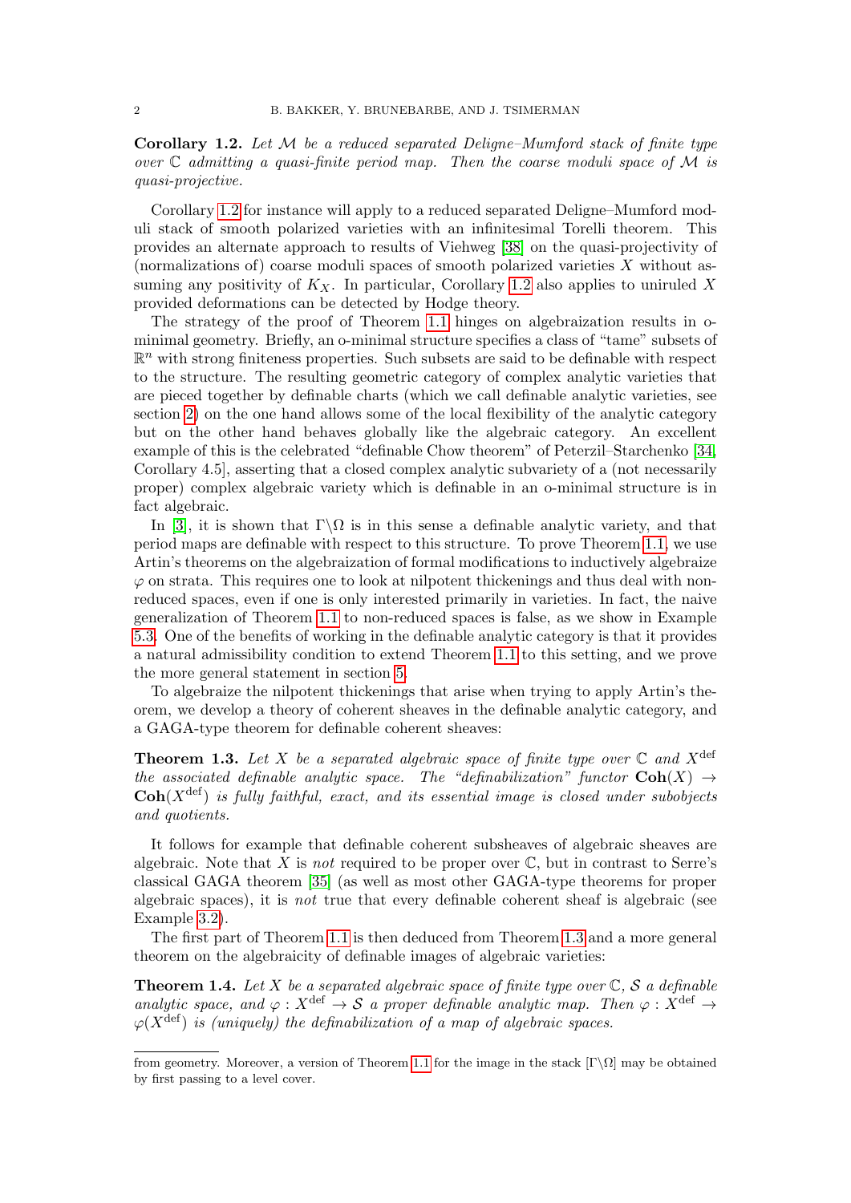**Corollary 1.2.** *Let $\mathcal{M}$ be a reduced separated Deligne–Mumford stack of finite type over $\mathbb{C}$ admitting a quasi-finite period map. Then the coarse moduli space of $\mathcal{M}$ is quasi-projective.*

Corollary 1.2 for instance will apply to a reduced separated Deligne–Mumford moduli stack of smooth polarized varieties with an infinitesimal Torelli theorem. This provides an alternate approach to results of Viehweg [38] on the quasi-projectivity of (normalizations of) coarse moduli spaces of smooth polarized varieties $X$ without assuming any positivity of $K_X$. In particular, Corollary 1.2 also applies to uniruled $X$ provided deformations can be detected by Hodge theory.

The strategy of the proof of Theorem 1.1 hinges on algebraization results in o-minimal geometry. Briefly, an o-minimal structure specifies a class of "tame" subsets of $\mathbb{R}^n$ with strong finiteness properties. Such subsets are said to be definable with respect to the structure. The resulting geometric category of complex analytic varieties that are pieced together by definable charts (which we call definable analytic varieties, see section 2) on the one hand allows some of the local flexibility of the analytic category but on the other hand behaves globally like the algebraic category. An excellent example of this is the celebrated "definable Chow theorem" of Peterzil–Starchenko [34, Corollary 4.5], asserting that a closed complex analytic subvariety of a (not necessarily proper) complex algebraic variety which is definable in an o-minimal structure is in fact algebraic.

In [3], it is shown that $\Gamma\backslash\Omega$ is in this sense a definable analytic variety, and that period maps are definable with respect to this structure. To prove Theorem 1.1, we use Artin's theorems on the algebraization of formal modifications to inductively algebraize $\varphi$ on strata. This requires one to look at nilpotent thickenings and thus deal with non-reduced spaces, even if one is only interested primarily in varieties. In fact, the naive generalization of Theorem 1.1 to non-reduced spaces is false, as we show in Example 5.3. One of the benefits of working in the definable analytic category is that it provides a natural admissibility condition to extend Theorem 1.1 to this setting, and we prove the more general statement in section 5.

To algebraize the nilpotent thickenings that arise when trying to apply Artin's theorem, we develop a theory of coherent sheaves in the definable analytic category, and a GAGA-type theorem for definable coherent sheaves:

**Theorem 1.3.** *Let $X$ be a separated algebraic space of finite type over $\mathbb{C}$ and $X^{\mathrm{def}}$ the associated definable analytic space. The "definabilization" functor $\mathbf{Coh}(X) \to \mathbf{Coh}(X^{\mathrm{def}})$ is fully faithful, exact, and its essential image is closed under subobjects and quotients.*

It follows for example that definable coherent subsheaves of algebraic sheaves are algebraic. Note that $X$ is *not* required to be proper over $\mathbb{C}$, but in contrast to Serre's classical GAGA theorem [35] (as well as most other GAGA-type theorems for proper algebraic spaces), it is *not* true that every definable coherent sheaf is algebraic (see Example 3.2).

The first part of Theorem 1.1 is then deduced from Theorem 1.3 and a more general theorem on the algebraicity of definable images of algebraic varieties:

**Theorem 1.4.** *Let $X$ be a separated algebraic space of finite type over $\mathbb{C}$, $\mathcal{S}$ a definable analytic space, and $\varphi : X^{\mathrm{def}} \to \mathcal{S}$ a proper definable analytic map. Then $\varphi : X^{\mathrm{def}} \to \varphi(X^{\mathrm{def}})$ is (uniquely) the definabilization of a map of algebraic spaces.*

from geometry. Moreover, a version of Theorem 1.1 for the image in the stack $[\Gamma\backslash\Omega]$ may be obtained by first passing to a level cover.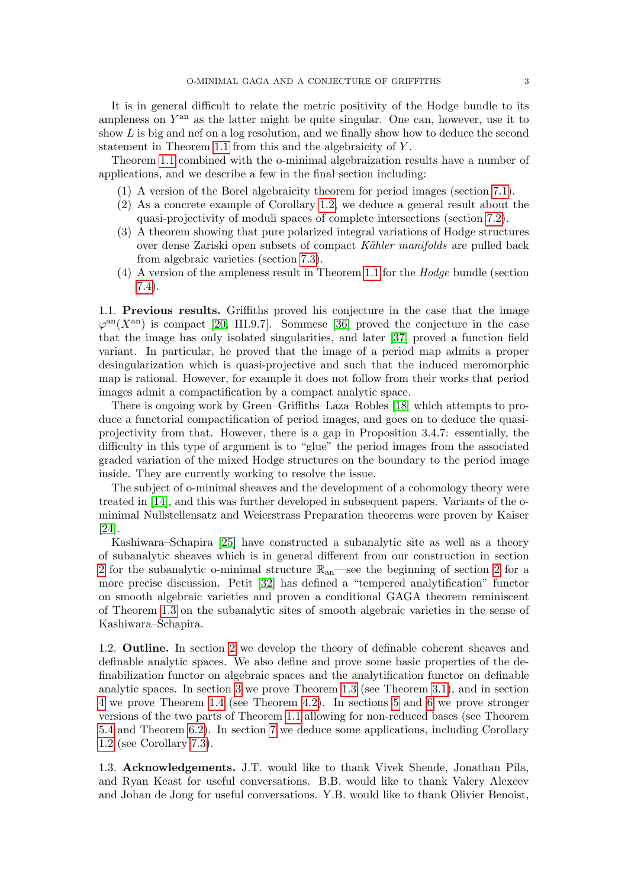It is in general difficult to relate the metric positivity of the Hodge bundle to its ampleness on $Y^{\mathrm{an}}$ as the latter might be quite singular. One can, however, use it to show $L$ is big and nef on a log resolution, and we finally show how to deduce the second statement in Theorem 1.1 from this and the algebraicity of $Y$.

Theorem 1.1 combined with the o-minimal algebraization results have a number of applications, and we describe a few in the final section including:

1. A version of the Borel algebraicity theorem for period images (section 7.1).
2. As a concrete example of Corollary 1.2, we deduce a general result about the quasi-projectivity of moduli spaces of complete intersections (section 7.2).
3. A theorem showing that pure polarized integral variations of Hodge structures over dense Zariski open subsets of compact *Kähler manifolds* are pulled back from algebraic varieties (section 7.3).
4. A version of the ampleness result in Theorem 1.1 for the *Hodge* bundle (section 7.4).

**1.1. Previous results.** Griffiths proved his conjecture in the case that the image $\varphi^{\mathrm{an}}(X^{\mathrm{an}})$ is compact [20, III.9.7]. Sommese [36] proved the conjecture in the case that the image has only isolated singularities, and later [37] proved a function field variant. In particular, he proved that the image of a period map admits a proper desingularization which is quasi-projective and such that the induced meromorphic map is rational. However, for example it does not follow from their works that period images admit a compactification by a compact analytic space.

There is ongoing work by Green–Griffiths–Laza–Robles [18] which attempts to produce a functorial compactification of period images, and goes on to deduce the quasi-projectivity from that. However, there is a gap in Proposition 3.4.7: essentially, the difficulty in this type of argument is to "glue" the period images from the associated graded variation of the mixed Hodge structures on the boundary to the period image inside. They are currently working to resolve the issue.

The subject of o-minimal sheaves and the development of a cohomology theory were treated in [14], and this was further developed in subsequent papers. Variants of the o-minimal Nullstellensatz and Weierstrass Preparation theorems were proven by Kaiser [24].

Kashiwara–Schapira [25] have constructed a subanalytic site as well as a theory of subanalytic sheaves which is in general different from our construction in section 2 for the subanalytic o-minimal structure $\mathbb{R}_{\mathrm{an}}$—see the beginning of section 2 for a more precise discussion. Petit [32] has defined a "tempered analytification" functor on smooth algebraic varieties and proven a conditional GAGA theorem reminiscent of Theorem 1.3 on the subanalytic sites of smooth algebraic varieties in the sense of Kashiwara–Schapira.

**1.2. Outline.** In section 2 we develop the theory of definable coherent sheaves and definable analytic spaces. We also define and prove some basic properties of the definabilization functor on algebraic spaces and the analytification functor on definable analytic spaces. In section 3 we prove Theorem 1.3 (see Theorem 3.1), and in section 4 we prove Theorem 1.4 (see Theorem 4.2). In sections 5 and 6 we prove stronger versions of the two parts of Theorem 1.1 allowing for non-reduced bases (see Theorem 5.4 and Theorem 6.2). In section 7 we deduce some applications, including Corollary 1.2 (see Corollary 7.3).

**1.3. Acknowledgements.** J.T. would like to thank Vivek Shende, Jonathan Pila, and Ryan Keast for useful conversations. B.B. would like to thank Valery Alexeev and Johan de Jong for useful conversations. Y.B. would like to thank Olivier Benoist,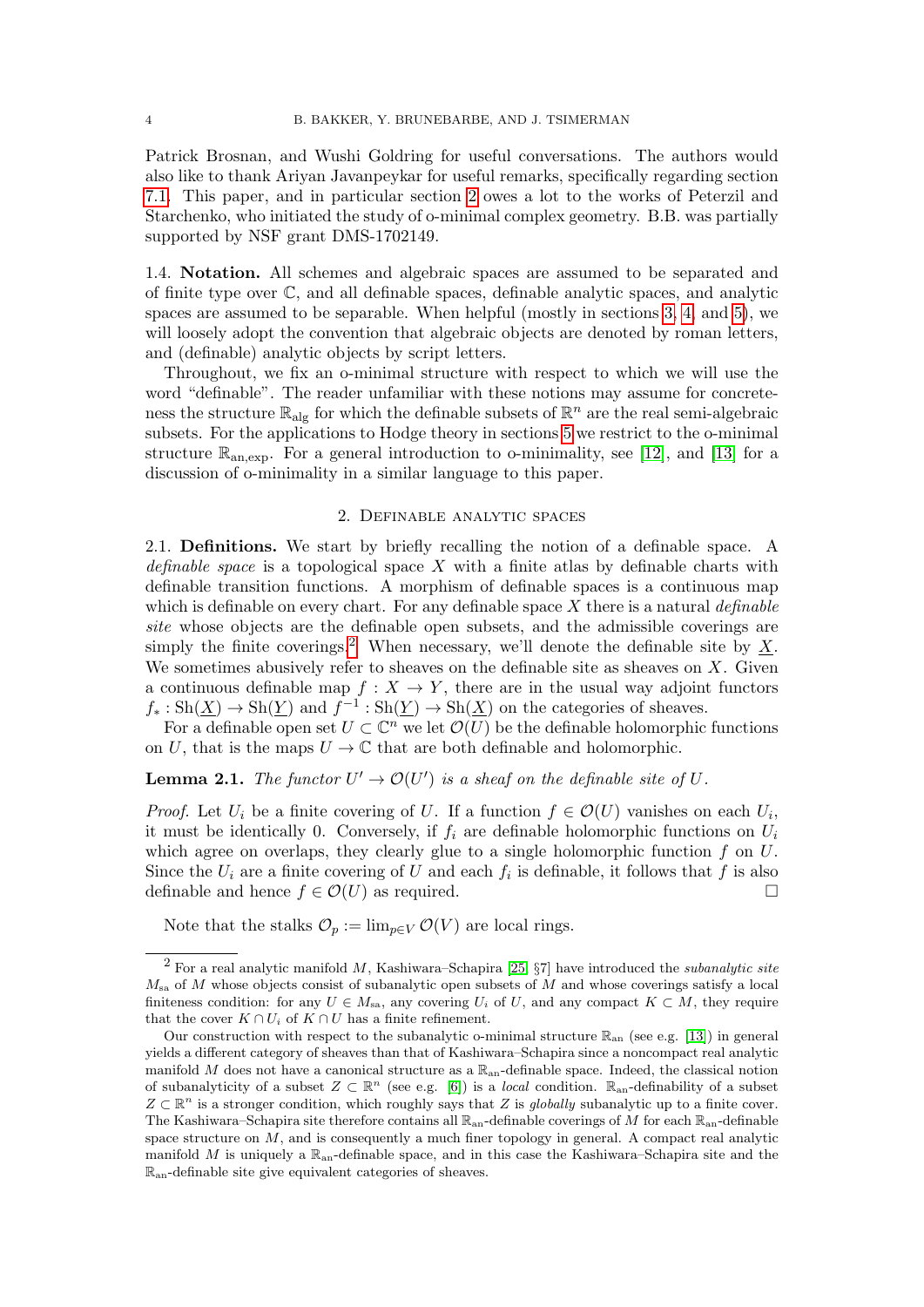Patrick Brosnan, and Wushi Goldring for useful conversations. The authors would also like to thank Ariyan Javanpeykar for useful remarks, specifically regarding section 7.1. This paper, and in particular section 2 owes a lot to the works of Peterzil and Starchenko, who initiated the study of o-minimal complex geometry. B.B. was partially supported by NSF grant DMS-1702149.

1.4. **Notation.** All schemes and algebraic spaces are assumed to be separated and of finite type over $\mathbb{C}$, and all definable spaces, definable analytic spaces, and analytic spaces are assumed to be separable. When helpful (mostly in sections 3, 4, and 5), we will loosely adopt the convention that algebraic objects are denoted by roman letters, and (definable) analytic objects by script letters.

Throughout, we fix an o-minimal structure with respect to which we will use the word "definable". The reader unfamiliar with these notions may assume for concreteness the structure $\mathbb{R}_{\mathrm{alg}}$ for which the definable subsets of $\mathbb{R}^n$ are the real semi-algebraic subsets. For the applications to Hodge theory in sections 5 we restrict to the o-minimal structure $\mathbb{R}_{\mathrm{an,exp}}$. For a general introduction to o-minimality, see [12], and [13] for a discussion of o-minimality in a similar language to this paper.

## 2. Definable analytic spaces

2.1. **Definitions.** We start by briefly recalling the notion of a definable space. A *definable space* is a topological space $X$ with a finite atlas by definable charts with definable transition functions. A morphism of definable spaces is a continuous map which is definable on every chart. For any definable space $X$ there is a natural *definable site* whose objects are the definable open subsets, and the admissible coverings are simply the finite coverings.[2] When necessary, we'll denote the definable site by $\underline{X}$. We sometimes abusively refer to sheaves on the definable site as sheaves on $X$. Given a continuous definable map $f : X \to Y$, there are in the usual way adjoint functors $f_* : \mathrm{Sh}(\underline{X}) \to \mathrm{Sh}(\underline{Y})$ and $f^{-1} : \mathrm{Sh}(\underline{Y}) \to \mathrm{Sh}(\underline{X})$ on the categories of sheaves.

For a definable open set $U \subset \mathbb{C}^n$ we let $\mathcal{O}(U)$ be the definable holomorphic functions on $U$, that is the maps $U \to \mathbb{C}$ that are both definable and holomorphic.

**Lemma 2.1.** *The functor $U' \to \mathcal{O}(U')$ is a sheaf on the definable site of $U$.*

*Proof.* Let $U_i$ be a finite covering of $U$. If a function $f \in \mathcal{O}(U)$ vanishes on each $U_i$, it must be identically 0. Conversely, if $f_i$ are definable holomorphic functions on $U_i$ which agree on overlaps, they clearly glue to a single holomorphic function $f$ on $U$. Since the $U_i$ are a finite covering of $U$ and each $f_i$ is definable, it follows that $f$ is also definable and hence $f \in \mathcal{O}(U)$ as required. □

Note that the stalks $\mathcal{O}_p := \lim_{p \in V} \mathcal{O}(V)$ are local rings.

---

[2] For a real analytic manifold $M$, Kashiwara–Schapira [25, §7] have introduced the *subanalytic site* $M_{\mathrm{sa}}$ of $M$ whose objects consist of subanalytic open subsets of $M$ and whose coverings satisfy a local finiteness condition: for any $U \in M_{\mathrm{sa}}$, any covering $U_i$ of $U$, and any compact $K \subset M$, they require that the cover $K \cap U_i$ of $K \cap U$ has a finite refinement.

Our construction with respect to the subanalytic o-minimal structure $\mathbb{R}_{\mathrm{an}}$ (see e.g. [13]) in general yields a different category of sheaves than that of Kashiwara–Schapira since a noncompact real analytic manifold $M$ does not have a canonical structure as a $\mathbb{R}_{\mathrm{an}}$-definable space. Indeed, the classical notion of subanalyticity of a subset $Z \subset \mathbb{R}^n$ (see e.g. [6]) is a *local* condition. $\mathbb{R}_{\mathrm{an}}$-definability of a subset $Z \subset \mathbb{R}^n$ is a stronger condition, which roughly says that $Z$ is *globally* subanalytic up to a finite cover. The Kashiwara–Schapira site therefore contains all $\mathbb{R}_{\mathrm{an}}$-definable coverings of $M$ for each $\mathbb{R}_{\mathrm{an}}$-definable space structure on $M$, and is consequently a much finer topology in general. A compact real analytic manifold $M$ is uniquely a $\mathbb{R}_{\mathrm{an}}$-definable space, and in this case the Kashiwara–Schapira site and the $\mathbb{R}_{\mathrm{an}}$-definable site give equivalent categories of sheaves.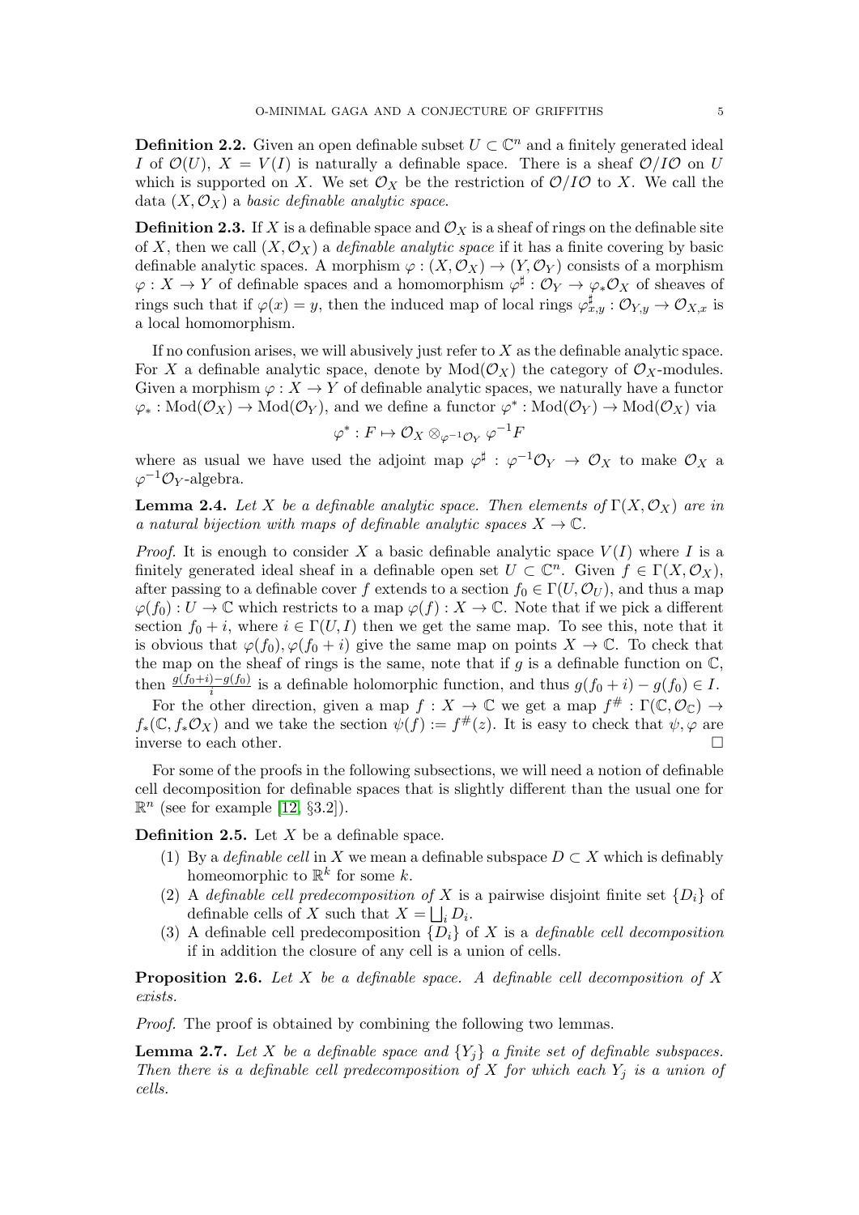**Definition 2.2.** Given an open definable subset $U \subset \mathbb{C}^n$ and a finitely generated ideal $I$ of $\mathcal{O}(U)$, $X = V(I)$ is naturally a definable space. There is a sheaf $\mathcal{O}/I\mathcal{O}$ on $U$ which is supported on $X$. We set $\mathcal{O}_X$ be the restriction of $\mathcal{O}/I\mathcal{O}$ to $X$. We call the data $(X, \mathcal{O}_X)$ a *basic definable analytic space*.

**Definition 2.3.** If $X$ is a definable space and $\mathcal{O}_X$ is a sheaf of rings on the definable site of $X$, then we call $(X, \mathcal{O}_X)$ a *definable analytic space* if it has a finite covering by basic definable analytic spaces. A morphism $\varphi : (X, \mathcal{O}_X) \to (Y, \mathcal{O}_Y)$ consists of a morphism $\varphi : X \to Y$ of definable spaces and a homomorphism $\varphi^\sharp : \mathcal{O}_Y \to \varphi_*\mathcal{O}_X$ of sheaves of rings such that if $\varphi(x) = y$, then the induced map of local rings $\varphi^\sharp_{x,y} : \mathcal{O}_{Y,y} \to \mathcal{O}_{X,x}$ is a local homomorphism.

If no confusion arises, we will abusively just refer to $X$ as the definable analytic space. For $X$ a definable analytic space, denote by $\mathrm{Mod}(\mathcal{O}_X)$ the category of $\mathcal{O}_X$-modules. Given a morphism $\varphi : X \to Y$ of definable analytic spaces, we naturally have a functor $\varphi_* : \mathrm{Mod}(\mathcal{O}_X) \to \mathrm{Mod}(\mathcal{O}_Y)$, and we define a functor $\varphi^* : \mathrm{Mod}(\mathcal{O}_Y) \to \mathrm{Mod}(\mathcal{O}_X)$ via

$$\varphi^* : F \mapsto \mathcal{O}_X \otimes_{\varphi^{-1}\mathcal{O}_Y} \varphi^{-1}F$$

where as usual we have used the adjoint map $\varphi^\sharp : \varphi^{-1}\mathcal{O}_Y \to \mathcal{O}_X$ to make $\mathcal{O}_X$ a $\varphi^{-1}\mathcal{O}_Y$-algebra.

**Lemma 2.4.** *Let $X$ be a definable analytic space. Then elements of $\Gamma(X, \mathcal{O}_X)$ are in a natural bijection with maps of definable analytic spaces $X \to \mathbb{C}$.*

*Proof.* It is enough to consider $X$ a basic definable analytic space $V(I)$ where $I$ is a finitely generated ideal sheaf in a definable open set $U \subset \mathbb{C}^n$. Given $f \in \Gamma(X, \mathcal{O}_X)$, after passing to a definable cover $f$ extends to a section $f_0 \in \Gamma(U, \mathcal{O}_U)$, and thus a map $\varphi(f_0) : U \to \mathbb{C}$ which restricts to a map $\varphi(f) : X \to \mathbb{C}$. Note that if we pick a different section $f_0 + i$, where $i \in \Gamma(U, I)$ then we get the same map. To see this, note that it is obvious that $\varphi(f_0), \varphi(f_0 + i)$ give the same map on points $X \to \mathbb{C}$. To check that the map on the sheaf of rings is the same, note that if $g$ is a definable function on $\mathbb{C}$, then $\frac{g(f_0+i)-g(f_0)}{i}$ is a definable holomorphic function, and thus $g(f_0 + i) - g(f_0) \in I$.

For the other direction, given a map $f : X \to \mathbb{C}$ we get a map $f^\# : \Gamma(\mathbb{C}, \mathcal{O}_\mathbb{C}) \to f_*(\mathbb{C}, f_*\mathcal{O}_X)$ and we take the section $\psi(f) := f^\#(z)$. It is easy to check that $\psi, \varphi$ are inverse to each other. $\square$

For some of the proofs in the following subsections, we will need a notion of definable cell decomposition for definable spaces that is slightly different than the usual one for $\mathbb{R}^n$ (see for example [12, §3.2]).

**Definition 2.5.** Let $X$ be a definable space.

1. By a *definable cell* in $X$ we mean a definable subspace $D \subset X$ which is definably homeomorphic to $\mathbb{R}^k$ for some $k$.
2. A *definable cell predecomposition of* $X$ is a pairwise disjoint finite set $\{D_i\}$ of definable cells of $X$ such that $X = \bigsqcup_i D_i$.
3. A definable cell predecomposition $\{D_i\}$ of $X$ is a *definable cell decomposition* if in addition the closure of any cell is a union of cells.

**Proposition 2.6.** *Let $X$ be a definable space. A definable cell decomposition of $X$ exists.*

*Proof.* The proof is obtained by combining the following two lemmas.

**Lemma 2.7.** *Let $X$ be a definable space and $\{Y_j\}$ a finite set of definable subspaces. Then there is a definable cell predecomposition of $X$ for which each $Y_j$ is a union of cells.*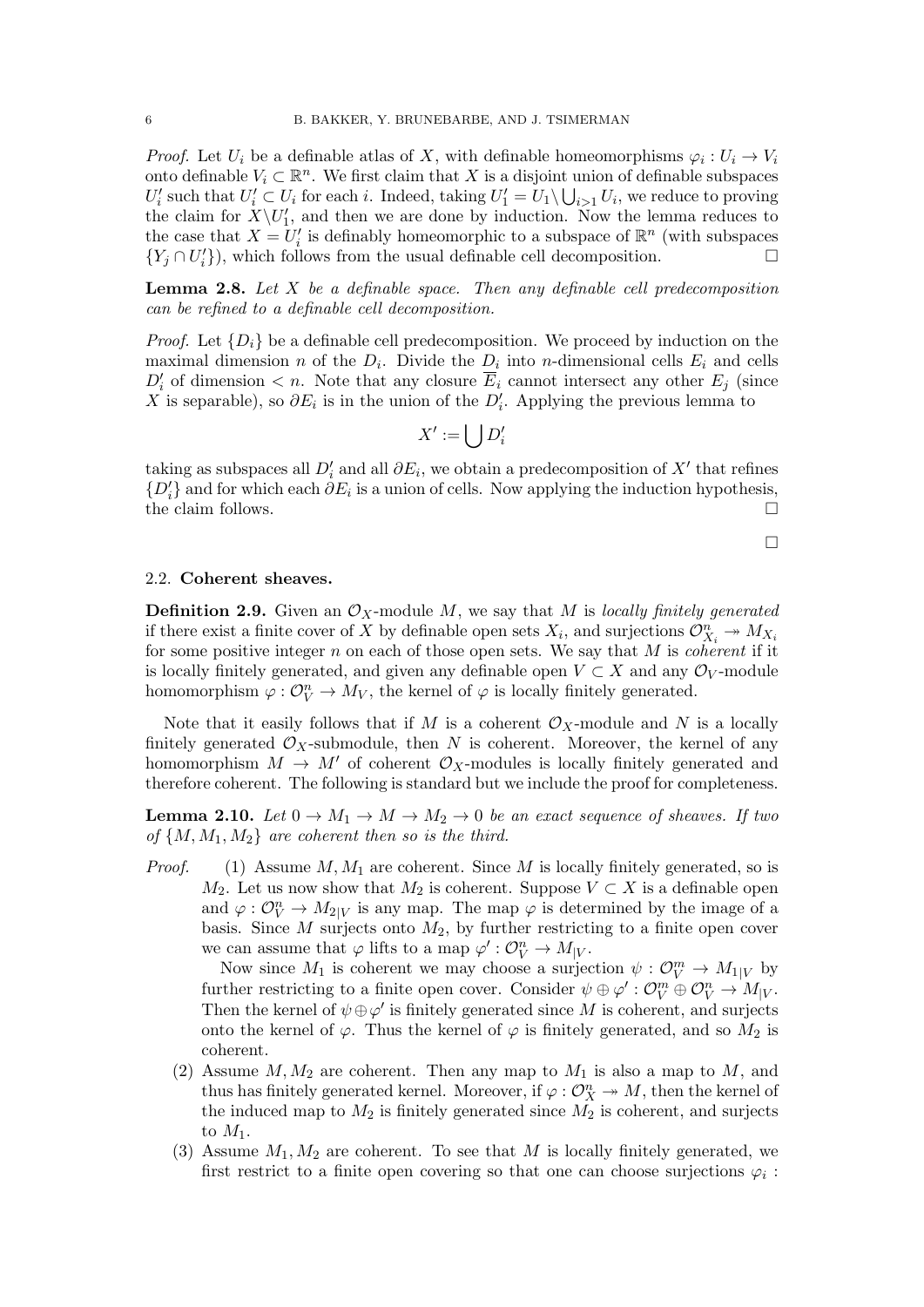*Proof.* Let $U_i$ be a definable atlas of $X$, with definable homeomorphisms $\varphi_i : U_i \to V_i$ onto definable $V_i \subset \mathbb{R}^n$. We first claim that $X$ is a disjoint union of definable subspaces $U_i'$ such that $U_i' \subset U_i$ for each $i$. Indeed, taking $U_1' = U_1 \backslash \bigcup_{i>1} U_i$, we reduce to proving the claim for $X \backslash U_1'$, and then we are done by induction. Now the lemma reduces to the case that $X = U_i'$ is definably homeomorphic to a subspace of $\mathbb{R}^n$ (with subspaces $\{Y_j \cap U_i'\}$), which follows from the usual definable cell decomposition. □

**Lemma 2.8.** *Let $X$ be a definable space. Then any definable cell predecomposition can be refined to a definable cell decomposition.*

*Proof.* Let $\{D_i\}$ be a definable cell predecomposition. We proceed by induction on the maximal dimension $n$ of the $D_i$. Divide the $D_i$ into $n$-dimensional cells $E_i$ and cells $D_i'$ of dimension $< n$. Note that any closure $\overline{E}_i$ cannot intersect any other $E_j$ (since $X$ is separable), so $\partial E_i$ is in the union of the $D_i'$. Applying the previous lemma to

$$X' := \bigcup D_i'$$

taking as subspaces all $D_i'$ and all $\partial E_i$, we obtain a predecomposition of $X'$ that refines $\{D_i'\}$ and for which each $\partial E_i$ is a union of cells. Now applying the induction hypothesis, the claim follows. □

□

### 2.2. Coherent sheaves.

**Definition 2.9.** Given an $\mathcal{O}_X$-module $M$, we say that $M$ is *locally finitely generated* if there exist a finite cover of $X$ by definable open sets $X_i$, and surjections $\mathcal{O}_{X_i}^n \twoheadrightarrow M_{X_i}$ for some positive integer $n$ on each of those open sets. We say that $M$ is *coherent* if it is locally finitely generated, and given any definable open $V \subset X$ and any $\mathcal{O}_V$-module homomorphism $\varphi : \mathcal{O}_V^n \to M_V$, the kernel of $\varphi$ is locally finitely generated.

Note that it easily follows that if $M$ is a coherent $\mathcal{O}_X$-module and $N$ is a locally finitely generated $\mathcal{O}_X$-submodule, then $N$ is coherent. Moreover, the kernel of any homomorphism $M \to M'$ of coherent $\mathcal{O}_X$-modules is locally finitely generated and therefore coherent. The following is standard but we include the proof for completeness.

**Lemma 2.10.** *Let $0 \to M_1 \to M \to M_2 \to 0$ be an exact sequence of sheaves. If two of $\{M, M_1, M_2\}$ are coherent then so is the third.*

*Proof.*

1. Assume $M, M_1$ are coherent. Since $M$ is locally finitely generated, so is $M_2$. Let us now show that $M_2$ is coherent. Suppose $V \subset X$ is a definable open and $\varphi : \mathcal{O}_V^n \to M_{2|V}$ is any map. The map $\varphi$ is determined by the image of a basis. Since $M$ surjects onto $M_2$, by further restricting to a finite open cover we can assume that $\varphi$ lifts to a map $\varphi' : \mathcal{O}_V^n \to M_{|V}$.

   Now since $M_1$ is coherent we may choose a surjection $\psi : \mathcal{O}_V^m \to M_{1|V}$ by further restricting to a finite open cover. Consider $\psi \oplus \varphi' : \mathcal{O}_V^m \oplus \mathcal{O}_V^n \to M_{|V}$. Then the kernel of $\psi \oplus \varphi'$ is finitely generated since $M$ is coherent, and surjects onto the kernel of $\varphi$. Thus the kernel of $\varphi$ is finitely generated, and so $M_2$ is coherent.
2. Assume $M, M_2$ are coherent. Then any map to $M_1$ is also a map to $M$, and thus has finitely generated kernel. Moreover, if $\varphi : \mathcal{O}_X^n \twoheadrightarrow M$, then the kernel of the induced map to $M_2$ is finitely generated since $M_2$ is coherent, and surjects to $M_1$.
3. Assume $M_1, M_2$ are coherent. To see that $M$ is locally finitely generated, we first restrict to a finite open covering so that one can choose surjections $\varphi_i$ :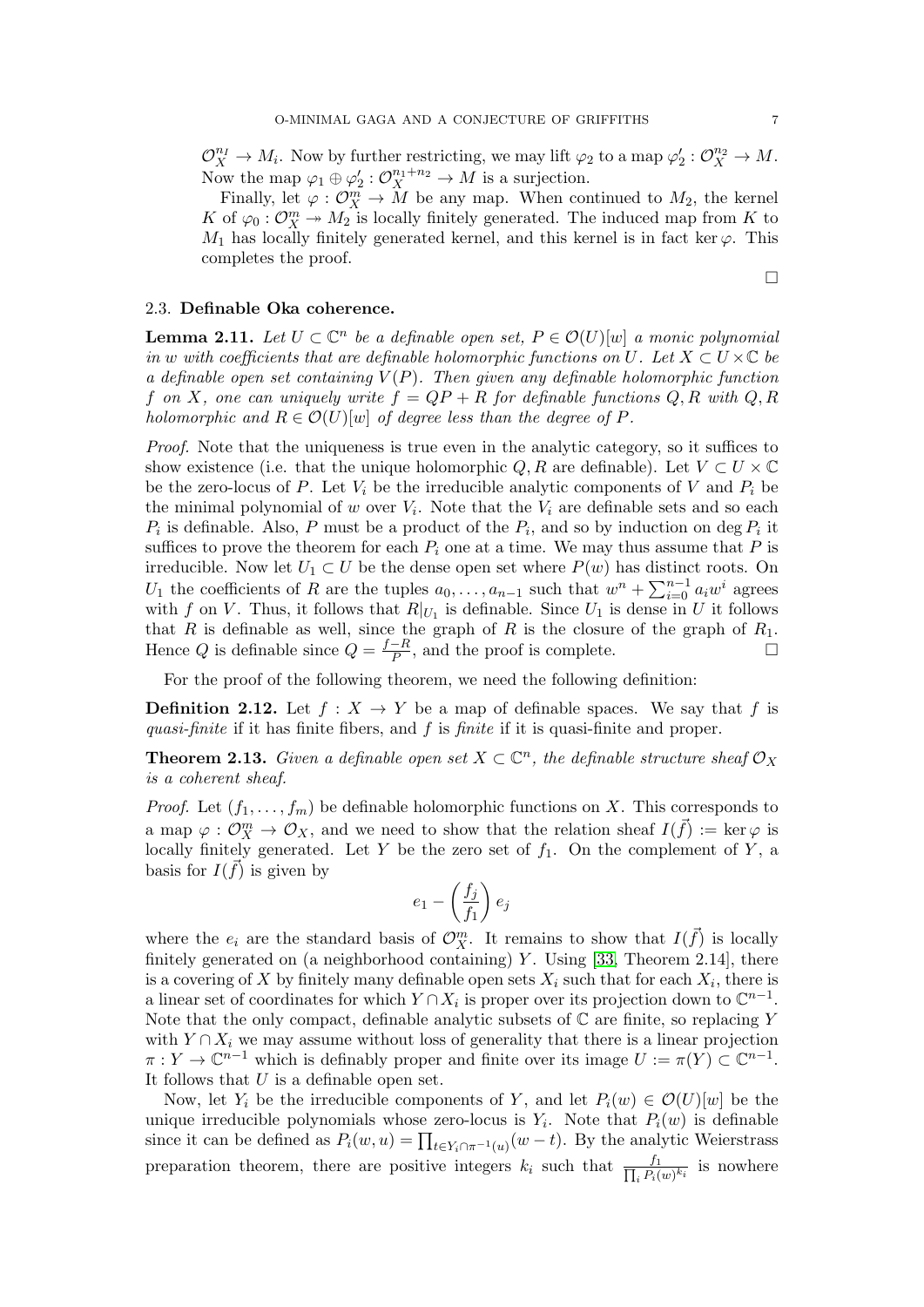$\mathcal{O}_X^{n_1} \to M_i$. Now by further restricting, we may lift $\varphi_2$ to a map $\varphi_2' : \mathcal{O}_X^{n_2} \to M$. Now the map $\varphi_1 \oplus \varphi_2' : \mathcal{O}_X^{n_1+n_2} \to M$ is a surjection.

Finally, let $\varphi : \mathcal{O}_X^m \to M$ be any map. When continued to $M_2$, the kernel $K$ of $\varphi_0 : \mathcal{O}_X^m \twoheadrightarrow M_2$ is locally finitely generated. The induced map from $K$ to $M_1$ has locally finitely generated kernel, and this kernel is in fact $\ker \varphi$. This completes the proof.

□

### 2.3. Definable Oka coherence.

**Lemma 2.11.** *Let $U \subset \mathbb{C}^n$ be a definable open set, $P \in \mathcal{O}(U)[w]$ a monic polynomial in $w$ with coefficients that are definable holomorphic functions on $U$. Let $X \subset U \times \mathbb{C}$ be a definable open set containing $V(P)$. Then given any definable holomorphic function $f$ on $X$, one can uniquely write $f = QP + R$ for definable functions $Q, R$ with $Q, R$ holomorphic and $R \in \mathcal{O}(U)[w]$ of degree less than the degree of $P$.*

*Proof.* Note that the uniqueness is true even in the analytic category, so it suffices to show existence (i.e. that the unique holomorphic $Q, R$ are definable). Let $V \subset U \times \mathbb{C}$ be the zero-locus of $P$. Let $V_i$ be the irreducible analytic components of $V$ and $P_i$ be the minimal polynomial of $w$ over $V_i$. Note that the $V_i$ are definable sets and so each $P_i$ is definable. Also, $P$ must be a product of the $P_i$, and so by induction on $\deg P_i$ it suffices to prove the theorem for each $P_i$ one at a time. We may thus assume that $P$ is irreducible. Now let $U_1 \subset U$ be the dense open set where $P(w)$ has distinct roots. On $U_1$ the coefficients of $R$ are the tuples $a_0, \ldots, a_{n-1}$ such that $w^n + \sum_{i=0}^{n-1} a_i w^i$ agrees with $f$ on $V$. Thus, it follows that $R|_{U_1}$ is definable. Since $U_1$ is dense in $U$ it follows that $R$ is definable as well, since the graph of $R$ is the closure of the graph of $R_1$. Hence $Q$ is definable since $Q = \frac{f-R}{P}$, and the proof is complete. □

For the proof of the following theorem, we need the following definition:

**Definition 2.12.** Let $f : X \to Y$ be a map of definable spaces. We say that $f$ is *quasi-finite* if it has finite fibers, and $f$ is *finite* if it is quasi-finite and proper.

**Theorem 2.13.** *Given a definable open set $X \subset \mathbb{C}^n$, the definable structure sheaf $\mathcal{O}_X$ is a coherent sheaf.*

*Proof.* Let $(f_1, \ldots, f_m)$ be definable holomorphic functions on $X$. This corresponds to a map $\varphi : \mathcal{O}_X^m \to \mathcal{O}_X$, and we need to show that the relation sheaf $I(\vec{f}) := \ker \varphi$ is locally finitely generated. Let $Y$ be the zero set of $f_1$. On the complement of $Y$, a basis for $I(\vec{f})$ is given by

$$e_1 - \left(\frac{f_j}{f_1}\right) e_j$$

where the $e_i$ are the standard basis of $\mathcal{O}_X^m$. It remains to show that $I(\vec{f})$ is locally finitely generated on (a neighborhood containing) $Y$. Using [33, Theorem 2.14], there is a covering of $X$ by finitely many definable open sets $X_i$ such that for each $X_i$, there is a linear set of coordinates for which $Y \cap X_i$ is proper over its projection down to $\mathbb{C}^{n-1}$. Note that the only compact, definable analytic subsets of $\mathbb{C}$ are finite, so replacing $Y$ with $Y \cap X_i$ we may assume without loss of generality that there is a linear projection $\pi : Y \to \mathbb{C}^{n-1}$ which is definably proper and finite over its image $U := \pi(Y) \subset \mathbb{C}^{n-1}$. It follows that $U$ is a definable open set.

Now, let $Y_i$ be the irreducible components of $Y$, and let $P_i(w) \in \mathcal{O}(U)[w]$ be the unique irreducible polynomials whose zero-locus is $Y_i$. Note that $P_i(w)$ is definable since it can be defined as $P_i(w, u) = \prod_{t \in Y_i \cap \pi^{-1}(u)} (w - t)$. By the analytic Weierstrass preparation theorem, there are positive integers $k_i$ such that $\frac{f_1}{\prod_i P_i(w)^{k_i}}$ is nowhere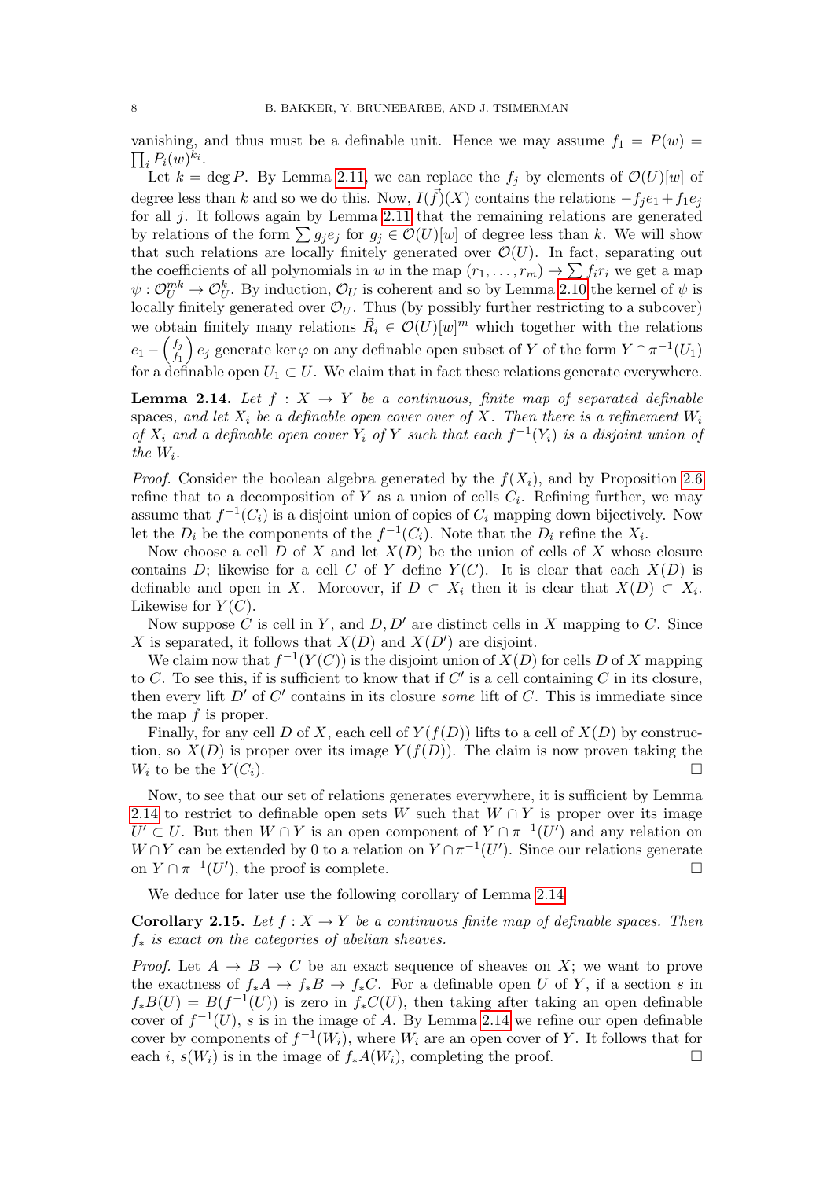vanishing, and thus must be a definable unit. Hence we may assume $f_1 = P(w) = \prod_i P_i(w)^{k_i}$.

Let $k = \deg P$. By Lemma 2.11, we can replace the $f_j$ by elements of $\mathcal{O}(U)[w]$ of degree less than $k$ and so we do this. Now, $I(\vec{f})(X)$ contains the relations $-f_j e_1 + f_1 e_j$ for all $j$. It follows again by Lemma 2.11 that the remaining relations are generated by relations of the form $\sum g_j e_j$ for $g_j \in \mathcal{O}(U)[w]$ of degree less than $k$. We will show that such relations are locally finitely generated over $\mathcal{O}(U)$. In fact, separating out the coefficients of all polynomials in $w$ in the map $(r_1, \ldots, r_m) \to \sum f_i r_i$ we get a map $\psi : \mathcal{O}_U^{mk} \to \mathcal{O}_U^k$. By induction, $\mathcal{O}_U$ is coherent and so by Lemma 2.10 the kernel of $\psi$ is locally finitely generated over $\mathcal{O}_U$. Thus (by possibly further restricting to a subcover) we obtain finitely many relations $\vec{R}_i \in \mathcal{O}(U)[w]^m$ which together with the relations $e_1 - \left(\frac{f_j}{f_1}\right) e_j$ generate $\ker \varphi$ on any definable open subset of $Y$ of the form $Y \cap \pi^{-1}(U_1)$ for a definable open $U_1 \subset U$. We claim that in fact these relations generate everywhere.

**Lemma 2.14.** *Let $f : X \to Y$ be a continuous, finite map of separated definable spaces, and let $X_i$ be a definable open cover over of $X$. Then there is a refinement $W_i$ of $X_i$ and a definable open cover $Y_i$ of $Y$ such that each $f^{-1}(Y_i)$ is a disjoint union of the $W_i$.*

*Proof.* Consider the boolean algebra generated by the $f(X_i)$, and by Proposition 2.6 refine that to a decomposition of $Y$ as a union of cells $C_i$. Refining further, we may assume that $f^{-1}(C_i)$ is a disjoint union of copies of $C_i$ mapping down bijectively. Now let the $D_i$ be the components of the $f^{-1}(C_i)$. Note that the $D_i$ refine the $X_i$.

Now choose a cell $D$ of $X$ and let $X(D)$ be the union of cells of $X$ whose closure contains $D$; likewise for a cell $C$ of $Y$ define $Y(C)$. It is clear that each $X(D)$ is definable and open in $X$. Moreover, if $D \subset X_i$ then it is clear that $X(D) \subset X_i$. Likewise for $Y(C)$.

Now suppose $C$ is cell in $Y$, and $D, D'$ are distinct cells in $X$ mapping to $C$. Since $X$ is separated, it follows that $X(D)$ and $X(D')$ are disjoint.

We claim now that $f^{-1}(Y(C))$ is the disjoint union of $X(D)$ for cells $D$ of $X$ mapping to $C$. To see this, if is sufficient to know that if $C'$ is a cell containing $C$ in its closure, then every lift $D'$ of $C'$ contains in its closure *some* lift of $C$. This is immediate since the map $f$ is proper.

Finally, for any cell $D$ of $X$, each cell of $Y(f(D))$ lifts to a cell of $X(D)$ by construction, so $X(D)$ is proper over its image $Y(f(D))$. The claim is now proven taking the $W_i$ to be the $Y(C_i)$. $\square$

Now, to see that our set of relations generates everywhere, it is sufficient by Lemma 2.14 to restrict to definable open sets $W$ such that $W \cap Y$ is proper over its image $U' \subset U$. But then $W \cap Y$ is an open component of $Y \cap \pi^{-1}(U')$ and any relation on $W \cap Y$ can be extended by 0 to a relation on $Y \cap \pi^{-1}(U')$. Since our relations generate on $Y \cap \pi^{-1}(U')$, the proof is complete. $\square$

We deduce for later use the following corollary of Lemma 2.14

**Corollary 2.15.** *Let $f : X \to Y$ be a continuous finite map of definable spaces. Then $f_*$ is exact on the categories of abelian sheaves.*

*Proof.* Let $A \to B \to C$ be an exact sequence of sheaves on $X$; we want to prove the exactness of $f_*A \to f_*B \to f_*C$. For a definable open $U$ of $Y$, if a section $s$ in $f_*B(U) = B(f^{-1}(U))$ is zero in $f_*C(U)$, then taking after taking an open definable cover of $f^{-1}(U)$, $s$ is in the image of $A$. By Lemma 2.14 we refine our open definable cover by components of $f^{-1}(W_i)$, where $W_i$ are an open cover of $Y$. It follows that for each $i$, $s(W_i)$ is in the image of $f_*A(W_i)$, completing the proof. $\square$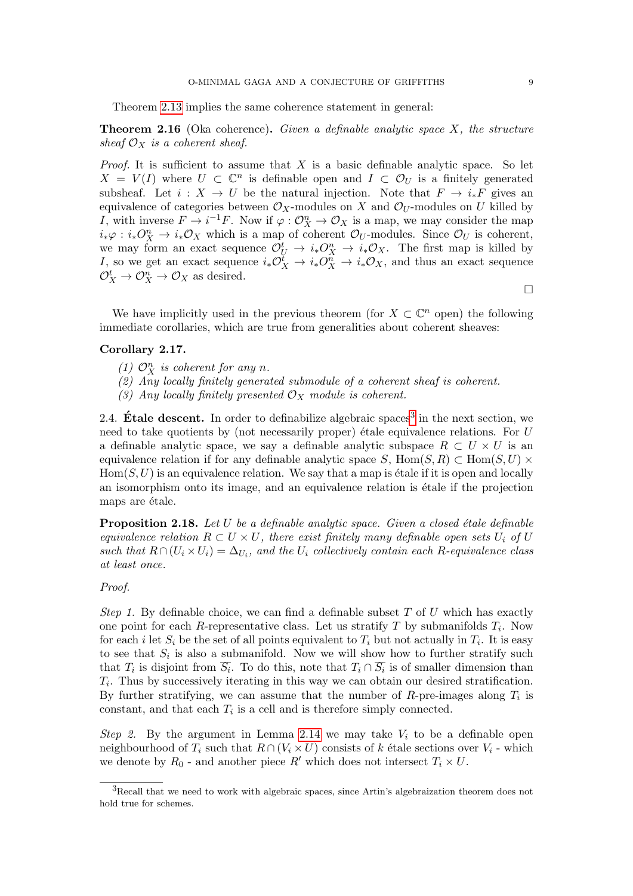Theorem 2.13 implies the same coherence statement in general:

**Theorem 2.16** (Oka coherence)**.** *Given a definable analytic space $X$, the structure sheaf $\mathcal{O}_X$ is a coherent sheaf.*

*Proof.* It is sufficient to assume that $X$ is a basic definable analytic space. So let $X = V(I)$ where $U \subset \mathbb{C}^n$ is definable open and $I \subset \mathcal{O}_U$ is a finitely generated subsheaf. Let $i : X \to U$ be the natural injection. Note that $F \to i_*F$ gives an equivalence of categories between $\mathcal{O}_X$-modules on $X$ and $\mathcal{O}_U$-modules on $U$ killed by $I$, with inverse $F \to i^{-1}F$. Now if $\varphi : \mathcal{O}_X^n \to \mathcal{O}_X$ is a map, we may consider the map $i_*\varphi : i_*O_X^n \to i_*\mathcal{O}_X$ which is a map of coherent $\mathcal{O}_U$-modules. Since $\mathcal{O}_U$ is coherent, we may form an exact sequence $\mathcal{O}_U^t \to i_*O_X^n \to i_*\mathcal{O}_X$. The first map is killed by $I$, so we get an exact sequence $i_*\mathcal{O}_X^t \to i_*O_X^n \to i_*\mathcal{O}_X$, and thus an exact sequence $\mathcal{O}_X^t \to \mathcal{O}_X^n \to \mathcal{O}_X$ as desired.

∎

We have implicitly used in the previous theorem (for $X \subset \mathbb{C}^n$ open) the following immediate corollaries, which are true from generalities about coherent sheaves:

**Corollary 2.17.**

*(1) $\mathcal{O}_X^n$ is coherent for any $n$.*
*(2) Any locally finitely generated submodule of a coherent sheaf is coherent.*
*(3) Any locally finitely presented $\mathcal{O}_X$ module is coherent.*

2.4. **Étale descent.** In order to definabilize algebraic spaces[3] in the next section, we need to take quotients by (not necessarily proper) étale equivalence relations. For $U$ a definable analytic space, we say a definable analytic subspace $R \subset U \times U$ is an equivalence relation if for any definable analytic space $S$, $\mathrm{Hom}(S, R) \subset \mathrm{Hom}(S, U) \times \mathrm{Hom}(S, U)$ is an equivalence relation. We say that a map is étale if it is open and locally an isomorphism onto its image, and an equivalence relation is étale if the projection maps are étale.

**Proposition 2.18.** *Let $U$ be a definable analytic space. Given a closed étale definable equivalence relation $R \subset U \times U$, there exist finitely many definable open sets $U_i$ of $U$ such that $R \cap (U_i \times U_i) = \Delta_{U_i}$, and the $U_i$ collectively contain each $R$-equivalence class at least once.*

*Proof.*

*Step 1.* By definable choice, we can find a definable subset $T$ of $U$ which has exactly one point for each $R$-representative class. Let us stratify $T$ by submanifolds $T_i$. Now for each $i$ let $S_i$ be the set of all points equivalent to $T_i$ but not actually in $T_i$. It is easy to see that $S_i$ is also a submanifold. Now we will show how to further stratify such that $T_i$ is disjoint from $\overline{S_i}$. To do this, note that $T_i \cap \overline{S_i}$ is of smaller dimension than $T_i$. Thus by successively iterating in this way we can obtain our desired stratification. By further stratifying, we can assume that the number of $R$-pre-images along $T_i$ is constant, and that each $T_i$ is a cell and is therefore simply connected.

*Step 2.* By the argument in Lemma 2.14 we may take $V_i$ to be a definable open neighbourhood of $T_i$ such that $R \cap (V_i \times U)$ consists of $k$ étale sections over $V_i$ - which we denote by $R_0$ - and another piece $R'$ which does not intersect $T_i \times U$.

[3] Recall that we need to work with algebraic spaces, since Artin's algebraization theorem does not hold true for schemes.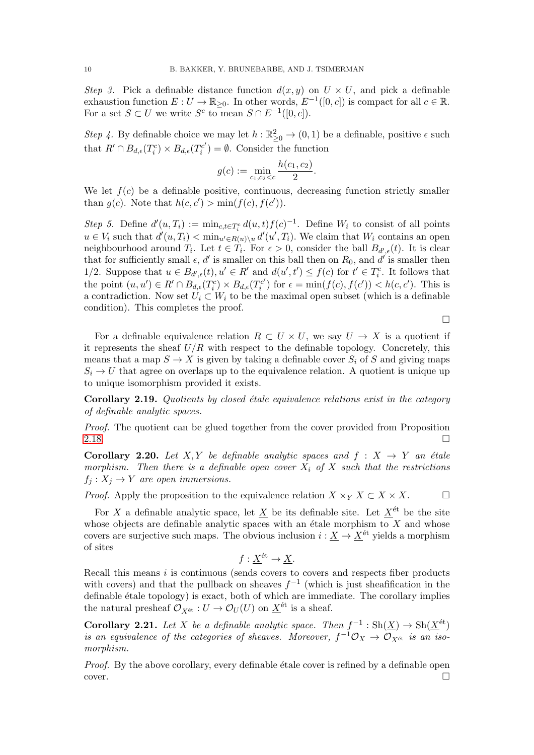*Step 3.* Pick a definable distance function $d(x, y)$ on $U \times U$, and pick a definable exhaustion function $E : U \to \mathbb{R}_{\geq 0}$. In other words, $E^{-1}([0, c])$ is compact for all $c \in \mathbb{R}$. For a set $S \subset U$ we write $S^c$ to mean $S \cap E^{-1}([0, c])$.

*Step 4.* By definable choice we may let $h : \mathbb{R}^2_{\geq 0} \to (0, 1)$ be a definable, positive $\epsilon$ such that $R' \cap B_{d,\epsilon}(T_i^c) \times B_{d,\epsilon}(T_i^{c'}) = \emptyset$. Consider the function

$$g(c) := \min_{c_1, c_2 < c} \frac{h(c_1, c_2)}{2}.$$

We let $f(c)$ be a definable positive, continuous, decreasing function strictly smaller than $g(c)$. Note that $h(c, c') > \min(f(c), f(c'))$.

*Step 5.* Define $d'(u, T_i) := \min_{c, t \in T_i^c} d(u, t) f(c)^{-1}$. Define $W_i$ to consist of all points $u \in V_i$ such that $d'(u, T_i) < \min_{u' \in R(u) \setminus u} d'(u', T_i)$. We claim that $W_i$ contains an open neighbourhood around $T_i$. Let $t \in T_i$. For $\epsilon > 0$, consider the ball $B_{d',\epsilon}(t)$. It is clear that for sufficiently small $\epsilon$, $d'$ is smaller on this ball then on $R_0$, and $d'$ is smaller then $1/2$. Suppose that $u \in B_{d',\epsilon}(t), u' \in R'$ and $d(u', t') \leq f(c)$ for $t' \in T_i^c$. It follows that the point $(u, u') \in R' \cap B_{d,\epsilon}(T_i^c) \times B_{d,\epsilon}(T_i^{c'})$ for $\epsilon = \min(f(c), f(c')) < h(c, c')$. This is a contradiction. Now set $U_i \subset W_i$ to be the maximal open subset (which is a definable condition). This completes the proof.

∎

For a definable equivalence relation $R \subset U \times U$, we say $U \to X$ is a quotient if it represents the sheaf $U/R$ with respect to the definable topology. Concretely, this means that a map $S \to X$ is given by taking a definable cover $S_i$ of $S$ and giving maps $S_i \to U$ that agree on overlaps up to the equivalence relation. A quotient is unique up to unique isomorphism provided it exists.

**Corollary 2.19.** *Quotients by closed étale equivalence relations exist in the category of definable analytic spaces.*

*Proof.* The quotient can be glued together from the cover provided from Proposition 2.18. ∎

**Corollary 2.20.** *Let $X, Y$ be definable analytic spaces and $f : X \to Y$ an étale morphism. Then there is a definable open cover $X_i$ of $X$ such that the restrictions $f_j : X_j \to Y$ are open immersions.*

*Proof.* Apply the proposition to the equivalence relation $X \times_Y X \subset X \times X$. ∎

For $X$ a definable analytic space, let $\underline{X}$ be its definable site. Let $\underline{X}^{\text{ét}}$ be the site whose objects are definable analytic spaces with an étale morphism to $X$ and whose covers are surjective such maps. The obvious inclusion $i : \underline{X} \to \underline{X}^{\text{ét}}$ yields a morphism of sites

$$f : \underline{X}^{\text{ét}} \to \underline{X}.$$

Recall this means $i$ is continuous (sends covers to covers and respects fiber products with covers) and that the pullback on sheaves $f^{-1}$ (which is just sheafification in the definable étale topology) is exact, both of which are immediate. The corollary implies the natural presheaf $\mathcal{O}_{X^{\text{ét}}} : U \to \mathcal{O}_U(U)$ on $\underline{X}^{\text{ét}}$ is a sheaf.

**Corollary 2.21.** *Let $X$ be a definable analytic space. Then $f^{-1} : \text{Sh}(\underline{X}) \to \text{Sh}(\underline{X}^{\text{ét}})$ is an equivalence of the categories of sheaves. Moreover, $f^{-1}\mathcal{O}_X \to \mathcal{O}_{X^{\text{ét}}}$ is an isomorphism.*

*Proof.* By the above corollary, every definable étale cover is refined by a definable open cover. ∎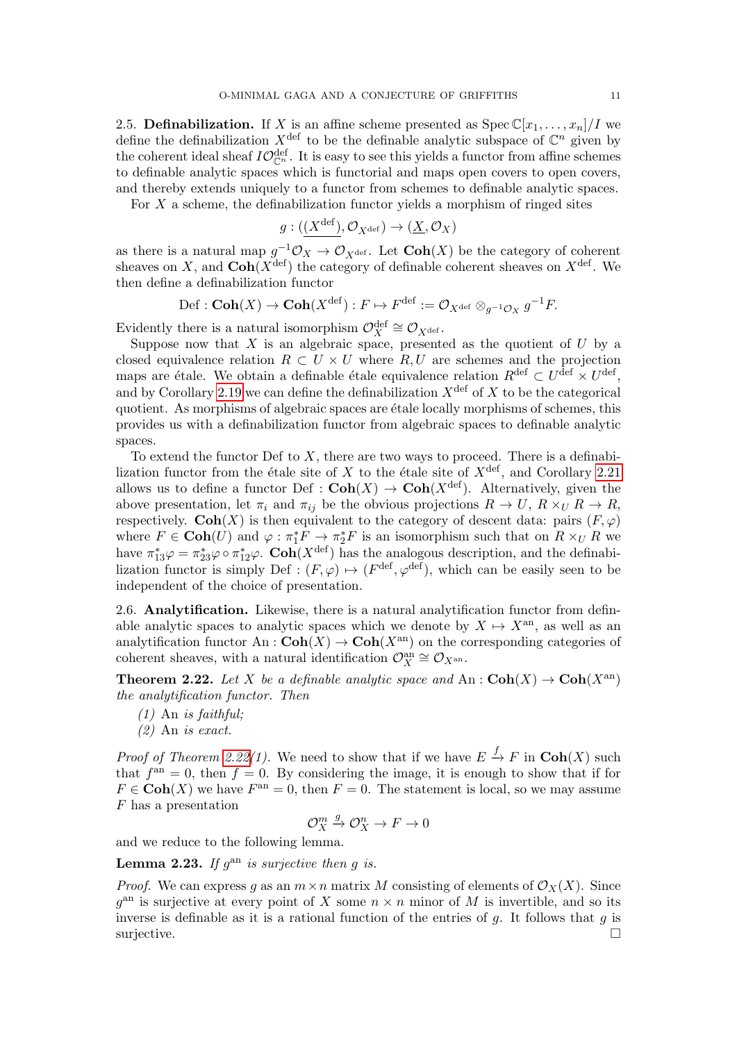**2.5. Definabilization.** If $X$ is an affine scheme presented as $\operatorname{Spec}\mathbb{C}[x_1,\ldots,x_n]/I$ we define the definabilization $X^{\mathrm{def}}$ to be the definable analytic subspace of $\mathbb{C}^n$ given by the coherent ideal sheaf $I\mathcal{O}^{\mathrm{def}}_{\mathbb{C}^n}$. It is easy to see this yields a functor from affine schemes to definable analytic spaces which is functorial and maps open covers to open covers, and thereby extends uniquely to a functor from schemes to definable analytic spaces.

For $X$ a scheme, the definabilization functor yields a morphism of ringed sites

$$g : (\underline{(X^{\mathrm{def}})}, \mathcal{O}_{X^{\mathrm{def}}}) \to (\underline{X}, \mathcal{O}_X)$$

as there is a natural map $g^{-1}\mathcal{O}_X \to \mathcal{O}_{X^{\mathrm{def}}}$. Let $\mathbf{Coh}(X)$ be the category of coherent sheaves on $X$, and $\mathbf{Coh}(X^{\mathrm{def}})$ the category of definable coherent sheaves on $X^{\mathrm{def}}$. We then define a definabilization functor

$$\mathrm{Def} : \mathbf{Coh}(X) \to \mathbf{Coh}(X^{\mathrm{def}}) : F \mapsto F^{\mathrm{def}} := \mathcal{O}_{X^{\mathrm{def}}} \otimes_{g^{-1}\mathcal{O}_X} g^{-1}F.$$

Evidently there is a natural isomorphism $\mathcal{O}_X^{\mathrm{def}} \cong \mathcal{O}_{X^{\mathrm{def}}}$.

Suppose now that $X$ is an algebraic space, presented as the quotient of $U$ by a closed equivalence relation $R \subset U \times U$ where $R, U$ are schemes and the projection maps are étale. We obtain a definable étale equivalence relation $R^{\mathrm{def}} \subset U^{\mathrm{def}} \times U^{\mathrm{def}}$, and by Corollary 2.19 we can define the definabilization $X^{\mathrm{def}}$ of $X$ to be the categorical quotient. As morphisms of algebraic spaces are étale locally morphisms of schemes, this provides us with a definabilization functor from algebraic spaces to definable analytic spaces.

To extend the functor Def to $X$, there are two ways to proceed. There is a definabilization functor from the étale site of $X$ to the étale site of $X^{\mathrm{def}}$, and Corollary 2.21 allows us to define a functor $\mathrm{Def} : \mathbf{Coh}(X) \to \mathbf{Coh}(X^{\mathrm{def}})$. Alternatively, given the above presentation, let $\pi_i$ and $\pi_{ij}$ be the obvious projections $R \to U$, $R \times_U R \to R$, respectively. $\mathbf{Coh}(X)$ is then equivalent to the category of descent data: pairs $(F, \varphi)$ where $F \in \mathbf{Coh}(U)$ and $\varphi : \pi_1^* F \to \pi_2^* F$ is an isomorphism such that on $R \times_U R$ we have $\pi_{13}^*\varphi = \pi_{23}^*\varphi \circ \pi_{12}^*\varphi$. $\mathbf{Coh}(X^{\mathrm{def}})$ has the analogous description, and the definabilization functor is simply $\mathrm{Def} : (F, \varphi) \mapsto (F^{\mathrm{def}}, \varphi^{\mathrm{def}})$, which can be easily seen to be independent of the choice of presentation.

**2.6. Analytification.** Likewise, there is a natural analytification functor from definable analytic spaces to analytic spaces which we denote by $X \mapsto X^{\mathrm{an}}$, as well as an analytification functor $\mathrm{An} : \mathbf{Coh}(X) \to \mathbf{Coh}(X^{\mathrm{an}})$ on the corresponding categories of coherent sheaves, with a natural identification $\mathcal{O}_X^{\mathrm{an}} \cong \mathcal{O}_{X^{\mathrm{an}}}$.

**Theorem 2.22.** *Let $X$ be a definable analytic space and $\mathrm{An} : \mathbf{Coh}(X) \to \mathbf{Coh}(X^{\mathrm{an}})$ the analytification functor. Then*

*(1)* An *is faithful;*

*(2)* An *is exact.*

*Proof of Theorem 2.22(1).* We need to show that if we have $E \xrightarrow{f} F$ in $\mathbf{Coh}(X)$ such that $f^{\mathrm{an}} = 0$, then $f = 0$. By considering the image, it is enough to show that if for $F \in \mathbf{Coh}(X)$ we have $F^{\mathrm{an}} = 0$, then $F = 0$. The statement is local, so we may assume $F$ has a presentation

$$\mathcal{O}_X^m \xrightarrow{g} \mathcal{O}_X^n \to F \to 0$$

and we reduce to the following lemma.

**Lemma 2.23.** *If $g^{\mathrm{an}}$ is surjective then $g$ is.*

*Proof.* We can express $g$ as an $m \times n$ matrix $M$ consisting of elements of $\mathcal{O}_X(X)$. Since $g^{\mathrm{an}}$ is surjective at every point of $X$ some $n \times n$ minor of $M$ is invertible, and so its inverse is definable as it is a rational function of the entries of $g$. It follows that $g$ is surjective. □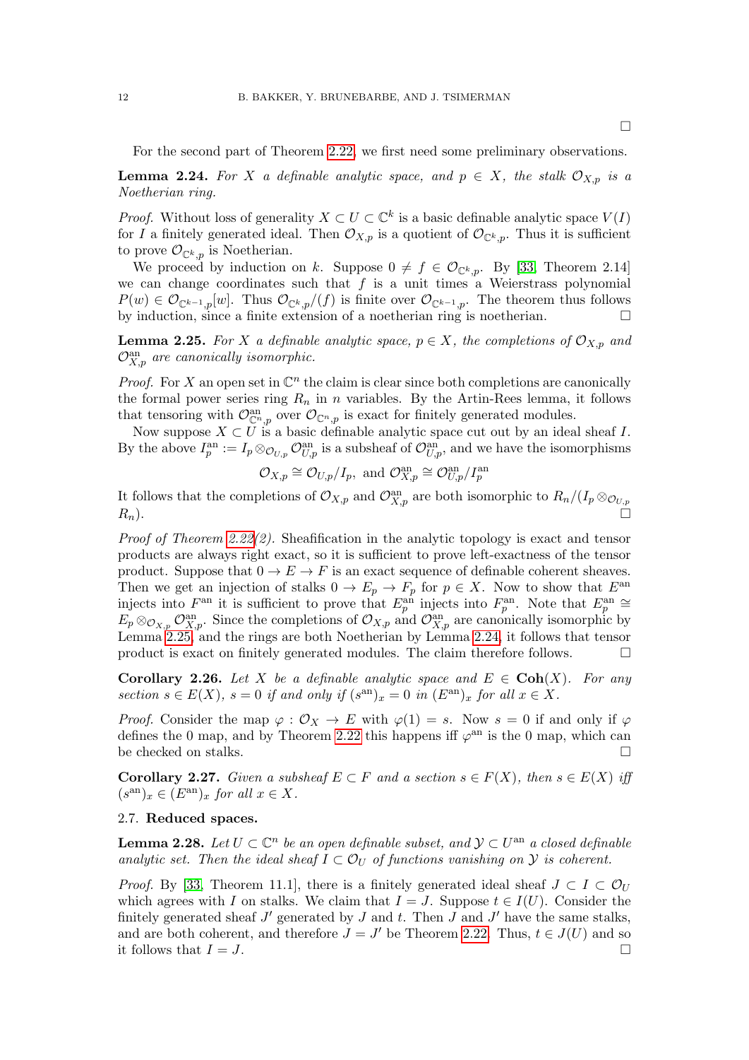□

For the second part of Theorem 2.22, we first need some preliminary observations.

**Lemma 2.24.** *For $X$ a definable analytic space, and $p \in X$, the stalk $\mathcal{O}_{X,p}$ is a Noetherian ring.*

*Proof.* Without loss of generality $X \subset U \subset \mathbb{C}^k$ is a basic definable analytic space $V(I)$ for $I$ a finitely generated ideal. Then $\mathcal{O}_{X,p}$ is a quotient of $\mathcal{O}_{\mathbb{C}^k,p}$. Thus it is sufficient to prove $\mathcal{O}_{\mathbb{C}^k,p}$ is Noetherian.

We proceed by induction on $k$. Suppose $0 \neq f \in \mathcal{O}_{\mathbb{C}^k,p}$. By [33, Theorem 2.14] we can change coordinates such that $f$ is a unit times a Weierstrass polynomial $P(w) \in \mathcal{O}_{\mathbb{C}^{k-1},p}[w]$. Thus $\mathcal{O}_{\mathbb{C}^k,p}/(f)$ is finite over $\mathcal{O}_{\mathbb{C}^{k-1},p}$. The theorem thus follows by induction, since a finite extension of a noetherian ring is noetherian. □

**Lemma 2.25.** *For $X$ a definable analytic space, $p \in X$, the completions of $\mathcal{O}_{X,p}$ and $\mathcal{O}^{\mathrm{an}}_{X,p}$ are canonically isomorphic.*

*Proof.* For $X$ an open set in $\mathbb{C}^n$ the claim is clear since both completions are canonically the formal power series ring $R_n$ in $n$ variables. By the Artin-Rees lemma, it follows that tensoring with $\mathcal{O}^{\mathrm{an}}_{\mathbb{C}^n,p}$ over $\mathcal{O}_{\mathbb{C}^n,p}$ is exact for finitely generated modules.

Now suppose $X \subset U$ is a basic definable analytic space cut out by an ideal sheaf $I$. By the above $I^{\mathrm{an}}_p := I_p \otimes_{\mathcal{O}_{U,p}} \mathcal{O}^{\mathrm{an}}_{U,p}$ is a subsheaf of $\mathcal{O}^{\mathrm{an}}_{U,p}$, and we have the isomorphisms

$$\mathcal{O}_{X,p} \cong \mathcal{O}_{U,p}/I_p, \text{ and } \mathcal{O}^{\mathrm{an}}_{X,p} \cong \mathcal{O}^{\mathrm{an}}_{U,p}/I^{\mathrm{an}}_p$$

It follows that the completions of $\mathcal{O}_{X,p}$ and $\mathcal{O}^{\mathrm{an}}_{X,p}$ are both isomorphic to $R_n/(I_p \otimes_{\mathcal{O}_{U,p}} R_n)$. □

*Proof of Theorem 2.22(2).* Sheafification in the analytic topology is exact and tensor products are always right exact, so it is sufficient to prove left-exactness of the tensor product. Suppose that $0 \to E \to F$ is an exact sequence of definable coherent sheaves. Then we get an injection of stalks $0 \to E_p \to F_p$ for $p \in X$. Now to show that $E^{\mathrm{an}}$ injects into $F^{\mathrm{an}}$ it is sufficient to prove that $E^{\mathrm{an}}_p$ injects into $F^{\mathrm{an}}_p$. Note that $E^{\mathrm{an}}_p \cong E_p \otimes_{\mathcal{O}_{X,p}} \mathcal{O}^{\mathrm{an}}_{X,p}$. Since the completions of $\mathcal{O}_{X,p}$ and $\mathcal{O}^{\mathrm{an}}_{X,p}$ are canonically isomorphic by Lemma 2.25, and the rings are both Noetherian by Lemma 2.24, it follows that tensor product is exact on finitely generated modules. The claim therefore follows. □

**Corollary 2.26.** *Let $X$ be a definable analytic space and $E \in \mathbf{Coh}(X)$. For any section $s \in E(X)$, $s = 0$ if and only if $(s^{\mathrm{an}})_x = 0$ in $(E^{\mathrm{an}})_x$ for all $x \in X$.*

*Proof.* Consider the map $\varphi : \mathcal{O}_X \to E$ with $\varphi(1) = s$. Now $s = 0$ if and only if $\varphi$ defines the 0 map, and by Theorem 2.22 this happens iff $\varphi^{\mathrm{an}}$ is the 0 map, which can be checked on stalks. □

**Corollary 2.27.** *Given a subsheaf $E \subset F$ and a section $s \in F(X)$, then $s \in E(X)$ iff $(s^{\mathrm{an}})_x \in (E^{\mathrm{an}})_x$ for all $x \in X$.*

### 2.7. Reduced spaces.

**Lemma 2.28.** *Let $U \subset \mathbb{C}^n$ be an open definable subset, and $\mathcal{Y} \subset U^{\mathrm{an}}$ a closed definable analytic set. Then the ideal sheaf $I \subset \mathcal{O}_U$ of functions vanishing on $\mathcal{Y}$ is coherent.*

*Proof.* By [33, Theorem 11.1], there is a finitely generated ideal sheaf $J \subset I \subset \mathcal{O}_U$ which agrees with $I$ on stalks. We claim that $I = J$. Suppose $t \in I(U)$. Consider the finitely generated sheaf $J'$ generated by $J$ and $t$. Then $J$ and $J'$ have the same stalks, and are both coherent, and therefore $J = J'$ be Theorem 2.22. Thus, $t \in J(U)$ and so it follows that $I = J$. □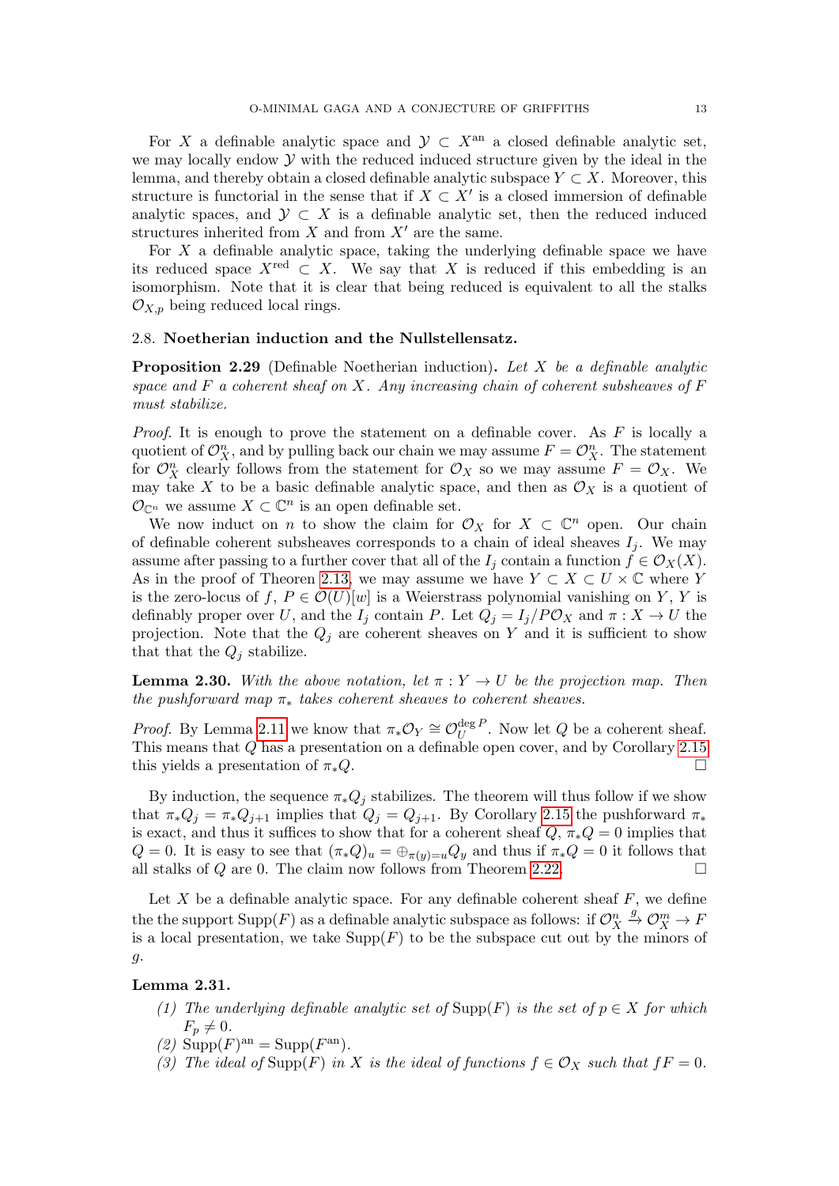For $X$ a definable analytic space and $\mathcal{Y} \subset X^{\mathrm{an}}$ a closed definable analytic set, we may locally endow $\mathcal{Y}$ with the reduced induced structure given by the ideal in the lemma, and thereby obtain a closed definable analytic subspace $Y \subset X$. Moreover, this structure is functorial in the sense that if $X \subset X'$ is a closed immersion of definable analytic spaces, and $\mathcal{Y} \subset X$ is a definable analytic set, then the reduced induced structures inherited from $X$ and from $X'$ are the same.

For $X$ a definable analytic space, taking the underlying definable space we have its reduced space $X^{\mathrm{red}} \subset X$. We say that $X$ is reduced if this embedding is an isomorphism. Note that it is clear that being reduced is equivalent to all the stalks $\mathcal{O}_{X,p}$ being reduced local rings.

### 2.8. Noetherian induction and the Nullstellensatz.

**Proposition 2.29** (Definable Noetherian induction)**.** *Let $X$ be a definable analytic space and $F$ a coherent sheaf on $X$. Any increasing chain of coherent subsheaves of $F$ must stabilize.*

*Proof.* It is enough to prove the statement on a definable cover. As $F$ is locally a quotient of $\mathcal{O}_X^n$, and by pulling back our chain we may assume $F = \mathcal{O}_X^n$. The statement for $\mathcal{O}_X^n$ clearly follows from the statement for $\mathcal{O}_X$ so we may assume $F = \mathcal{O}_X$. We may take $X$ to be a basic definable analytic space, and then as $\mathcal{O}_X$ is a quotient of $\mathcal{O}_{\mathbb{C}^n}$ we assume $X \subset \mathbb{C}^n$ is an open definable set.

We now induct on $n$ to show the claim for $\mathcal{O}_X$ for $X \subset \mathbb{C}^n$ open. Our chain of definable coherent subsheaves corresponds to a chain of ideal sheaves $I_j$. We may assume after passing to a further cover that all of the $I_j$ contain a function $f \in \mathcal{O}_X(X)$. As in the proof of Theoren 2.13, we may assume we have $Y \subset X \subset U \times \mathbb{C}$ where $Y$ is the zero-locus of $f$, $P \in \mathcal{O}(U)[w]$ is a Weierstrass polynomial vanishing on $Y$, $Y$ is definably proper over $U$, and the $I_j$ contain $P$. Let $Q_j = I_j/P\mathcal{O}_X$ and $\pi : X \to U$ the projection. Note that the $Q_j$ are coherent sheaves on $Y$ and it is sufficient to show that that the $Q_j$ stabilize.

**Lemma 2.30.** *With the above notation, let $\pi : Y \to U$ be the projection map. Then the pushforward map $\pi_*$ takes coherent sheaves to coherent sheaves.*

*Proof.* By Lemma 2.11 we know that $\pi_*\mathcal{O}_Y \cong \mathcal{O}_U^{\deg P}$. Now let $Q$ be a coherent sheaf. This means that $Q$ has a presentation on a definable open cover, and by Corollary 2.15 this yields a presentation of $\pi_*Q$. $\square$

By induction, the sequence $\pi_*Q_j$ stabilizes. The theorem will thus follow if we show that $\pi_*Q_j = \pi_*Q_{j+1}$ implies that $Q_j = Q_{j+1}$. By Corollary 2.15 the pushforward $\pi_*$ is exact, and thus it suffices to show that for a coherent sheaf $Q$, $\pi_*Q = 0$ implies that $Q = 0$. It is easy to see that $(\pi_*Q)_u = \oplus_{\pi(y)=u} Q_y$ and thus if $\pi_*Q = 0$ it follows that all stalks of $Q$ are 0. The claim now follows from Theorem 2.22. $\square$

Let $X$ be a definable analytic space. For any definable coherent sheaf $F$, we define the the support $\mathrm{Supp}(F)$ as a definable analytic subspace as follows: if $\mathcal{O}_X^n \xrightarrow{g} \mathcal{O}_X^m \to F$ is a local presentation, we take $\mathrm{Supp}(F)$ to be the subspace cut out by the minors of $g$.

**Lemma 2.31.**

1. *The underlying definable analytic set of $\mathrm{Supp}(F)$ is the set of $p \in X$ for which $F_p \neq 0$.*
2. *$\mathrm{Supp}(F)^{\mathrm{an}} = \mathrm{Supp}(F^{\mathrm{an}})$.*
3. *The ideal of $\mathrm{Supp}(F)$ in $X$ is the ideal of functions $f \in \mathcal{O}_X$ such that $fF = 0$.*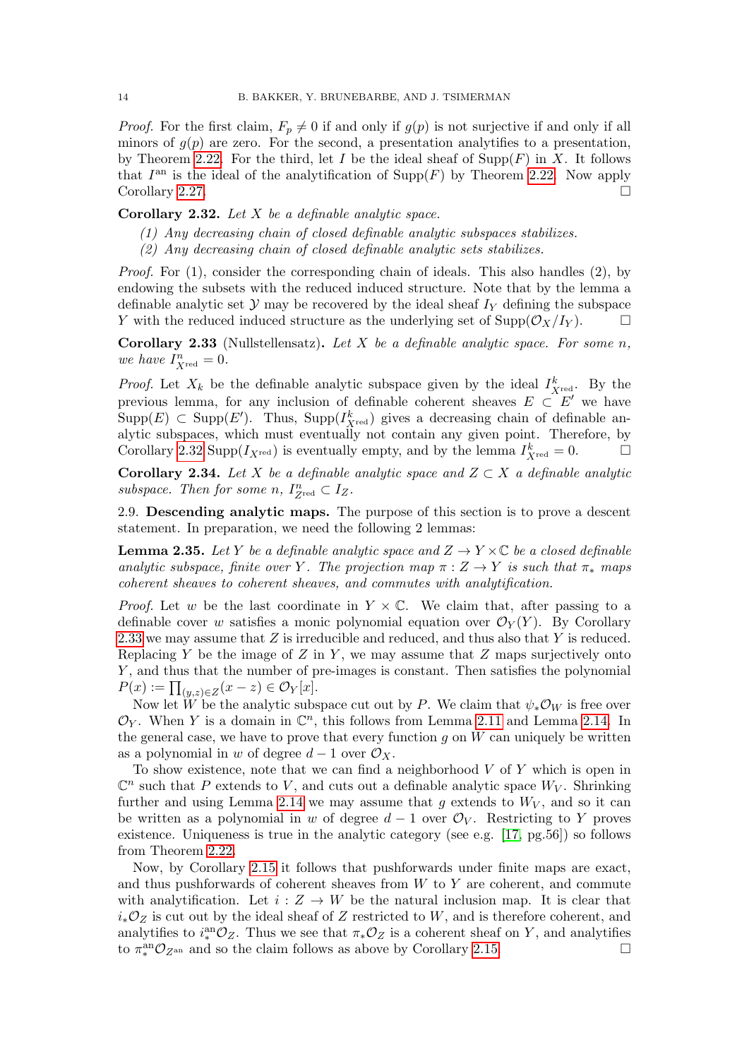*Proof.* For the first claim, $F_p \neq 0$ if and only if $g(p)$ is not surjective if and only if all minors of $g(p)$ are zero. For the second, a presentation analytifies to a presentation, by Theorem 2.22. For the third, let $I$ be the ideal sheaf of $\mathrm{Supp}(F)$ in $X$. It follows that $I^{\mathrm{an}}$ is the ideal of the analytification of $\mathrm{Supp}(F)$ by Theorem 2.22. Now apply Corollary 2.27. □

**Corollary 2.32.** *Let $X$ be a definable analytic space.*

*(1) Any decreasing chain of closed definable analytic subspaces stabilizes.*
*(2) Any decreasing chain of closed definable analytic sets stabilizes.*

*Proof.* For (1), consider the corresponding chain of ideals. This also handles (2), by endowing the subsets with the reduced induced structure. Note that by the lemma a definable analytic set $\mathcal{Y}$ may be recovered by the ideal sheaf $I_Y$ defining the subspace $Y$ with the reduced induced structure as the underlying set of $\mathrm{Supp}(\mathcal{O}_X/I_Y)$. □

**Corollary 2.33** (Nullstellensatz)**.** *Let $X$ be a definable analytic space. For some $n$, we have $I^n_{X^{\mathrm{red}}} = 0$.*

*Proof.* Let $X_k$ be the definable analytic subspace given by the ideal $I^k_{X^{\mathrm{red}}}$. By the previous lemma, for any inclusion of definable coherent sheaves $E \subset E'$ we have $\mathrm{Supp}(E) \subset \mathrm{Supp}(E')$. Thus, $\mathrm{Supp}(I^k_{X^{\mathrm{red}}})$ gives a decreasing chain of definable analytic subspaces, which must eventually not contain any given point. Therefore, by Corollary 2.32 $\mathrm{Supp}(I_{X^{\mathrm{red}}})$ is eventually empty, and by the lemma $I^k_{X^{\mathrm{red}}} = 0$. □

**Corollary 2.34.** *Let $X$ be a definable analytic space and $Z \subset X$ a definable analytic subspace. Then for some $n$, $I^n_{Z^{\mathrm{red}}} \subset I_Z$.*

## 2.9. Descending analytic maps.

The purpose of this section is to prove a descent statement. In preparation, we need the following 2 lemmas:

**Lemma 2.35.** *Let $Y$ be a definable analytic space and $Z \to Y \times \mathbb{C}$ be a closed definable analytic subspace, finite over $Y$. The projection map $\pi : Z \to Y$ is such that $\pi_*$ maps coherent sheaves to coherent sheaves, and commutes with analytification.*

*Proof.* Let $w$ be the last coordinate in $Y \times \mathbb{C}$. We claim that, after passing to a definable cover $w$ satisfies a monic polynomial equation over $\mathcal{O}_Y(Y)$. By Corollary 2.33 we may assume that $Z$ is irreducible and reduced, and thus also that $Y$ is reduced. Replacing $Y$ be the image of $Z$ in $Y$, we may assume that $Z$ maps surjectively onto $Y$, and thus that the number of pre-images is constant. Then satisfies the polynomial $P(x) := \prod_{(y,z)\in Z}(x - z) \in \mathcal{O}_Y[x]$.

Now let $W$ be the analytic subspace cut out by $P$. We claim that $\psi_*\mathcal{O}_W$ is free over $\mathcal{O}_Y$. When $Y$ is a domain in $\mathbb{C}^n$, this follows from Lemma 2.11 and Lemma 2.14. In the general case, we have to prove that every function $g$ on $W$ can uniquely be written as a polynomial in $w$ of degree $d-1$ over $\mathcal{O}_X$.

To show existence, note that we can find a neighborhood $V$ of $Y$ which is open in $\mathbb{C}^n$ such that $P$ extends to $V$, and cuts out a definable analytic space $W_V$. Shrinking further and using Lemma 2.14 we may assume that $g$ extends to $W_V$, and so it can be written as a polynomial in $w$ of degree $d-1$ over $\mathcal{O}_V$. Restricting to $Y$ proves existence. Uniqueness is true in the analytic category (see e.g. [17, pg.56]) so follows from Theorem 2.22.

Now, by Corollary 2.15 it follows that pushforwards under finite maps are exact, and thus pushforwards of coherent sheaves from $W$ to $Y$ are coherent, and commute with analytification. Let $i : Z \to W$ be the natural inclusion map. It is clear that $i_*\mathcal{O}_Z$ is cut out by the ideal sheaf of $Z$ restricted to $W$, and is therefore coherent, and analytifies to $i^{\mathrm{an}}_*\mathcal{O}_Z$. Thus we see that $\pi_*\mathcal{O}_Z$ is a coherent sheaf on $Y$, and analytifies to $\pi^{\mathrm{an}}_*\mathcal{O}_{Z^{\mathrm{an}}}$ and so the claim follows as above by Corollary 2.15. □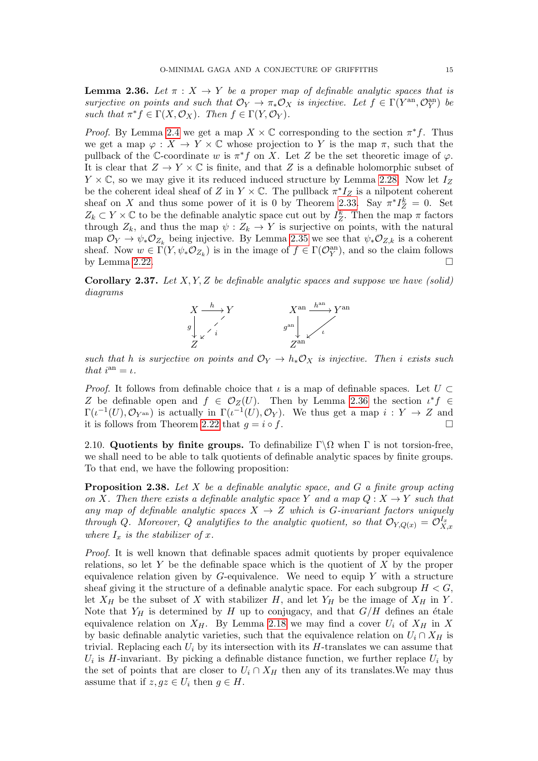**Lemma 2.36.** *Let $\pi : X \to Y$ be a proper map of definable analytic spaces that is surjective on points and such that $\mathcal{O}_Y \to \pi_*\mathcal{O}_X$ is injective. Let $f \in \Gamma(Y^{\mathrm{an}}, \mathcal{O}_Y^{\mathrm{an}})$ be such that $\pi^* f \in \Gamma(X, \mathcal{O}_X)$. Then $f \in \Gamma(Y, \mathcal{O}_Y)$.*

*Proof.* By Lemma 2.4 we get a map $X \times \mathbb{C}$ corresponding to the section $\pi^* f$. Thus we get a map $\varphi : X \to Y \times \mathbb{C}$ whose projection to $Y$ is the map $\pi$, such that the pullback of the $\mathbb{C}$-coordinate $w$ is $\pi^* f$ on $X$. Let $Z$ be the set theoretic image of $\varphi$. It is clear that $Z \to Y \times \mathbb{C}$ is finite, and that $Z$ is a definable holomorphic subset of $Y \times \mathbb{C}$, so we may give it its reduced induced structure by Lemma 2.28. Now let $I_Z$ be the coherent ideal sheaf of $Z$ in $Y \times \mathbb{C}$. The pullback $\pi^* I_Z$ is a nilpotent coherent sheaf on $X$ and thus some power of it is 0 by Theorem 2.33. Say $\pi^* I_Z^k = 0$. Set $Z_k \subset Y \times \mathbb{C}$ to be the definable analytic space cut out by $I_Z^k$. Then the map $\pi$ factors through $Z_k$, and thus the map $\psi : Z_k \to Y$ is surjective on points, with the natural map $\mathcal{O}_Y \to \psi_*\mathcal{O}_{Z_k}$ being injective. By Lemma 2.35 we see that $\psi_*\mathcal{O}_{Z,k}$ is a coherent sheaf. Now $w \in \Gamma(Y, \psi_*\mathcal{O}_{Z_k})$ is in the image of $f \in \Gamma(\mathcal{O}_Y^{\mathrm{an}})$, and so the claim follows by Lemma 2.22. $\square$

**Corollary 2.37.** *Let $X, Y, Z$ be definable analytic spaces and suppose we have (solid) diagrams*

$$
\begin{array}{ccc}
X & \xrightarrow{h} & Y \\
{\scriptstyle g}\downarrow & \swarrow{\scriptstyle i} & \\
Z & &
\end{array}
\qquad\qquad
\begin{array}{ccc}
X^{\mathrm{an}} & \xrightarrow{h^{\mathrm{an}}} & Y^{\mathrm{an}} \\
{\scriptstyle g^{\mathrm{an}}}\downarrow & \swarrow{\scriptstyle \iota} & \\
Z^{\mathrm{an}} & &
\end{array}
$$

*such that $h$ is surjective on points and $\mathcal{O}_Y \to h_*\mathcal{O}_X$ is injective. Then $i$ exists such that $i^{\mathrm{an}} = \iota$.*

*Proof.* It follows from definable choice that $\iota$ is a map of definable spaces. Let $U \subset Z$ be definable open and $f \in \mathcal{O}_Z(U)$. Then by Lemma 2.36 the section $\iota^* f \in \Gamma(\iota^{-1}(U), \mathcal{O}_{Y^{\mathrm{an}}})$ is actually in $\Gamma(\iota^{-1}(U), \mathcal{O}_Y)$. We thus get a map $i : Y \to Z$ and it is follows from Theorem 2.22 that $g = i \circ f$. $\square$

2.10. **Quotients by finite groups.** To definabilize $\Gamma\backslash\Omega$ when $\Gamma$ is not torsion-free, we shall need to be able to talk quotients of definable analytic spaces by finite groups. To that end, we have the following proposition:

**Proposition 2.38.** *Let $X$ be a definable analytic space, and $G$ a finite group acting on $X$. Then there exists a definable analytic space $Y$ and a map $Q : X \to Y$ such that any map of definable analytic spaces $X \to Z$ which is $G$-invariant factors uniquely through $Q$. Moreover, $Q$ analytifies to the analytic quotient, so that $\mathcal{O}_{Y,Q(x)} = \mathcal{O}_{X,x}^{I_x}$ where $I_x$ is the stabilizer of $x$.*

*Proof.* It is well known that definable spaces admit quotients by proper equivalence relations, so let $Y$ be the definable space which is the quotient of $X$ by the proper equivalence relation given by $G$-equivalence. We need to equip $Y$ with a structure sheaf giving it the structure of a definable analytic space. For each subgroup $H < G$, let $X_H$ be the subset of $X$ with stabilizer $H$, and let $Y_H$ be the image of $X_H$ in $Y$. Note that $Y_H$ is determined by $H$ up to conjugacy, and that $G/H$ defines an étale equivalence relation on $X_H$. By Lemma 2.18 we may find a cover $U_i$ of $X_H$ in $X$ by basic definable analytic varieties, such that the equivalence relation on $U_i \cap X_H$ is trivial. Replacing each $U_i$ by its intersection with its $H$-translates we can assume that $U_i$ is $H$-invariant. By picking a definable distance function, we further replace $U_i$ by the set of points that are closer to $U_i \cap X_H$ then any of its translates.We may thus assume that if $z, gz \in U_i$ then $g \in H$.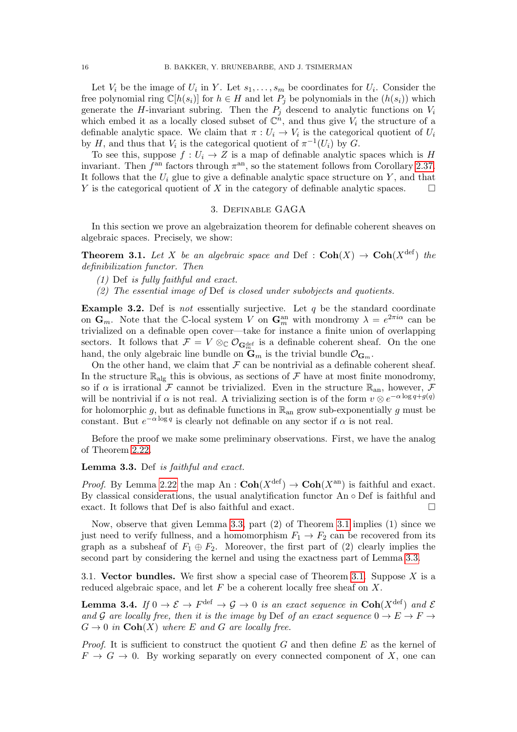Let $V_i$ be the image of $U_i$ in $Y$. Let $s_1, \ldots, s_m$ be coordinates for $U_i$. Consider the free polynomial ring $\mathbb{C}[h(s_i)]$ for $h \in H$ and let $P_j$ be polynomials in the $(h(s_i))$ which generate the $H$-invariant subring. Then the $P_j$ descend to analytic functions on $V_i$ which embed it as a locally closed subset of $\mathbb{C}^n$, and thus give $V_i$ the structure of a definable analytic space. We claim that $\pi : U_i \to V_i$ is the categorical quotient of $U_i$ by $H$, and thus that $V_i$ is the categorical quotient of $\pi^{-1}(U_i)$ by $G$.

To see this, suppose $f : U_i \to Z$ is a map of definable analytic spaces which is $H$ invariant. Then $f^{\mathrm{an}}$ factors through $\pi^{\mathrm{an}}$, so the statement follows from Corollary 2.37. It follows that the $U_i$ glue to give a definable analytic space structure on $Y$, and that $Y$ is the categorical quotient of $X$ in the category of definable analytic spaces. $\square$

## 3. Definable GAGA

In this section we prove an algebraization theorem for definable coherent sheaves on algebraic spaces. Precisely, we show:

**Theorem 3.1.** *Let $X$ be an algebraic space and $\mathrm{Def} : \mathbf{Coh}(X) \to \mathbf{Coh}(X^{\mathrm{def}})$ the definibilization functor. Then*

*(1) $\mathrm{Def}$ is fully faithful and exact.*

*(2) The essential image of $\mathrm{Def}$ is closed under subobjects and quotients.*

**Example 3.2.** Def is *not* essentially surjective. Let $q$ be the standard coordinate on $\mathbf{G}_m$. Note that the $\mathbb{C}$-local system $V$ on $\mathbf{G}_m^{\mathrm{an}}$ with mondromy $\lambda = e^{2\pi i \alpha}$ can be trivialized on a definable open cover—take for instance a finite union of overlapping sectors. It follows that $\mathcal{F} = V \otimes_{\mathbb{C}} \mathcal{O}_{\mathbf{G}_m^{\mathrm{def}}}$ is a definable coherent sheaf. On the one hand, the only algebraic line bundle on $\mathbf{G}_m$ is the trivial bundle $\mathcal{O}_{\mathbf{G}_m}$.

On the other hand, we claim that $\mathcal{F}$ can be nontrivial as a definable coherent sheaf. In the structure $\mathbb{R}_{\mathrm{alg}}$ this is obvious, as sections of $\mathcal{F}$ have at most finite monodromy, so if $\alpha$ is irrational $\mathcal{F}$ cannot be trivialized. Even in the structure $\mathbb{R}_{\mathrm{an}}$, however, $\mathcal{F}$ will be nontrivial if $\alpha$ is not real. A trivializing section is of the form $v \otimes e^{-\alpha \log q + g(q)}$ for holomorphic $g$, but as definable functions in $\mathbb{R}_{\mathrm{an}}$ grow sub-exponentially $g$ must be constant. But $e^{-\alpha \log q}$ is clearly not definable on any sector if $\alpha$ is not real.

Before the proof we make some preliminary observations. First, we have the analog of Theorem 2.22.

**Lemma 3.3.** *Def is faithful and exact.*

*Proof.* By Lemma 2.22 the map $\mathrm{An} : \mathbf{Coh}(X^{\mathrm{def}}) \to \mathbf{Coh}(X^{\mathrm{an}})$ is faithful and exact. By classical considerations, the usual analytification functor $\mathrm{An} \circ \mathrm{Def}$ is faithful and exact. It follows that Def is also faithful and exact. $\square$

Now, observe that given Lemma 3.3, part (2) of Theorem 3.1 implies (1) since we just need to verify fullness, and a homomorphism $F_1 \to F_2$ can be recovered from its graph as a subsheaf of $F_1 \oplus F_2$. Moreover, the first part of (2) clearly implies the second part by considering the kernel and using the exactness part of Lemma 3.3.

3.1. **Vector bundles.** We first show a special case of Theorem 3.1. Suppose $X$ is a reduced algebraic space, and let $F$ be a coherent locally free sheaf on $X$.

**Lemma 3.4.** *If $0 \to \mathcal{E} \to F^{\mathrm{def}} \to \mathcal{G} \to 0$ is an exact sequence in $\mathbf{Coh}(X^{\mathrm{def}})$ and $\mathcal{E}$ and $\mathcal{G}$ are locally free, then it is the image by Def of an exact sequence $0 \to E \to F \to G \to 0$ in $\mathbf{Coh}(X)$ where $E$ and $G$ are locally free.*

*Proof.* It is sufficient to construct the quotient $G$ and then define $E$ as the kernel of $F \to G \to 0$. By working separtly on every connected component of $X$, one can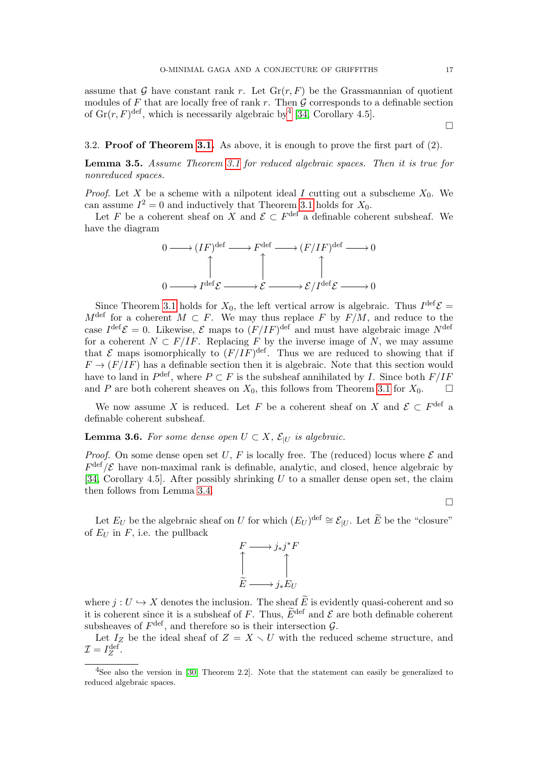assume that $\mathcal{G}$ have constant rank $r$. Let $\mathrm{Gr}(r, F)$ be the Grassmannian of quotient modules of $F$ that are locally free of rank $r$. Then $\mathcal{G}$ corresponds to a definable section of $\mathrm{Gr}(r,F)^{\mathrm{def}}$, which is necessarily algebraic by[4] [34, Corollary 4.5].

□

3.2. **Proof of Theorem 3.1.** As above, it is enough to prove the first part of (2).

**Lemma 3.5.** *Assume Theorem 3.1 for reduced algebraic spaces. Then it is true for nonreduced spaces.*

*Proof.* Let $X$ be a scheme with a nilpotent ideal $I$ cutting out a subscheme $X_0$. We can assume $I^2 = 0$ and inductively that Theorem 3.1 holds for $X_0$.

Let $F$ be a coherent sheaf on $X$ and $\mathcal{E} \subset F^{\mathrm{def}}$ a definable coherent subsheaf. We have the diagram

$$\begin{array}{ccccccccc}
0 & \longrightarrow & (IF)^{\mathrm{def}} & \longrightarrow & F^{\mathrm{def}} & \longrightarrow & (F/IF)^{\mathrm{def}} & \longrightarrow & 0 \\
 & & \uparrow & & \uparrow & & \uparrow & & \\
0 & \longrightarrow & I^{\mathrm{def}}\mathcal{E} & \longrightarrow & \mathcal{E} & \longrightarrow & \mathcal{E}/I^{\mathrm{def}}\mathcal{E} & \longrightarrow & 0
\end{array}$$

Since Theorem 3.1 holds for $X_0$, the left vertical arrow is algebraic. Thus $I^{\mathrm{def}}\mathcal{E} = M^{\mathrm{def}}$ for a coherent $M \subset F$. We may thus replace $F$ by $F/M$, and reduce to the case $I^{\mathrm{def}}\mathcal{E} = 0$. Likewise, $\mathcal{E}$ maps to $(F/IF)^{\mathrm{def}}$ and must have algebraic image $N^{\mathrm{def}}$ for a coherent $N \subset F/IF$. Replacing $F$ by the inverse image of $N$, we may assume that $\mathcal{E}$ maps isomorphically to $(F/IF)^{\mathrm{def}}$. Thus we are reduced to showing that if $F \to (F/IF)$ has a definable section then it is algebraic. Note that this section would have to land in $P^{\mathrm{def}}$, where $P \subset F$ is the subsheaf annihilated by $I$. Since both $F/IF$ and $P$ are both coherent sheaves on $X_0$, this follows from Theorem 3.1 for $X_0$. □

We now assume $X$ is reduced. Let $F$ be a coherent sheaf on $X$ and $\mathcal{E} \subset F^{\mathrm{def}}$ a definable coherent subsheaf.

**Lemma 3.6.** *For some dense open $U \subset X$, $\mathcal{E}_{|U}$ is algebraic.*

*Proof.* On some dense open set $U$, $F$ is locally free. The (reduced) locus where $\mathcal{E}$ and $F^{\mathrm{def}}/\mathcal{E}$ have non-maximal rank is definable, analytic, and closed, hence algebraic by [34, Corollary 4.5]. After possibly shrinking $U$ to a smaller dense open set, the claim then follows from Lemma 3.4.

□

Let $E_U$ be the algebraic sheaf on $U$ for which $(E_U)^{\mathrm{def}} \cong \mathcal{E}_{|U}$. Let $\widetilde{E}$ be the "closure" of $E_U$ in $F$, i.e. the pullback

$$\begin{array}{ccc}
F & \longrightarrow & j_*j^*F \\
\uparrow & & \uparrow \\
\widetilde{E} & \longrightarrow & j_*E_U
\end{array}$$

where $j : U \hookrightarrow X$ denotes the inclusion. The sheaf $\widetilde{E}$ is evidently quasi-coherent and so it is coherent since it is a subsheaf of $F$. Thus, $\widetilde{E}^{\mathrm{def}}$ and $\mathcal{E}$ are both definable coherent subsheaves of $F^{\mathrm{def}}$, and therefore so is their intersection $\mathcal{G}$.

Let $I_Z$ be the ideal sheaf of $Z = X \setminus U$ with the reduced scheme structure, and $\mathcal{I} = I_Z^{\mathrm{def}}$.

---

[4] See also the version in [30, Theorem 2.2]. Note that the statement can easily be generalized to reduced algebraic spaces.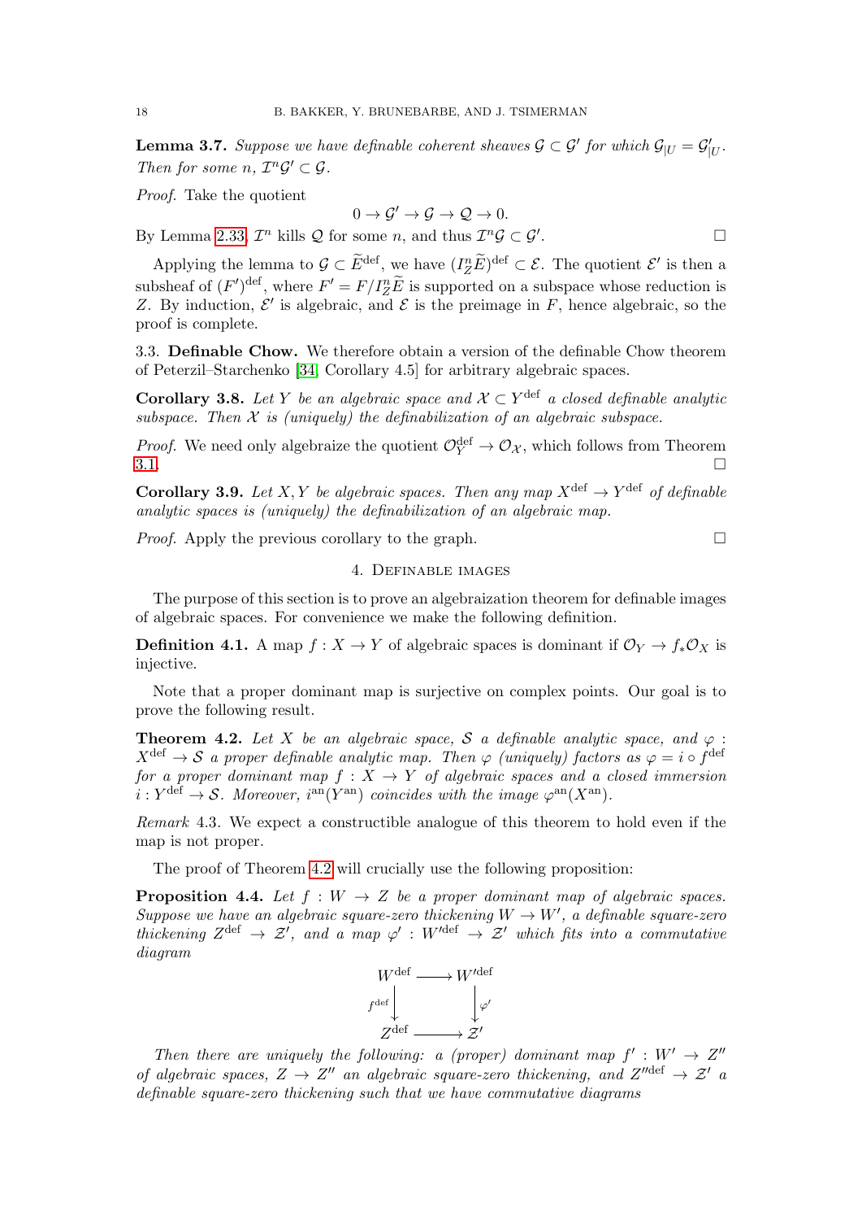**Lemma 3.7.** *Suppose we have definable coherent sheaves $\mathcal{G} \subset \mathcal{G}'$ for which $\mathcal{G}_{|U} = \mathcal{G}'_{|U}$. Then for some $n$, $\mathcal{I}^n \mathcal{G}' \subset \mathcal{G}$.*

*Proof.* Take the quotient

$$0 \to \mathcal{G}' \to \mathcal{G} \to \mathcal{Q} \to 0.$$

By Lemma 2.33, $\mathcal{I}^n$ kills $\mathcal{Q}$ for some $n$, and thus $\mathcal{I}^n \mathcal{G} \subset \mathcal{G}'$. □

Applying the lemma to $\mathcal{G} \subset \widetilde{E}^{\mathrm{def}}$, we have $(I_Z^n \widetilde{E})^{\mathrm{def}} \subset \mathcal{E}$. The quotient $\mathcal{E}'$ is then a subsheaf of $(F')^{\mathrm{def}}$, where $F' = F/I_Z^n \widetilde{E}$ is supported on a subspace whose reduction is $Z$. By induction, $\mathcal{E}'$ is algebraic, and $\mathcal{E}$ is the preimage in $F$, hence algebraic, so the proof is complete.

3.3. **Definable Chow.** We therefore obtain a version of the definable Chow theorem of Peterzil–Starchenko [34, Corollary 4.5] for arbitrary algebraic spaces.

**Corollary 3.8.** *Let $Y$ be an algebraic space and $\mathcal{X} \subset Y^{\mathrm{def}}$ a closed definable analytic subspace. Then $\mathcal{X}$ is (uniquely) the definabilization of an algebraic subspace.*

*Proof.* We need only algebraize the quotient $\mathcal{O}_Y^{\mathrm{def}} \to \mathcal{O}_{\mathcal{X}}$, which follows from Theorem 3.1. □

**Corollary 3.9.** *Let $X, Y$ be algebraic spaces. Then any map $X^{\mathrm{def}} \to Y^{\mathrm{def}}$ of definable analytic spaces is (uniquely) the definabilization of an algebraic map.*

*Proof.* Apply the previous corollary to the graph. □

## 4. Definable images

The purpose of this section is to prove an algebraization theorem for definable images of algebraic spaces. For convenience we make the following definition.

**Definition 4.1.** A map $f : X \to Y$ of algebraic spaces is dominant if $\mathcal{O}_Y \to f_* \mathcal{O}_X$ is injective.

Note that a proper dominant map is surjective on complex points. Our goal is to prove the following result.

**Theorem 4.2.** *Let $X$ be an algebraic space, $\mathcal{S}$ a definable analytic space, and $\varphi : X^{\mathrm{def}} \to \mathcal{S}$ a proper definable analytic map. Then $\varphi$ (uniquely) factors as $\varphi = i \circ f^{\mathrm{def}}$ for a proper dominant map $f : X \to Y$ of algebraic spaces and a closed immersion $i : Y^{\mathrm{def}} \to \mathcal{S}$. Moreover, $i^{\mathrm{an}}(Y^{\mathrm{an}})$ coincides with the image $\varphi^{\mathrm{an}}(X^{\mathrm{an}})$.*

*Remark* 4.3. We expect a constructible analogue of this theorem to hold even if the map is not proper.

The proof of Theorem 4.2 will crucially use the following proposition:

**Proposition 4.4.** *Let $f : W \to Z$ be a proper dominant map of algebraic spaces. Suppose we have an algebraic square-zero thickening $W \to W'$, a definable square-zero thickening $Z^{\mathrm{def}} \to \mathcal{Z}'$, and a map $\varphi' : W'^{\mathrm{def}} \to \mathcal{Z}'$ which fits into a commutative diagram*

$$\begin{array}{ccc} W^{\mathrm{def}} & \longrightarrow & W'^{\mathrm{def}} \\ {\scriptstyle f^{\mathrm{def}}}\downarrow & & \downarrow{\scriptstyle \varphi'} \\ Z^{\mathrm{def}} & \longrightarrow & \mathcal{Z}' \end{array}$$

*Then there are uniquely the following: a (proper) dominant map $f' : W' \to Z''$ of algebraic spaces, $Z \to Z''$ an algebraic square-zero thickening, and $Z''^{\mathrm{def}} \to \mathcal{Z}'$ a definable square-zero thickening such that we have commutative diagrams*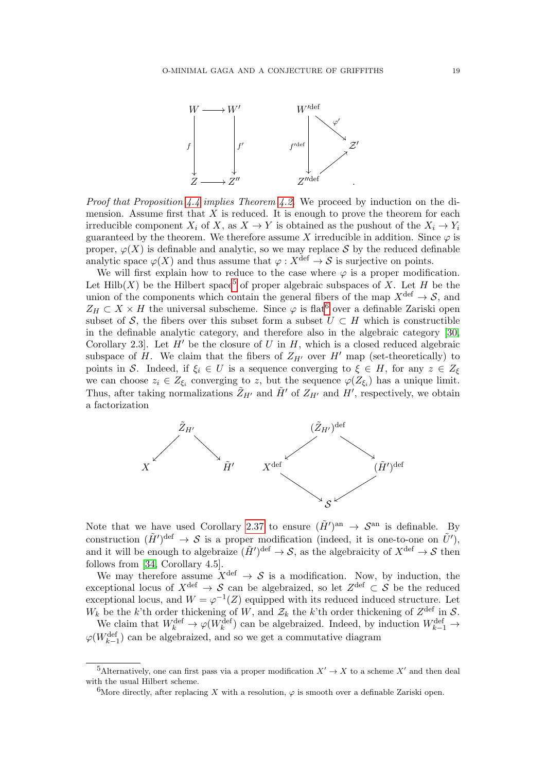$$
\begin{array}{ccc}
W & \longrightarrow & W' \\
\downarrow f & & \downarrow f' \\
Z & \longrightarrow & Z''
\end{array}
\qquad
\begin{array}{ccc}
W'^{\mathrm{def}} & & \\
\downarrow f'^{\mathrm{def}} & \searrow \varphi' & \\
& & \mathcal{Z}' \\
Z''^{\mathrm{def}} & \nearrow & 
\end{array}
.
$$

*Proof that Proposition 4.4 implies Theorem 4.2.* We proceed by induction on the dimension. Assume first that $X$ is reduced. It is enough to prove the theorem for each irreducible component $X_i$ of $X$, as $X \to Y$ is obtained as the pushout of the $X_i \to Y_i$ guaranteed by the theorem. We therefore assume $X$ irreducible in addition. Since $\varphi$ is proper, $\varphi(X)$ is definable and analytic, so we may replace $\mathcal{S}$ by the reduced definable analytic space $\varphi(X)$ and thus assume that $\varphi : X^{\mathrm{def}} \to \mathcal{S}$ is surjective on points.

We will first explain how to reduce to the case where $\varphi$ is a proper modification. Let $\mathrm{Hilb}(X)$ be the Hilbert space[5] of proper algebraic subspaces of $X$. Let $H$ be the union of the components which contain the general fibers of the map $X^{\mathrm{def}} \to \mathcal{S}$, and $Z_H \subset X \times H$ the universal subscheme. Since $\varphi$ is flat[6] over a definable Zariski open subset of $\mathcal{S}$, the fibers over this subset form a subset $U \subset H$ which is constructible in the definable analytic category, and therefore also in the algebraic category [30, Corollary 2.3]. Let $H'$ be the closure of $U$ in $H$, which is a closed reduced algebraic subspace of $H$. We claim that the fibers of $Z_{H'}$ over $H'$ map (set-theoretically) to points in $\mathcal{S}$. Indeed, if $\xi_i \in U$ is a sequence converging to $\xi \in H$, for any $z \in Z_\xi$ we can choose $z_i \in Z_{\xi_i}$ converging to $z$, but the sequence $\varphi(Z_{\xi_i})$ has a unique limit. Thus, after taking normalizations $\tilde{Z}_{H'}$ and $\tilde{H}'$ of $Z_{H'}$ and $H'$, respectively, we obtain a factorization

$$
\begin{array}{ccccc}
& \tilde{Z}_{H'} & & & (\tilde{Z}_{H'})^{\mathrm{def}} & \\
\swarrow & & \searrow & \swarrow & & \searrow \\
X & & \tilde{H}' \quad X^{\mathrm{def}} & & & (\tilde{H}')^{\mathrm{def}} \\
& & & \searrow & \mathcal{S} & \swarrow
\end{array}
$$

Note that we have used Corollary 2.37 to ensure $(\tilde{H}')^{\mathrm{an}} \to \mathcal{S}^{\mathrm{an}}$ is definable. By construction $(\tilde{H}')^{\mathrm{def}} \to \mathcal{S}$ is a proper modification (indeed, it is one-to-one on $\tilde{U}'$), and it will be enough to algebraize $(\tilde{H}')^{\mathrm{def}} \to \mathcal{S}$, as the algebraicity of $X^{\mathrm{def}} \to \mathcal{S}$ then follows from [34, Corollary 4.5].

We may therefore assume $X^{\mathrm{def}} \to \mathcal{S}$ is a modification. Now, by induction, the exceptional locus of $X^{\mathrm{def}} \to \mathcal{S}$ can be algebraized, so let $Z^{\mathrm{def}} \subset \mathcal{S}$ be the reduced exceptional locus, and $W = \varphi^{-1}(Z)$ equipped with its reduced induced structure. Let $W_k$ be the $k$'th order thickening of $W$, and $\mathcal{Z}_k$ the $k$'th order thickening of $Z^{\mathrm{def}}$ in $\mathcal{S}$.

We claim that $W_k^{\mathrm{def}} \to \varphi(W_k^{\mathrm{def}})$ can be algebraized. Indeed, by induction $W_{k-1}^{\mathrm{def}} \to \varphi(W_{k-1}^{\mathrm{def}})$ can be algebraized, and so we get a commutative diagram

---

[5] Alternatively, one can first pass via a proper modification $X' \to X$ to a scheme $X'$ and then deal with the usual Hilbert scheme.

[6] More directly, after replacing $X$ with a resolution, $\varphi$ is smooth over a definable Zariski open.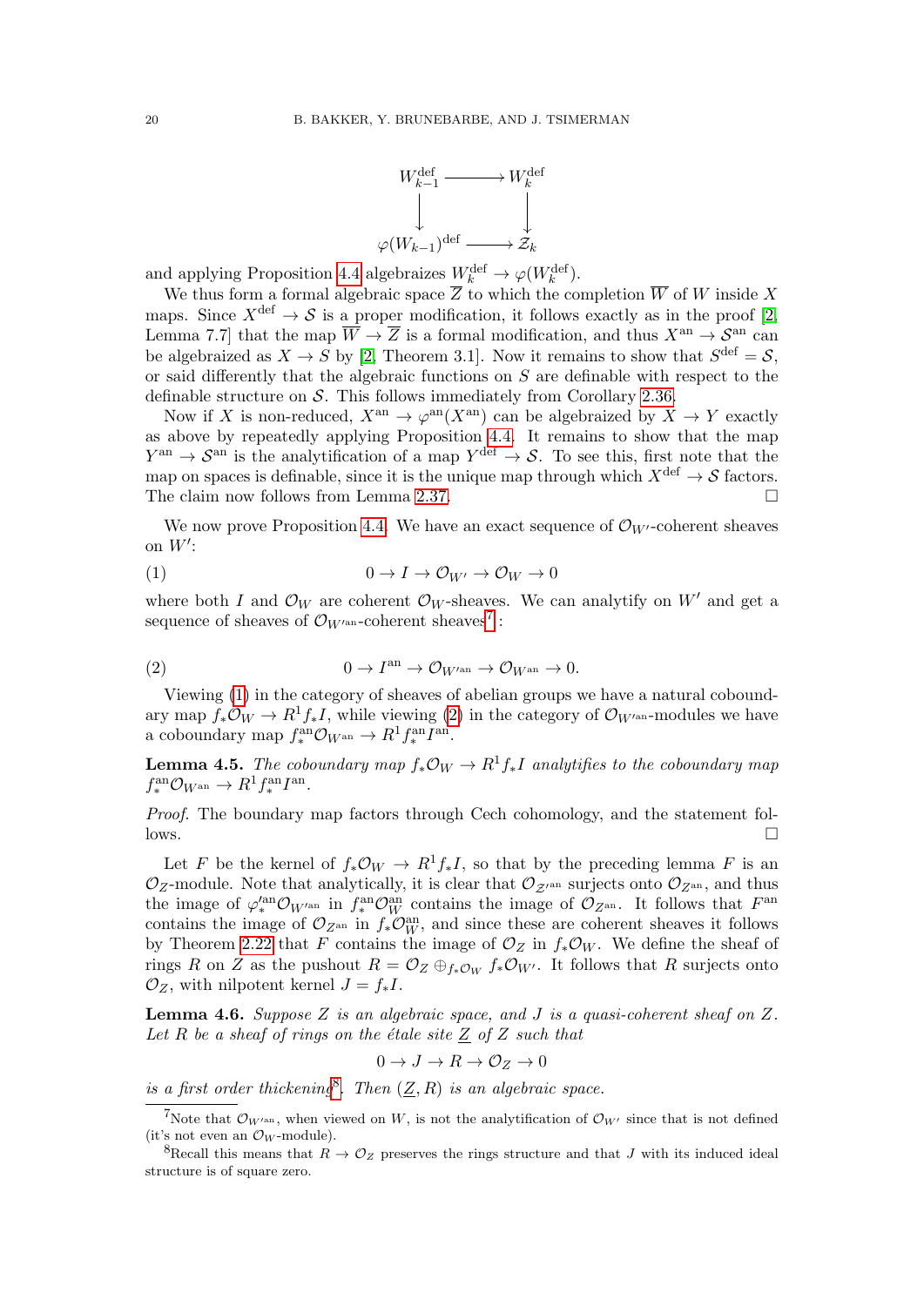$$
\begin{array}{ccc}
W_{k-1}^{\mathrm{def}} & \longrightarrow & W_k^{\mathrm{def}} \\
\big\downarrow & & \big\downarrow \\
\varphi(W_{k-1})^{\mathrm{def}} & \longrightarrow & \mathcal{Z}_k
\end{array}
$$

and applying Proposition 4.4 algebraizes $W_k^{\mathrm{def}} \to \varphi(W_k^{\mathrm{def}})$.

We thus form a formal algebraic space $\overline{Z}$ to which the completion $\overline{W}$ of $W$ inside $X$ maps. Since $X^{\mathrm{def}} \to \mathcal{S}$ is a proper modification, it follows exactly as in the proof [2, Lemma 7.7] that the map $\overline{W} \to \overline{Z}$ is a formal modification, and thus $X^{\mathrm{an}} \to \mathcal{S}^{\mathrm{an}}$ can be algebraized as $X \to S$ by [2, Theorem 3.1]. Now it remains to show that $S^{\mathrm{def}} = \mathcal{S}$, or said differently that the algebraic functions on $S$ are definable with respect to the definable structure on $\mathcal{S}$. This follows immediately from Corollary 2.36.

Now if $X$ is non-reduced, $X^{\mathrm{an}} \to \varphi^{\mathrm{an}}(X^{\mathrm{an}})$ can be algebraized by $X \to Y$ exactly as above by repeatedly applying Proposition 4.4. It remains to show that the map $Y^{\mathrm{an}} \to \mathcal{S}^{\mathrm{an}}$ is the analytification of a map $Y^{\mathrm{def}} \to \mathcal{S}$. To see this, first note that the map on spaces is definable, since it is the unique map through which $X^{\mathrm{def}} \to \mathcal{S}$ factors. The claim now follows from Lemma 2.37. $\square$

We now prove Proposition 4.4. We have an exact sequence of $\mathcal{O}_{W'}$-coherent sheaves on $W'$:

$$
0 \to I \to \mathcal{O}_{W'} \to \mathcal{O}_W \to 0 \tag{1}
$$

where both $I$ and $\mathcal{O}_W$ are coherent $\mathcal{O}_W$-sheaves. We can analytify on $W'$ and get a sequence of sheaves of $\mathcal{O}_{W'^{\mathrm{an}}}$-coherent sheaves[7]:

$$
0 \to I^{\mathrm{an}} \to \mathcal{O}_{W'^{\mathrm{an}}} \to \mathcal{O}_{W^{\mathrm{an}}} \to 0. \tag{2}
$$

Viewing (1) in the category of sheaves of abelian groups we have a natural coboundary map $f_*\mathcal{O}_W \to R^1 f_* I$, while viewing (2) in the category of $\mathcal{O}_{W'^{\mathrm{an}}}$-modules we have a coboundary map $f_*^{\mathrm{an}}\mathcal{O}_{W^{\mathrm{an}}} \to R^1 f_*^{\mathrm{an}} I^{\mathrm{an}}$.

**Lemma 4.5.** *The coboundary map $f_*\mathcal{O}_W \to R^1 f_* I$ analytifies to the coboundary map $f_*^{\mathrm{an}}\mathcal{O}_{W^{\mathrm{an}}} \to R^1 f_*^{\mathrm{an}} I^{\mathrm{an}}$.*

*Proof.* The boundary map factors through Cech cohomology, and the statement follows. $\square$

Let $F$ be the kernel of $f_*\mathcal{O}_W \to R^1 f_* I$, so that by the preceding lemma $F$ is an $\mathcal{O}_Z$-module. Note that analytically, it is clear that $\mathcal{O}_{\mathcal{Z}'^{\mathrm{an}}}$ surjects onto $\mathcal{O}_{Z^{\mathrm{an}}}$, and thus the image of $\varphi_*'^{\mathrm{an}}\mathcal{O}_{W'^{\mathrm{an}}}$ in $f_*^{\mathrm{an}}\mathcal{O}_W^{\mathrm{an}}$ contains the image of $\mathcal{O}_{Z^{\mathrm{an}}}$. It follows that $F^{\mathrm{an}}$ contains the image of $\mathcal{O}_{Z^{\mathrm{an}}}$ in $f_*\mathcal{O}_W^{\mathrm{an}}$, and since these are coherent sheaves it follows by Theorem 2.22 that $F$ contains the image of $\mathcal{O}_Z$ in $f_*\mathcal{O}_W$. We define the sheaf of rings $R$ on $Z$ as the pushout $R = \mathcal{O}_Z \oplus_{f_*\mathcal{O}_W} f_*\mathcal{O}_{W'}$. It follows that $R$ surjects onto $\mathcal{O}_Z$, with nilpotent kernel $J = f_* I$.

**Lemma 4.6.** *Suppose $Z$ is an algebraic space, and $J$ is a quasi-coherent sheaf on $Z$. Let $R$ be a sheaf of rings on the étale site $\underline{Z}$ of $Z$ such that*

$$
0 \to J \to R \to \mathcal{O}_Z \to 0
$$

*is a first order thickening[8]. Then $(\underline{Z}, R)$ is an algebraic space.*

[7] Note that $\mathcal{O}_{W'^{\mathrm{an}}}$, when viewed on $W$, is not the analytification of $\mathcal{O}_{W'}$ since that is not defined (it's not even an $\mathcal{O}_W$-module).

[8] Recall this means that $R \to \mathcal{O}_Z$ preserves the rings structure and that $J$ with its induced ideal structure is of square zero.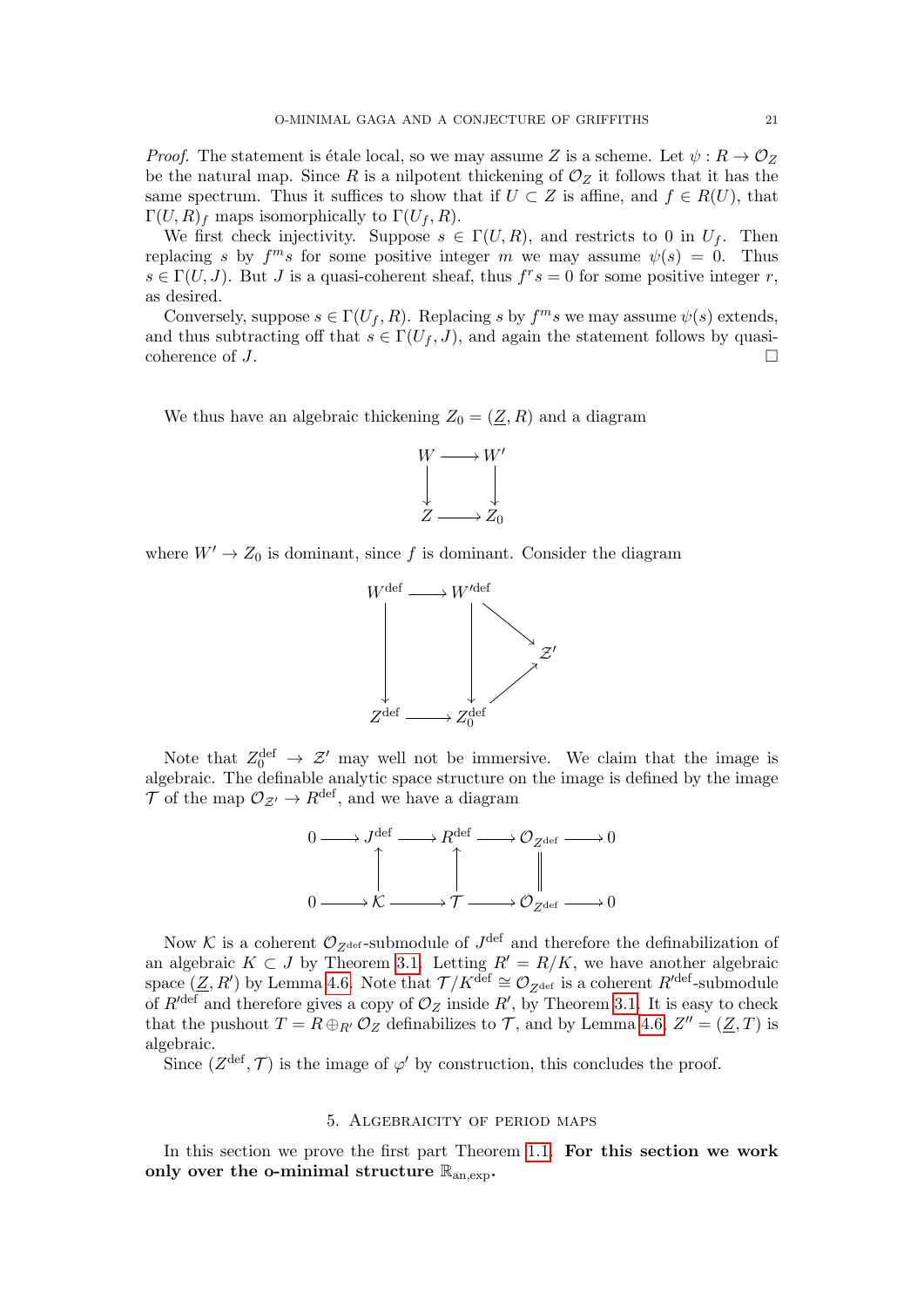*Proof.* The statement is étale local, so we may assume $Z$ is a scheme. Let $\psi : R \to \mathcal{O}_Z$ be the natural map. Since $R$ is a nilpotent thickening of $\mathcal{O}_Z$ it follows that it has the same spectrum. Thus it suffices to show that if $U \subset Z$ is affine, and $f \in R(U)$, that $\Gamma(U, R)_f$ maps isomorphically to $\Gamma(U_f, R)$.

We first check injectivity. Suppose $s \in \Gamma(U, R)$, and restricts to 0 in $U_f$. Then replacing $s$ by $f^m s$ for some positive integer $m$ we may assume $\psi(s) = 0$. Thus $s \in \Gamma(U, J)$. But $J$ is a quasi-coherent sheaf, thus $f^r s = 0$ for some positive integer $r$, as desired.

Conversely, suppose $s \in \Gamma(U_f, R)$. Replacing $s$ by $f^m s$ we may assume $\psi(s)$ extends, and thus subtracting off that $s \in \Gamma(U_f, J)$, and again the statement follows by quasi-coherence of $J$. ∎

We thus have an algebraic thickening $Z_0 = (\underline{Z}, R)$ and a diagram

$$\begin{array}{ccc} W & \longrightarrow & W' \\ \downarrow & & \downarrow \\ Z & \longrightarrow & Z_0 \end{array}$$

where $W' \to Z_0$ is dominant, since $f$ is dominant. Consider the diagram

$$\begin{array}{ccccc} W^{\mathrm{def}} & \longrightarrow & W'^{\mathrm{def}} & & \\ \downarrow & & \downarrow & \searrow & \\ & & & & \mathcal{Z}' \\ & & & \nearrow & \\ Z^{\mathrm{def}} & \longrightarrow & Z_0^{\mathrm{def}} & & \end{array}$$

Note that $Z_0^{\mathrm{def}} \to \mathcal{Z}'$ may well not be immersive. We claim that the image is algebraic. The definable analytic space structure on the image is defined by the image $\mathcal{T}$ of the map $\mathcal{O}_{\mathcal{Z}'} \to R^{\mathrm{def}}$, and we have a diagram

$$\begin{array}{ccccccccc} 0 & \longrightarrow & J^{\mathrm{def}} & \longrightarrow & R^{\mathrm{def}} & \longrightarrow & \mathcal{O}_{Z^{\mathrm{def}}} & \longrightarrow & 0 \\ & & \uparrow & & \uparrow & & \| & & \\ 0 & \longrightarrow & \mathcal{K} & \longrightarrow & \mathcal{T} & \longrightarrow & \mathcal{O}_{Z^{\mathrm{def}}} & \longrightarrow & 0 \end{array}$$

Now $\mathcal{K}$ is a coherent $\mathcal{O}_{Z^{\mathrm{def}}}$-submodule of $J^{\mathrm{def}}$ and therefore the definabilization of an algebraic $K \subset J$ by Theorem 3.1. Letting $R' = R/K$, we have another algebraic space $(\underline{Z}, R')$ by Lemma 4.6. Note that $\mathcal{T}/K^{\mathrm{def}} \cong \mathcal{O}_{Z^{\mathrm{def}}}$ is a coherent $R'^{\mathrm{def}}$-submodule of $R'^{\mathrm{def}}$ and therefore gives a copy of $\mathcal{O}_Z$ inside $R'$, by Theorem 3.1. It is easy to check that the pushout $T = R \oplus_{R'} \mathcal{O}_Z$ definabilizes to $\mathcal{T}$, and by Lemma 4.6, $Z'' = (\underline{Z}, T)$ is algebraic.

Since $(Z^{\mathrm{def}}, \mathcal{T})$ is the image of $\varphi'$ by construction, this concludes the proof.

## 5. Algebraicity of period maps

In this section we prove the first part Theorem 1.1. **For this section we work only over the o-minimal structure $\mathbb{R}_{\mathrm{an,exp}}$.**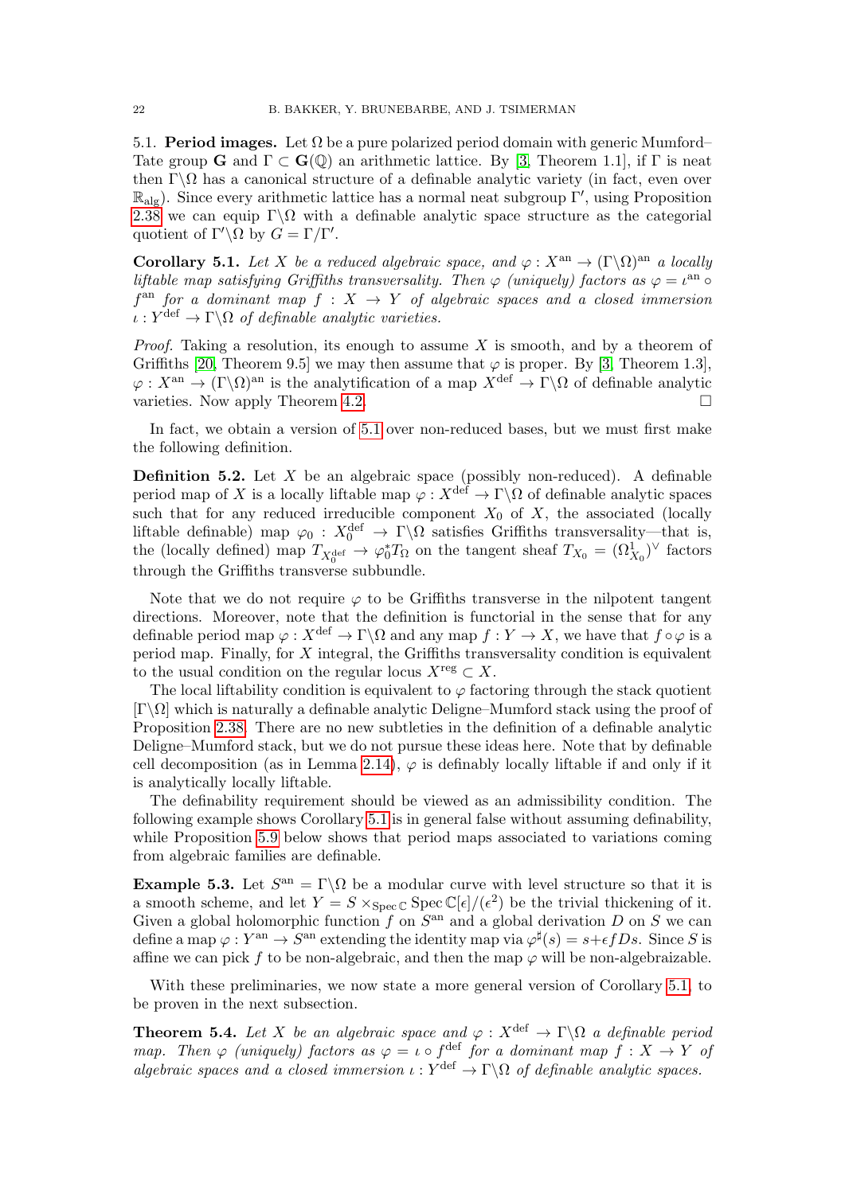5.1. **Period images.** Let $\Omega$ be a pure polarized period domain with generic Mumford–Tate group $\mathbf{G}$ and $\Gamma \subset \mathbf{G}(\mathbb{Q})$ an arithmetic lattice. By [3, Theorem 1.1], if $\Gamma$ is neat then $\Gamma\backslash\Omega$ has a canonical structure of a definable analytic variety (in fact, even over $\mathbb{R}_{\mathrm{alg}}$). Since every arithmetic lattice has a normal neat subgroup $\Gamma'$, using Proposition 2.38 we can equip $\Gamma\backslash\Omega$ with a definable analytic space structure as the categorial quotient of $\Gamma'\backslash\Omega$ by $G = \Gamma/\Gamma'$.

**Corollary 5.1.** *Let $X$ be a reduced algebraic space, and $\varphi : X^{\mathrm{an}} \to (\Gamma\backslash\Omega)^{\mathrm{an}}$ a locally liftable map satisfying Griffiths transversality. Then $\varphi$ (uniquely) factors as $\varphi = \iota^{\mathrm{an}} \circ f^{\mathrm{an}}$ for a dominant map $f : X \to Y$ of algebraic spaces and a closed immersion $\iota : Y^{\mathrm{def}} \to \Gamma\backslash\Omega$ of definable analytic varieties.*

*Proof.* Taking a resolution, its enough to assume $X$ is smooth, and by a theorem of Griffiths [20, Theorem 9.5] we may then assume that $\varphi$ is proper. By [3, Theorem 1.3], $\varphi : X^{\mathrm{an}} \to (\Gamma\backslash\Omega)^{\mathrm{an}}$ is the analytification of a map $X^{\mathrm{def}} \to \Gamma\backslash\Omega$ of definable analytic varieties. Now apply Theorem 4.2. □

In fact, we obtain a version of 5.1 over non-reduced bases, but we must first make the following definition.

**Definition 5.2.** Let $X$ be an algebraic space (possibly non-reduced). A definable period map of $X$ is a locally liftable map $\varphi : X^{\mathrm{def}} \to \Gamma\backslash\Omega$ of definable analytic spaces such that for any reduced irreducible component $X_0$ of $X$, the associated (locally liftable definable) map $\varphi_0 : X_0^{\mathrm{def}} \to \Gamma\backslash\Omega$ satisfies Griffiths transversality—that is, the (locally defined) map $T_{X_0^{\mathrm{def}}} \to \varphi_0^* T_\Omega$ on the tangent sheaf $T_{X_0} = (\Omega^1_{X_0})^\vee$ factors through the Griffiths transverse subbundle.

Note that we do not require $\varphi$ to be Griffiths transverse in the nilpotent tangent directions. Moreover, note that the definition is functorial in the sense that for any definable period map $\varphi : X^{\mathrm{def}} \to \Gamma\backslash\Omega$ and any map $f : Y \to X$, we have that $f \circ \varphi$ is a period map. Finally, for $X$ integral, the Griffiths transversality condition is equivalent to the usual condition on the regular locus $X^{\mathrm{reg}} \subset X$.

The local liftability condition is equivalent to $\varphi$ factoring through the stack quotient $[\Gamma\backslash\Omega]$ which is naturally a definable analytic Deligne–Mumford stack using the proof of Proposition 2.38. There are no new subtleties in the definition of a definable analytic Deligne–Mumford stack, but we do not pursue these ideas here. Note that by definable cell decomposition (as in Lemma 2.14), $\varphi$ is definably locally liftable if and only if it is analytically locally liftable.

The definability requirement should be viewed as an admissibility condition. The following example shows Corollary 5.1 is in general false without assuming definability, while Proposition 5.9 below shows that period maps associated to variations coming from algebraic families are definable.

**Example 5.3.** Let $S^{\mathrm{an}} = \Gamma\backslash\Omega$ be a modular curve with level structure so that it is a smooth scheme, and let $Y = S \times_{\operatorname{Spec}\mathbb{C}} \operatorname{Spec}\mathbb{C}[\epsilon]/(\epsilon^2)$ be the trivial thickening of it. Given a global holomorphic function $f$ on $S^{\mathrm{an}}$ and a global derivation $D$ on $S$ we can define a map $\varphi : Y^{\mathrm{an}} \to S^{\mathrm{an}}$ extending the identity map via $\varphi^\sharp(s) = s + \epsilon f Ds$. Since $S$ is affine we can pick $f$ to be non-algebraic, and then the map $\varphi$ will be non-algebraizable.

With these preliminaries, we now state a more general version of Corollary 5.1, to be proven in the next subsection.

**Theorem 5.4.** *Let $X$ be an algebraic space and $\varphi : X^{\mathrm{def}} \to \Gamma\backslash\Omega$ a definable period map. Then $\varphi$ (uniquely) factors as $\varphi = \iota \circ f^{\mathrm{def}}$ for a dominant map $f : X \to Y$ of algebraic spaces and a closed immersion $\iota : Y^{\mathrm{def}} \to \Gamma\backslash\Omega$ of definable analytic spaces.*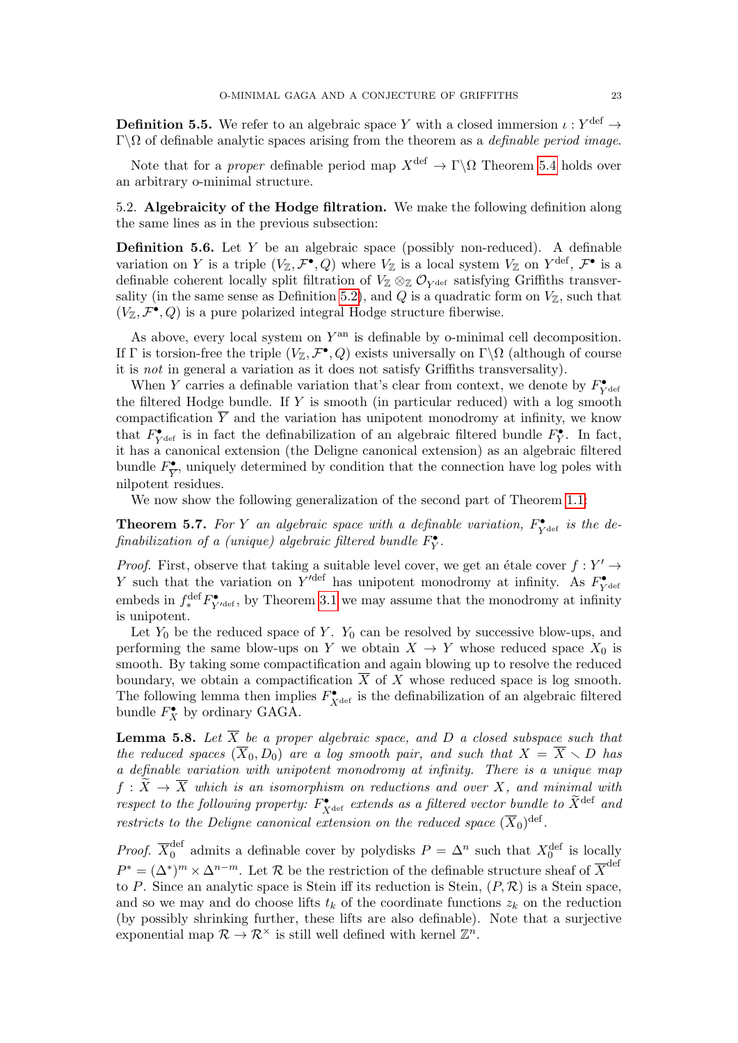**Definition 5.5.** We refer to an algebraic space $Y$ with a closed immersion $\iota : Y^{\mathrm{def}} \to \Gamma\backslash\Omega$ of definable analytic spaces arising from the theorem as a *definable period image*.

Note that for a *proper* definable period map $X^{\mathrm{def}} \to \Gamma\backslash\Omega$ Theorem 5.4 holds over an arbitrary o-minimal structure.

## 5.2. Algebraicity of the Hodge filtration.

We make the following definition along the same lines as in the previous subsection:

**Definition 5.6.** Let $Y$ be an algebraic space (possibly non-reduced). A definable variation on $Y$ is a triple $(V_{\mathbb{Z}}, \mathcal{F}^\bullet, Q)$ where $V_{\mathbb{Z}}$ is a local system $V_{\mathbb{Z}}$ on $Y^{\mathrm{def}}$, $\mathcal{F}^\bullet$ is a definable coherent locally split filtration of $V_{\mathbb{Z}} \otimes_{\mathbb{Z}} \mathcal{O}_{Y^{\mathrm{def}}}$ satisfying Griffiths transversality (in the same sense as Definition 5.2), and $Q$ is a quadratic form on $V_{\mathbb{Z}}$, such that $(V_{\mathbb{Z}}, \mathcal{F}^\bullet, Q)$ is a pure polarized integral Hodge structure fiberwise.

As above, every local system on $Y^{\mathrm{an}}$ is definable by o-minimal cell decomposition. If $\Gamma$ is torsion-free the triple $(V_{\mathbb{Z}}, \mathcal{F}^\bullet, Q)$ exists universally on $\Gamma\backslash\Omega$ (although of course it is *not* in general a variation as it does not satisfy Griffiths transversality).

When $Y$ carries a definable variation that's clear from context, we denote by $F^\bullet_{Y^{\mathrm{def}}}$ the filtered Hodge bundle. If $Y$ is smooth (in particular reduced) with a log smooth compactification $\overline{Y}$ and the variation has unipotent monodromy at infinity, we know that $F^\bullet_{Y^{\mathrm{def}}}$ is in fact the definabilization of an algebraic filtered bundle $F^\bullet_Y$. In fact, it has a canonical extension (the Deligne canonical extension) as an algebraic filtered bundle $F^\bullet_{\overline{Y}}$, uniquely determined by condition that the connection have log poles with nilpotent residues.

We now show the following generalization of the second part of Theorem 1.1:

**Theorem 5.7.** *For $Y$ an algebraic space with a definable variation, $F^\bullet_{Y^{\mathrm{def}}}$ is the definabilization of a (unique) algebraic filtered bundle $F^\bullet_Y$.*

*Proof.* First, observe that taking a suitable level cover, we get an étale cover $f : Y' \to Y$ such that the variation on $Y'^{\mathrm{def}}$ has unipotent monodromy at infinity. As $F^\bullet_{Y^{\mathrm{def}}}$ embeds in $f^{\mathrm{def}}_* F^\bullet_{Y'^{\mathrm{def}}}$, by Theorem 3.1 we may assume that the monodromy at infinity is unipotent.

Let $Y_0$ be the reduced space of $Y$. $Y_0$ can be resolved by successive blow-ups, and performing the same blow-ups on $Y$ we obtain $X \to Y$ whose reduced space $X_0$ is smooth. By taking some compactification and again blowing up to resolve the reduced boundary, we obtain a compactification $\overline{X}$ of $X$ whose reduced space is log smooth. The following lemma then implies $F^\bullet_{X^{\mathrm{def}}}$ is the definabilization of an algebraic filtered bundle $F^\bullet_X$ by ordinary GAGA.

**Lemma 5.8.** *Let $\overline{X}$ be a proper algebraic space, and $D$ a closed subspace such that the reduced spaces $(\overline{X}_0, D_0)$ are a log smooth pair, and such that $X = \overline{X} \smallsetminus D$ has a definable variation with unipotent monodromy at infinity. There is a unique map $f : \widetilde{X} \to \overline{X}$ which is an isomorphism on reductions and over $X$, and minimal with respect to the following property: $F^\bullet_{X^{\mathrm{def}}}$ extends as a filtered vector bundle to $\widetilde{X}^{\mathrm{def}}$ and restricts to the Deligne canonical extension on the reduced space $(\overline{X}_0)^{\mathrm{def}}$.*

*Proof.* $\overline{X}_0^{\mathrm{def}}$ admits a definable cover by polydisks $P = \Delta^n$ such that $X_0^{\mathrm{def}}$ is locally $P^* = (\Delta^*)^m \times \Delta^{n-m}$. Let $\mathcal{R}$ be the restriction of the definable structure sheaf of $\overline{X}^{\mathrm{def}}$ to $P$. Since an analytic space is Stein iff its reduction is Stein, $(P, \mathcal{R})$ is a Stein space, and so we may and do choose lifts $t_k$ of the coordinate functions $z_k$ on the reduction (by possibly shrinking further, these lifts are also definable). Note that a surjective exponential map $\mathcal{R} \to \mathcal{R}^\times$ is still well defined with kernel $\mathbb{Z}^n$.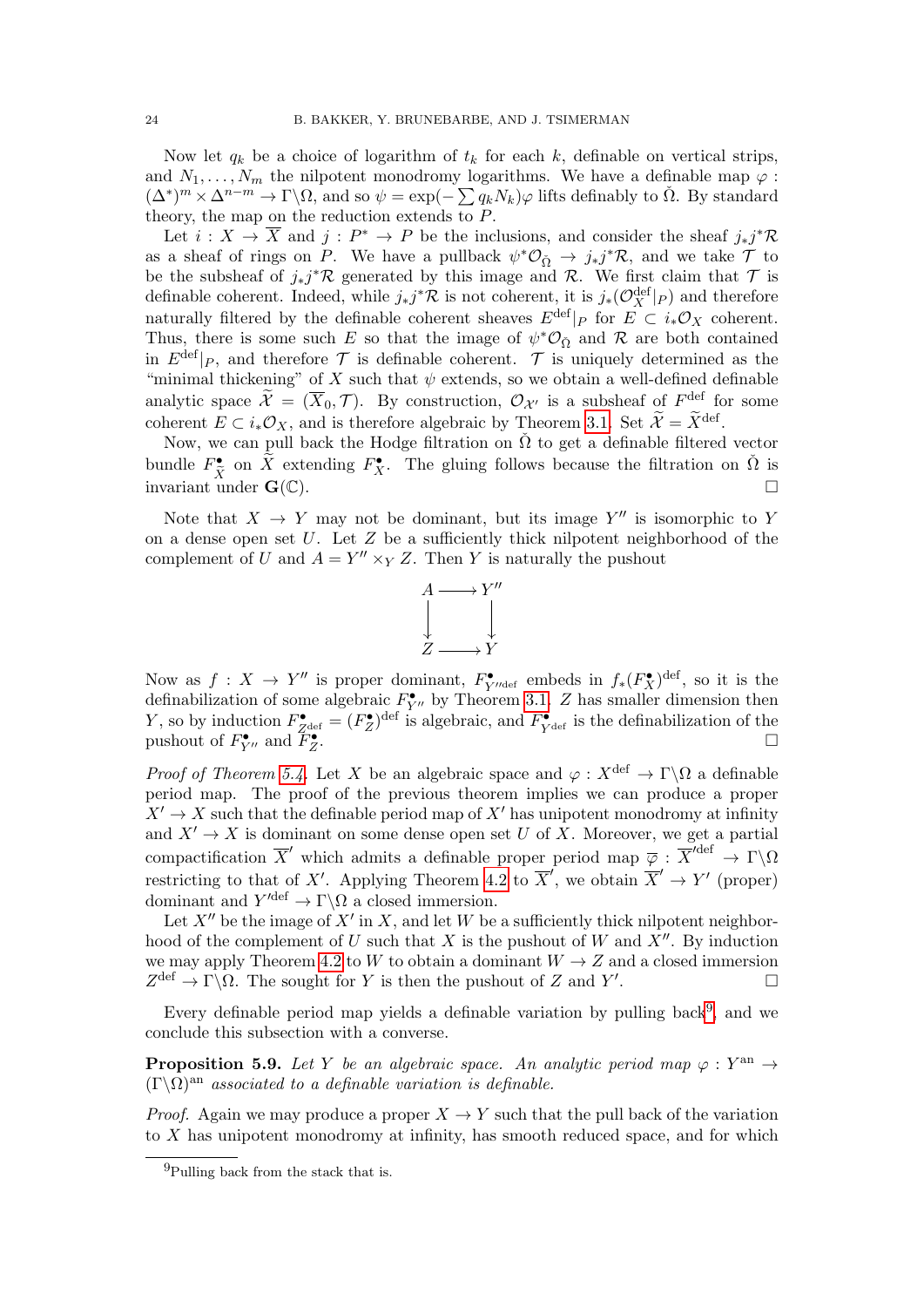Now let $q_k$ be a choice of logarithm of $t_k$ for each $k$, definable on vertical strips, and $N_1, \ldots, N_m$ the nilpotent monodromy logarithms. We have a definable map $\varphi : (\Delta^*)^m \times \Delta^{n-m} \to \Gamma\backslash\Omega$, and so $\psi = \exp(-\sum q_k N_k)\varphi$ lifts definably to $\check{\Omega}$. By standard theory, the map on the reduction extends to $P$.

Let $i : X \to \overline{X}$ and $j : P^* \to P$ be the inclusions, and consider the sheaf $j_* j^* \mathcal{R}$ as a sheaf of rings on $P$. We have a pullback $\psi^* \mathcal{O}_{\check{\Omega}} \to j_* j^* \mathcal{R}$, and we take $\mathcal{T}$ to be the subsheaf of $j_* j^* \mathcal{R}$ generated by this image and $\mathcal{R}$. We first claim that $\mathcal{T}$ is definable coherent. Indeed, while $j_* j^* \mathcal{R}$ is not coherent, it is $j_*(\mathcal{O}_X^{\mathrm{def}}|_P)$ and therefore naturally filtered by the definable coherent sheaves $E^{\mathrm{def}}|_P$ for $E \subset i_* \mathcal{O}_X$ coherent. Thus, there is some such $E$ so that the image of $\psi^* \mathcal{O}_{\check{\Omega}}$ and $\mathcal{R}$ are both contained in $E^{\mathrm{def}}|_P$, and therefore $\mathcal{T}$ is definable coherent. $\mathcal{T}$ is uniquely determined as the "minimal thickening" of $X$ such that $\psi$ extends, so we obtain a well-defined definable analytic space $\widetilde{\mathcal{X}} = (\overline{X}_0, \mathcal{T})$. By construction, $\mathcal{O}_{\mathcal{X}'}$ is a subsheaf of $F^{\mathrm{def}}$ for some coherent $E \subset i_* \mathcal{O}_X$, and is therefore algebraic by Theorem 3.1. Set $\widetilde{\mathcal{X}} = \widetilde{X}^{\mathrm{def}}$.

Now, we can pull back the Hodge filtration on $\check{\Omega}$ to get a definable filtered vector bundle $F^\bullet_{\widetilde{X}}$ on $\widetilde{X}$ extending $F^\bullet_X$. The gluing follows because the filtration on $\check{\Omega}$ is invariant under $\mathbf{G}(\mathbb{C})$. $\square$

Note that $X \to Y$ may not be dominant, but its image $Y''$ is isomorphic to $Y$ on a dense open set $U$. Let $Z$ be a sufficiently thick nilpotent neighborhood of the complement of $U$ and $A = Y'' \times_Y Z$. Then $Y$ is naturally the pushout

$$\begin{array}{ccc} A & \longrightarrow & Y'' \\ \downarrow & & \downarrow \\ Z & \longrightarrow & Y \end{array}$$

Now as $f : X \to Y''$ is proper dominant, $F^\bullet_{Y''^{\mathrm{def}}}$ embeds in $f_*(F^\bullet_X)^{\mathrm{def}}$, so it is the definabilization of some algebraic $F^\bullet_{Y''}$ by Theorem 3.1. $Z$ has smaller dimension then $Y$, so by induction $F^\bullet_{Z^{\mathrm{def}}} = (F^\bullet_Z)^{\mathrm{def}}$ is algebraic, and $F^\bullet_{Y^{\mathrm{def}}}$ is the definabilization of the pushout of $F^\bullet_{Y''}$ and $F^\bullet_Z$. $\square$

*Proof of Theorem 5.4.* Let $X$ be an algebraic space and $\varphi : X^{\mathrm{def}} \to \Gamma\backslash\Omega$ a definable period map. The proof of the previous theorem implies we can produce a proper $X' \to X$ such that the definable period map of $X'$ has unipotent monodromy at infinity and $X' \to X$ is dominant on some dense open set $U$ of $X$. Moreover, we get a partial compactification $\overline{X}'$ which admits a definable proper period map $\overline{\varphi} : \overline{X}'^{\mathrm{def}} \to \Gamma\backslash\Omega$ restricting to that of $X'$. Applying Theorem 4.2 to $\overline{X}'$, we obtain $\overline{X}' \to Y'$ (proper) dominant and $Y'^{\mathrm{def}} \to \Gamma\backslash\Omega$ a closed immersion.

Let $X''$ be the image of $X'$ in $X$, and let $W$ be a sufficiently thick nilpotent neighborhood of the complement of $U$ such that $X$ is the pushout of $W$ and $X''$. By induction we may apply Theorem 4.2 to $W$ to obtain a dominant $W \to Z$ and a closed immersion $Z^{\mathrm{def}} \to \Gamma\backslash\Omega$. The sought for $Y$ is then the pushout of $Z$ and $Y'$. $\square$

Every definable period map yields a definable variation by pulling back[9], and we conclude this subsection with a converse.

**Proposition 5.9.** *Let $Y$ be an algebraic space. An analytic period map $\varphi : Y^{\mathrm{an}} \to (\Gamma\backslash\Omega)^{\mathrm{an}}$ associated to a definable variation is definable.*

*Proof.* Again we may produce a proper $X \to Y$ such that the pull back of the variation to $X$ has unipotent monodromy at infinity, has smooth reduced space, and for which

[9] Pulling back from the stack that is.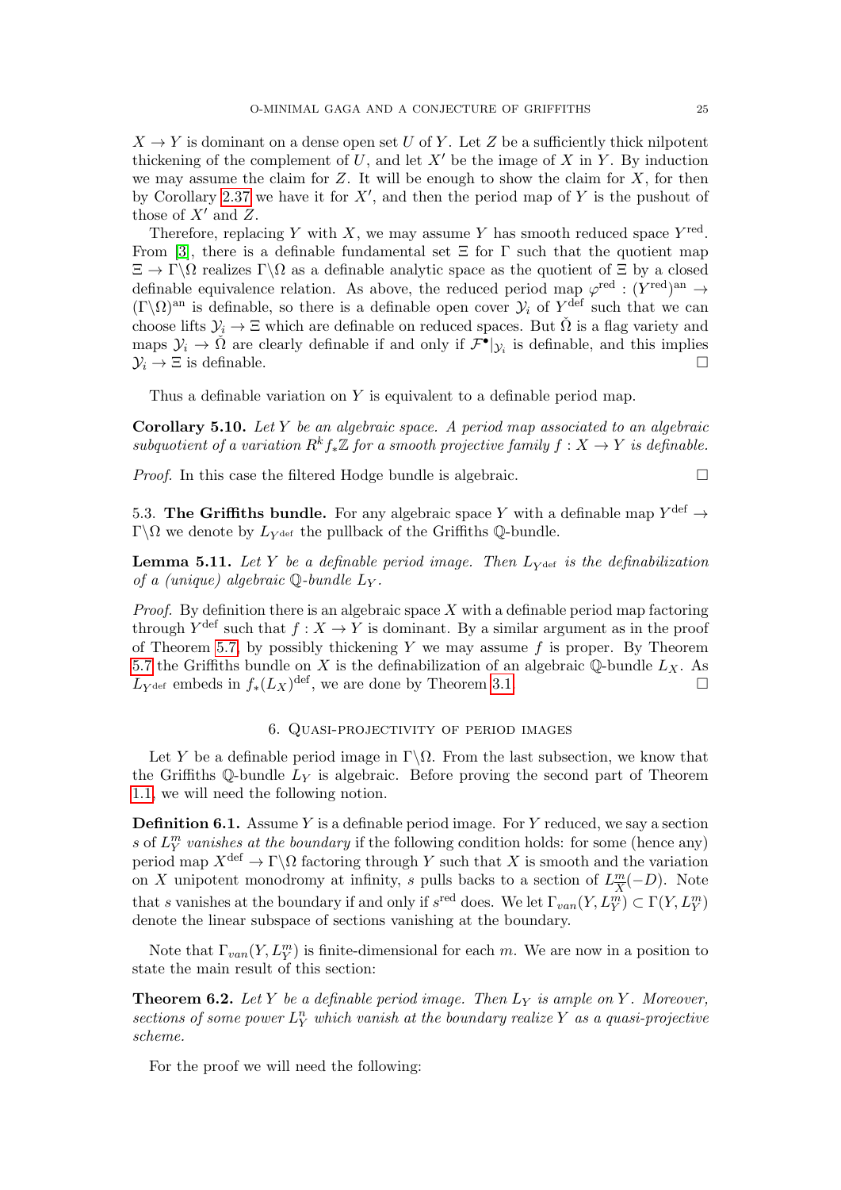$X \to Y$ is dominant on a dense open set $U$ of $Y$. Let $Z$ be a sufficiently thick nilpotent thickening of the complement of $U$, and let $X'$ be the image of $X$ in $Y$. By induction we may assume the claim for $Z$. It will be enough to show the claim for $X$, for then by Corollary 2.37 we have it for $X'$, and then the period map of $Y$ is the pushout of those of $X'$ and $Z$.

Therefore, replacing $Y$ with $X$, we may assume $Y$ has smooth reduced space $Y^{\text{red}}$. From [3], there is a definable fundamental set $\Xi$ for $\Gamma$ such that the quotient map $\Xi \to \Gamma\backslash\Omega$ realizes $\Gamma\backslash\Omega$ as a definable analytic space as the quotient of $\Xi$ by a closed definable equivalence relation. As above, the reduced period map $\varphi^{\text{red}} : (Y^{\text{red}})^{\text{an}} \to (\Gamma\backslash\Omega)^{\text{an}}$ is definable, so there is a definable open cover $\mathcal{Y}_i$ of $Y^{\text{def}}$ such that we can choose lifts $\mathcal{Y}_i \to \Xi$ which are definable on reduced spaces. But $\check{\Omega}$ is a flag variety and maps $\mathcal{Y}_i \to \check{\Omega}$ are clearly definable if and only if $\mathcal{F}^\bullet|_{\mathcal{Y}_i}$ is definable, and this implies $\mathcal{Y}_i \to \Xi$ is definable. □

Thus a definable variation on $Y$ is equivalent to a definable period map.

**Corollary 5.10.** *Let $Y$ be an algebraic space. A period map associated to an algebraic subquotient of a variation $R^k f_*\mathbb{Z}$ for a smooth projective family $f : X \to Y$ is definable.*

*Proof.* In this case the filtered Hodge bundle is algebraic. □

5.3. **The Griffiths bundle.** For any algebraic space $Y$ with a definable map $Y^{\text{def}} \to \Gamma\backslash\Omega$ we denote by $L_{Y^{\text{def}}}$ the pullback of the Griffiths $\mathbb{Q}$-bundle.

**Lemma 5.11.** *Let $Y$ be a definable period image. Then $L_{Y^{\text{def}}}$ is the definabilization of a (unique) algebraic $\mathbb{Q}$-bundle $L_Y$.*

*Proof.* By definition there is an algebraic space $X$ with a definable period map factoring through $Y^{\text{def}}$ such that $f : X \to Y$ is dominant. By a similar argument as in the proof of Theorem 5.7, by possibly thickening $Y$ we may assume $f$ is proper. By Theorem 5.7 the Griffiths bundle on $X$ is the definabilization of an algebraic $\mathbb{Q}$-bundle $L_X$. As $L_{Y^{\text{def}}}$ embeds in $f_*(L_X)^{\text{def}}$, we are done by Theorem 3.1. □

## 6. Quasi-projectivity of period images

Let $Y$ be a definable period image in $\Gamma\backslash\Omega$. From the last subsection, we know that the Griffiths $\mathbb{Q}$-bundle $L_Y$ is algebraic. Before proving the second part of Theorem 1.1, we will need the following notion.

**Definition 6.1.** Assume $Y$ is a definable period image. For $Y$ reduced, we say a section $s$ of $L_Y^m$ *vanishes at the boundary* if the following condition holds: for some (hence any) period map $X^{\text{def}} \to \Gamma\backslash\Omega$ factoring through $Y$ such that $X$ is smooth and the variation on $X$ unipotent monodromy at infinity, $s$ pulls backs to a section of $L_{\bar{X}}^m(-D)$. Note that $s$ vanishes at the boundary if and only if $s^{\text{red}}$ does. We let $\Gamma_{van}(Y, L_Y^m) \subset \Gamma(Y, L_Y^m)$ denote the linear subspace of sections vanishing at the boundary.

Note that $\Gamma_{van}(Y, L_Y^m)$ is finite-dimensional for each $m$. We are now in a position to state the main result of this section:

**Theorem 6.2.** *Let $Y$ be a definable period image. Then $L_Y$ is ample on $Y$. Moreover, sections of some power $L_Y^n$ which vanish at the boundary realize $Y$ as a quasi-projective scheme.*

For the proof we will need the following: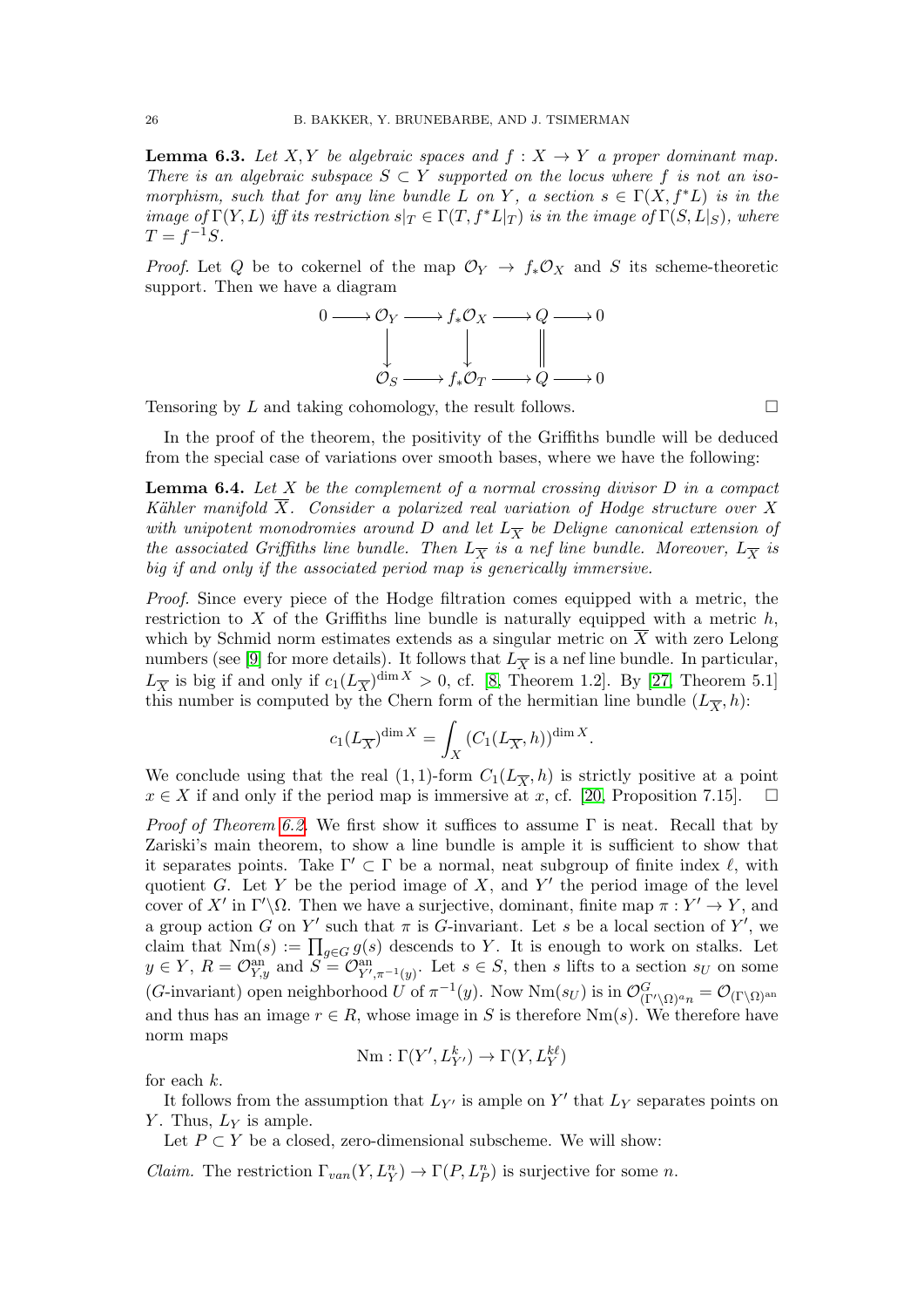**Lemma 6.3.** *Let $X, Y$ be algebraic spaces and $f : X \to Y$ a proper dominant map. There is an algebraic subspace $S \subset Y$ supported on the locus where $f$ is not an isomorphism, such that for any line bundle $L$ on $Y$, a section $s \in \Gamma(X, f^*L)$ is in the image of $\Gamma(Y, L)$ iff its restriction $s|_T \in \Gamma(T, f^*L|_T)$ is in the image of $\Gamma(S, L|_S)$, where $T = f^{-1}S$.*

*Proof.* Let $Q$ be to cokernel of the map $\mathcal{O}_Y \to f_*\mathcal{O}_X$ and $S$ its scheme-theoretic support. Then we have a diagram

$$\begin{array}{ccccccccc} 0 & \longrightarrow & \mathcal{O}_Y & \longrightarrow & f_*\mathcal{O}_X & \longrightarrow & Q & \longrightarrow & 0 \\ & & \downarrow & & \downarrow & & \| & & \\ & & \mathcal{O}_S & \longrightarrow & f_*\mathcal{O}_T & \longrightarrow & Q & \longrightarrow & 0 \end{array}$$

Tensoring by $L$ and taking cohomology, the result follows. $\square$

In the proof of the theorem, the positivity of the Griffiths bundle will be deduced from the special case of variations over smooth bases, where we have the following:

**Lemma 6.4.** *Let $X$ be the complement of a normal crossing divisor $D$ in a compact Kähler manifold $\overline{X}$. Consider a polarized real variation of Hodge structure over $X$ with unipotent monodromies around $D$ and let $L_{\overline{X}}$ be Deligne canonical extension of the associated Griffiths line bundle. Then $L_{\overline{X}}$ is a nef line bundle. Moreover, $L_{\overline{X}}$ is big if and only if the associated period map is generically immersive.*

*Proof.* Since every piece of the Hodge filtration comes equipped with a metric, the restriction to $X$ of the Griffiths line bundle is naturally equipped with a metric $h$, which by Schmid norm estimates extends as a singular metric on $\overline{X}$ with zero Lelong numbers (see [9] for more details). It follows that $L_{\overline{X}}$ is a nef line bundle. In particular, $L_{\overline{X}}$ is big if and only if $c_1(L_{\overline{X}})^{\dim X} > 0$, cf. [8, Theorem 1.2]. By [27, Theorem 5.1] this number is computed by the Chern form of the hermitian line bundle $(L_{\overline{X}}, h)$:

$$c_1(L_{\overline{X}})^{\dim X} = \int_X (C_1(L_{\overline{X}}, h))^{\dim X}.$$

We conclude using that the real $(1,1)$-form $C_1(L_{\overline{X}}, h)$ is strictly positive at a point $x \in X$ if and only if the period map is immersive at $x$, cf. [20, Proposition 7.15]. $\square$

*Proof of Theorem 6.2.* We first show it suffices to assume $\Gamma$ is neat. Recall that by Zariski's main theorem, to show a line bundle is ample it is sufficient to show that it separates points. Take $\Gamma' \subset \Gamma$ be a normal, neat subgroup of finite index $\ell$, with quotient $G$. Let $Y$ be the period image of $X$, and $Y'$ the period image of the level cover of $X'$ in $\Gamma'\backslash\Omega$. Then we have a surjective, dominant, finite map $\pi : Y' \to Y$, and a group action $G$ on $Y'$ such that $\pi$ is $G$-invariant. Let $s$ be a local section of $Y'$, we claim that $\mathrm{Nm}(s) := \prod_{g \in G} g(s)$ descends to $Y$. It is enough to work on stalks. Let $y \in Y$, $R = \mathcal{O}^{\mathrm{an}}_{Y,y}$ and $S = \mathcal{O}^{\mathrm{an}}_{Y',\pi^{-1}(y)}$. Let $s \in S$, then $s$ lifts to a section $s_U$ on some ($G$-invariant) open neighborhood $U$ of $\pi^{-1}(y)$. Now $\mathrm{Nm}(s_U)$ is in $\mathcal{O}^G_{(\Gamma'\backslash\Omega)^a n} = \mathcal{O}_{(\Gamma\backslash\Omega)^{\mathrm{an}}}$ and thus has an image $r \in R$, whose image in $S$ is therefore $\mathrm{Nm}(s)$. We therefore have norm maps

$$\mathrm{Nm} : \Gamma(Y', L^k_{Y'}) \to \Gamma(Y, L^{k\ell}_Y)$$

for each $k$.

It follows from the assumption that $L_{Y'}$ is ample on $Y'$ that $L_Y$ separates points on $Y$. Thus, $L_Y$ is ample.

Let $P \subset Y$ be a closed, zero-dimensional subscheme. We will show:

*Claim.* The restriction $\Gamma_{van}(Y, L^n_Y) \to \Gamma(P, L^n_P)$ is surjective for some $n$.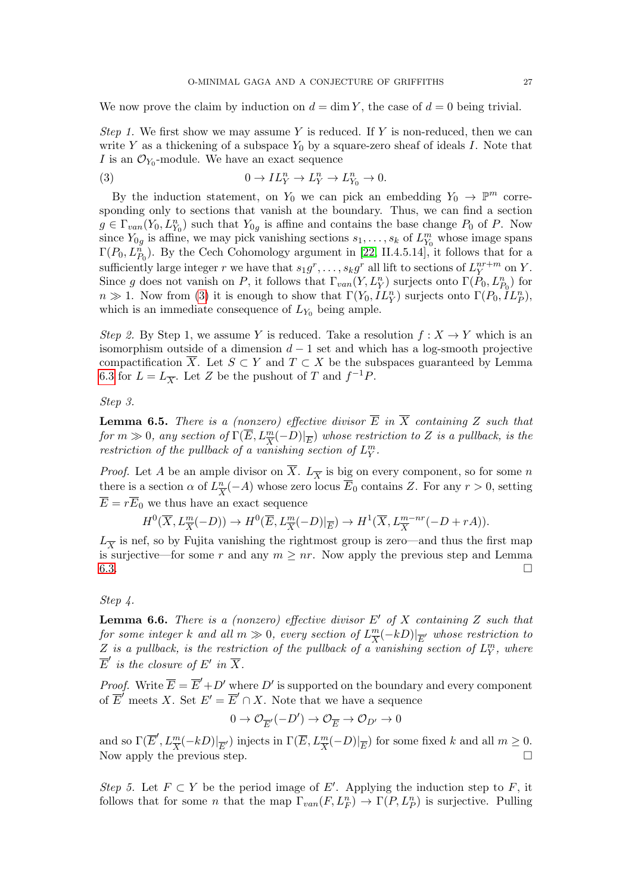We now prove the claim by induction on $d = \dim Y$, the case of $d = 0$ being trivial.

*Step 1.* We first show we may assume $Y$ is reduced. If $Y$ is non-reduced, then we can write $Y$ as a thickening of a subspace $Y_0$ by a square-zero sheaf of ideals $I$. Note that $I$ is an $\mathcal{O}_{Y_0}$-module. We have an exact sequence

$$0 \to IL_Y^n \to L_Y^n \to L_{Y_0}^n \to 0. \tag{3}$$

By the induction statement, on $Y_0$ we can pick an embedding $Y_0 \to \mathbb{P}^m$ corresponding only to sections that vanish at the boundary. Thus, we can find a section $g \in \Gamma_{van}(Y_0, L_{Y_0}^n)$ such that $Y_{0g}$ is affine and contains the base change $P_0$ of $P$. Now since $Y_{0g}$ is affine, we may pick vanishing sections $s_1, \ldots, s_k$ of $L_{Y_0}^m$ whose image spans $\Gamma(P_0, L_{P_0}^n)$. By the Cech Cohomology argument in [22, II.4.5.14], it follows that for a sufficiently large integer $r$ we have that $s_1 g^r, \ldots, s_k g^r$ all lift to sections of $L_Y^{nr+m}$ on $Y$. Since $g$ does not vanish on $P$, it follows that $\Gamma_{van}(Y, L_Y^n)$ surjects onto $\Gamma(P_0, L_{P_0}^n)$ for $n \gg 1$. Now from (3) it is enough to show that $\Gamma(Y_0, IL_Y^n)$ surjects onto $\Gamma(P_0, IL_P^n)$, which is an immediate consequence of $L_{Y_0}$ being ample.

*Step 2.* By Step 1, we assume $Y$ is reduced. Take a resolution $f : X \to Y$ which is an isomorphism outside of a dimension $d-1$ set and which has a log-smooth projective compactification $\overline{X}$. Let $S \subset Y$ and $T \subset X$ be the subspaces guaranteed by Lemma 6.3 for $L = L_{\overline{X}}$. Let $Z$ be the pushout of $T$ and $f^{-1}P$.

*Step 3.*

**Lemma 6.5.** *There is a (nonzero) effective divisor $\overline{E}$ in $\overline{X}$ containing $Z$ such that for $m \gg 0$, any section of $\Gamma(\overline{E}, L_{\overline{X}}^m(-D)|_{\overline{E}})$ whose restriction to $Z$ is a pullback, is the restriction of the pullback of a vanishing section of $L_Y^m$.*

*Proof.* Let $A$ be an ample divisor on $\overline{X}$. $L_{\overline{X}}$ is big on every component, so for some $n$ there is a section $\alpha$ of $L_{\overline{X}}^n(-A)$ whose zero locus $\overline{E}_0$ contains $Z$. For any $r > 0$, setting $\overline{E} = r\overline{E}_0$ we thus have an exact sequence

$$H^0(\overline{X}, L_{\overline{X}}^m(-D)) \to H^0(\overline{E}, L_{\overline{X}}^m(-D)|_{\overline{E}}) \to H^1(\overline{X}, L_{\overline{X}}^{m-nr}(-D + rA)).$$

$L_{\overline{X}}$ is nef, so by Fujita vanishing the rightmost group is zero—and thus the first map is surjective—for some $r$ and any $m \geq nr$. Now apply the previous step and Lemma 6.3. $\square$

*Step 4.*

**Lemma 6.6.** *There is a (nonzero) effective divisor $E'$ of $X$ containing $Z$ such that for some integer $k$ and all $m \gg 0$, every section of $L_{\overline{X}}^m(-kD)|_{\overline{E}'}$ whose restriction to $Z$ is a pullback, is the restriction of the pullback of a vanishing section of $L_Y^m$, where $\overline{E}'$ is the closure of $E'$ in $\overline{X}$.*

*Proof.* Write $\overline{E} = \overline{E}' + D'$ where $D'$ is supported on the boundary and every component of $\overline{E}'$ meets $X$. Set $E' = \overline{E}' \cap X$. Note that we have a sequence

$$0 \to \mathcal{O}_{\overline{E}'}(-D') \to \mathcal{O}_{\overline{E}} \to \mathcal{O}_{D'} \to 0$$

and so $\Gamma(\overline{E}', L_{\overline{X}}^m(-kD)|_{\overline{E}'})$ injects in $\Gamma(\overline{E}, L_{\overline{X}}^m(-D)|_{\overline{E}})$ for some fixed $k$ and all $m \geq 0$. Now apply the previous step. $\square$

*Step 5.* Let $F \subset Y$ be the period image of $E'$. Applying the induction step to $F$, it follows that for some $n$ that the map $\Gamma_{van}(F, L_F^n) \to \Gamma(P, L_P^n)$ is surjective. Pulling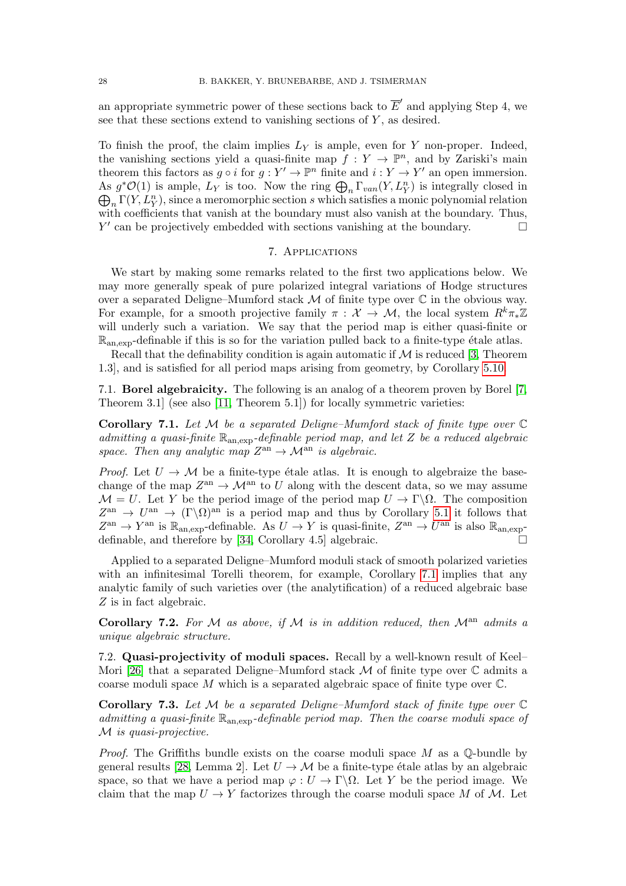an appropriate symmetric power of these sections back to $\overline{E}'$ and applying Step 4, we see that these sections extend to vanishing sections of $Y$, as desired.

To finish the proof, the claim implies $L_Y$ is ample, even for $Y$ non-proper. Indeed, the vanishing sections yield a quasi-finite map $f : Y \to \mathbb{P}^n$, and by Zariski's main theorem this factors as $g \circ i$ for $g : Y' \to \mathbb{P}^n$ finite and $i : Y \to Y'$ an open immersion. As $g^*\mathcal{O}(1)$ is ample, $L_Y$ is too. Now the ring $\bigoplus_n \Gamma_{van}(Y, L_Y^n)$ is integrally closed in $\bigoplus_n \Gamma(Y, L_Y^n)$, since a meromorphic section $s$ which satisfies a monic polynomial relation with coefficients that vanish at the boundary must also vanish at the boundary. Thus, $Y'$ can be projectively embedded with sections vanishing at the boundary. □

## 7. Applications

We start by making some remarks related to the first two applications below. We may more generally speak of pure polarized integral variations of Hodge structures over a separated Deligne–Mumford stack $\mathcal{M}$ of finite type over $\mathbb{C}$ in the obvious way. For example, for a smooth projective family $\pi : \mathcal{X} \to \mathcal{M}$, the local system $R^k\pi_*\mathbb{Z}$ will underly such a variation. We say that the period map is either quasi-finite or $\mathbb{R}_{\mathrm{an,exp}}$-definable if this is so for the variation pulled back to a finite-type étale atlas.

Recall that the definability condition is again automatic if $\mathcal{M}$ is reduced [3, Theorem 1.3], and is satisfied for all period maps arising from geometry, by Corollary 5.10.

**7.1. Borel algebraicity.** The following is an analog of a theorem proven by Borel [7, Theorem 3.1] (see also [11, Theorem 5.1]) for locally symmetric varieties:

**Corollary 7.1.** *Let $\mathcal{M}$ be a separated Deligne–Mumford stack of finite type over $\mathbb{C}$ admitting a quasi-finite $\mathbb{R}_{\mathrm{an,exp}}$-definable period map, and let $Z$ be a reduced algebraic space. Then any analytic map $Z^{\mathrm{an}} \to \mathcal{M}^{\mathrm{an}}$ is algebraic.*

*Proof.* Let $U \to \mathcal{M}$ be a finite-type étale atlas. It is enough to algebraize the base-change of the map $Z^{\mathrm{an}} \to \mathcal{M}^{\mathrm{an}}$ to $U$ along with the descent data, so we may assume $\mathcal{M} = U$. Let $Y$ be the period image of the period map $U \to \Gamma\backslash\Omega$. The composition $Z^{\mathrm{an}} \to U^{\mathrm{an}} \to (\Gamma\backslash\Omega)^{\mathrm{an}}$ is a period map and thus by Corollary 5.1 it follows that $Z^{\mathrm{an}} \to Y^{\mathrm{an}}$ is $\mathbb{R}_{\mathrm{an,exp}}$-definable. As $U \to Y$ is quasi-finite, $Z^{\mathrm{an}} \to U^{\mathrm{an}}$ is also $\mathbb{R}_{\mathrm{an,exp}}$-definable, and therefore by [34, Corollary 4.5] algebraic. □

Applied to a separated Deligne–Mumford moduli stack of smooth polarized varieties with an infinitesimal Torelli theorem, for example, Corollary 7.1 implies that any analytic family of such varieties over (the analytification) of a reduced algebraic base $Z$ is in fact algebraic.

**Corollary 7.2.** *For $\mathcal{M}$ as above, if $\mathcal{M}$ is in addition reduced, then $\mathcal{M}^{\mathrm{an}}$ admits a unique algebraic structure.*

**7.2. Quasi-projectivity of moduli spaces.** Recall by a well-known result of Keel–Mori [26] that a separated Deligne–Mumford stack $\mathcal{M}$ of finite type over $\mathbb{C}$ admits a coarse moduli space $M$ which is a separated algebraic space of finite type over $\mathbb{C}$.

**Corollary 7.3.** *Let $\mathcal{M}$ be a separated Deligne–Mumford stack of finite type over $\mathbb{C}$ admitting a quasi-finite $\mathbb{R}_{\mathrm{an,exp}}$-definable period map. Then the coarse moduli space of $\mathcal{M}$ is quasi-projective.*

*Proof.* The Griffiths bundle exists on the coarse moduli space $M$ as a $\mathbb{Q}$-bundle by general results [28, Lemma 2]. Let $U \to \mathcal{M}$ be a finite-type étale atlas by an algebraic space, so that we have a period map $\varphi : U \to \Gamma\backslash\Omega$. Let $Y$ be the period image. We claim that the map $U \to Y$ factorizes through the coarse moduli space $M$ of $\mathcal{M}$. Let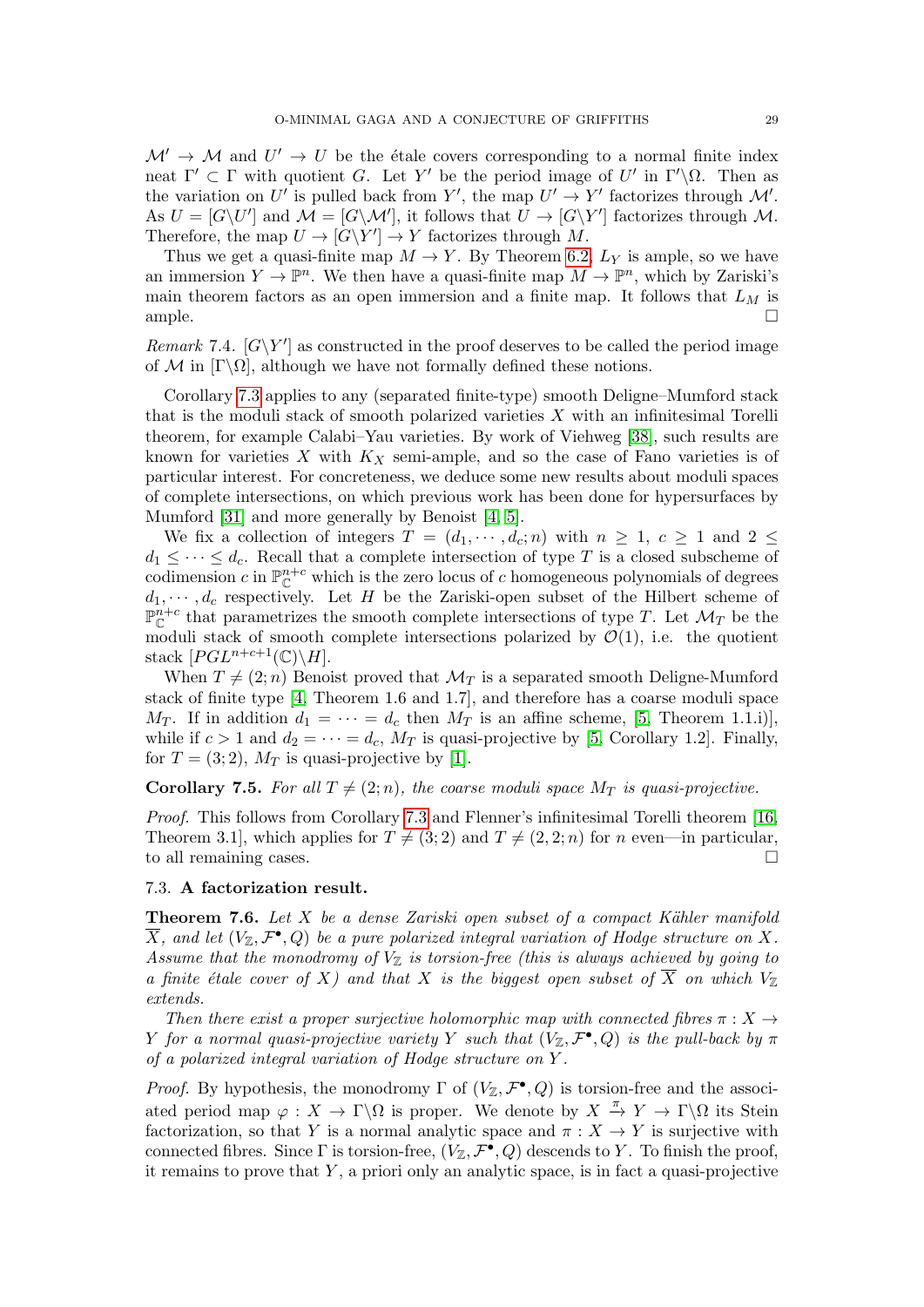$\mathcal{M}' \to \mathcal{M}$ and $U' \to U$ be the étale covers corresponding to a normal finite index neat $\Gamma' \subset \Gamma$ with quotient $G$. Let $Y'$ be the period image of $U'$ in $\Gamma'\backslash\Omega$. Then as the variation on $U'$ is pulled back from $Y'$, the map $U' \to Y'$ factorizes through $\mathcal{M}'$. As $U = [G\backslash U']$ and $\mathcal{M} = [G\backslash\mathcal{M}']$, it follows that $U \to [G\backslash Y']$ factorizes through $\mathcal{M}$. Therefore, the map $U \to [G\backslash Y'] \to Y$ factorizes through $M$.

Thus we get a quasi-finite map $M \to Y$. By Theorem 6.2, $L_Y$ is ample, so we have an immersion $Y \to \mathbb{P}^n$. We then have a quasi-finite map $M \to \mathbb{P}^n$, which by Zariski's main theorem factors as an open immersion and a finite map. It follows that $L_M$ is ample. $\square$

*Remark* 7.4. $[G\backslash Y']$ as constructed in the proof deserves to be called the period image of $\mathcal{M}$ in $[\Gamma\backslash\Omega]$, although we have not formally defined these notions.

Corollary 7.3 applies to any (separated finite-type) smooth Deligne–Mumford stack that is the moduli stack of smooth polarized varieties $X$ with an infinitesimal Torelli theorem, for example Calabi–Yau varieties. By work of Viehweg [38], such results are known for varieties $X$ with $K_X$ semi-ample, and so the case of Fano varieties is of particular interest. For concreteness, we deduce some new results about moduli spaces of complete intersections, on which previous work has been done for hypersurfaces by Mumford [31] and more generally by Benoist [4, 5].

We fix a collection of integers $T = (d_1, \cdots, d_c; n)$ with $n \geq 1$, $c \geq 1$ and $2 \leq d_1 \leq \cdots \leq d_c$. Recall that a complete intersection of type $T$ is a closed subscheme of codimension $c$ in $\mathbb{P}^{n+c}_{\mathbb{C}}$ which is the zero locus of $c$ homogeneous polynomials of degrees $d_1, \cdots, d_c$ respectively. Let $H$ be the Zariski-open subset of the Hilbert scheme of $\mathbb{P}^{n+c}_{\mathbb{C}}$ that parametrizes the smooth complete intersections of type $T$. Let $\mathcal{M}_T$ be the moduli stack of smooth complete intersections polarized by $\mathcal{O}(1)$, i.e. the quotient stack $[PGL^{n+c+1}(\mathbb{C})\backslash H]$.

When $T \neq (2; n)$ Benoist proved that $\mathcal{M}_T$ is a separated smooth Deligne-Mumford stack of finite type [4, Theorem 1.6 and 1.7], and therefore has a coarse moduli space $M_T$. If in addition $d_1 = \cdots = d_c$ then $M_T$ is an affine scheme, [5, Theorem 1.1.i)], while if $c > 1$ and $d_2 = \cdots = d_c$, $M_T$ is quasi-projective by [5, Corollary 1.2]. Finally, for $T = (3; 2)$, $M_T$ is quasi-projective by [1].

**Corollary 7.5.** *For all $T \neq (2; n)$, the coarse moduli space $M_T$ is quasi-projective.*

*Proof.* This follows from Corollary 7.3 and Flenner's infinitesimal Torelli theorem [16, Theorem 3.1], which applies for $T \neq (3; 2)$ and $T \neq (2, 2; n)$ for $n$ even—in particular, to all remaining cases. $\square$

### 7.3. A factorization result.

**Theorem 7.6.** *Let $X$ be a dense Zariski open subset of a compact Kähler manifold $\overline{X}$, and let $(V_{\mathbb{Z}}, \mathcal{F}^\bullet, Q)$ be a pure polarized integral variation of Hodge structure on $X$. Assume that the monodromy of $V_{\mathbb{Z}}$ is torsion-free (this is always achieved by going to a finite étale cover of $X$) and that $X$ is the biggest open subset of $\overline{X}$ on which $V_{\mathbb{Z}}$ extends.*

*Then there exist a proper surjective holomorphic map with connected fibres $\pi : X \to Y$ for a normal quasi-projective variety $Y$ such that $(V_{\mathbb{Z}}, \mathcal{F}^\bullet, Q)$ is the pull-back by $\pi$ of a polarized integral variation of Hodge structure on $Y$.*

*Proof.* By hypothesis, the monodromy $\Gamma$ of $(V_{\mathbb{Z}}, \mathcal{F}^\bullet, Q)$ is torsion-free and the associated period map $\varphi : X \to \Gamma\backslash\Omega$ is proper. We denote by $X \xrightarrow{\pi} Y \to \Gamma\backslash\Omega$ its Stein factorization, so that $Y$ is a normal analytic space and $\pi : X \to Y$ is surjective with connected fibres. Since $\Gamma$ is torsion-free, $(V_{\mathbb{Z}}, \mathcal{F}^\bullet, Q)$ descends to $Y$. To finish the proof, it remains to prove that $Y$, a priori only an analytic space, is in fact a quasi-projective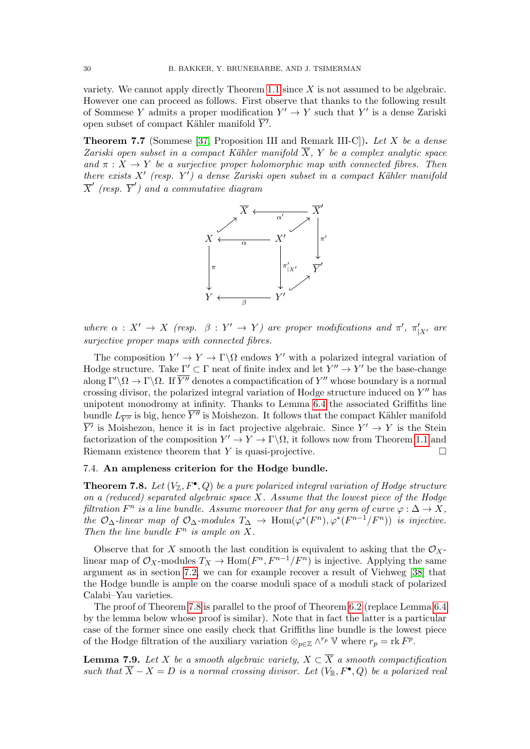variety. We cannot apply directly Theorem 1.1 since $X$ is not assumed to be algebraic. However one can proceed as follows. First observe that thanks to the following result of Sommese $Y$ admits a proper modification $Y' \to Y$ such that $Y'$ is a dense Zariski open subset of compact Kähler manifold $\overline{Y'}$.

**Theorem 7.7** (Sommese [37, Proposition III and Remark III-C])**.** *Let $X$ be a dense Zariski open subset in a compact Kähler manifold $\overline{X}$, $Y$ be a complex analytic space and $\pi : X \to Y$ be a surjective proper holomorphic map with connected fibres. Then there exists $X'$ (resp. $Y'$) a dense Zariski open subset in a compact Kähler manifold $\overline{X}'$ (resp. $\overline{Y}'$) and a commutative diagram*

$$
\begin{array}{ccccc}
 & \overline{X} & \xleftarrow{\ \alpha'\ } & \overline{X}' & \\
\nearrow & & \nearrow & & \downarrow \pi' \\
X & \xleftarrow{\ \alpha\ } & X' & & \overline{Y}' \\
\downarrow \pi & & \downarrow \pi'_{|X'} & \nearrow & \\
Y & \xleftarrow{\ \beta\ } & Y' & &
\end{array}
$$

*where $\alpha : X' \to X$ (resp. $\beta : Y' \to Y$) are proper modifications and $\pi'$, $\pi'_{|X'}$ are surjective proper maps with connected fibres.*

The composition $Y' \to Y \to \Gamma\backslash\Omega$ endows $Y'$ with a polarized integral variation of Hodge structure. Take $\Gamma' \subset \Gamma$ neat of finite index and let $Y'' \to Y'$ be the base-change along $\Gamma'\backslash\Omega \to \Gamma\backslash\Omega$. If $\overline{Y''}$ denotes a compactification of $Y''$ whose boundary is a normal crossing divisor, the polarized integral variation of Hodge structure induced on $Y''$ has unipotent monodromy at infinity. Thanks to Lemma 6.4 the associated Griffiths line bundle $L_{\overline{Y''}}$ is big, hence $\overline{Y''}$ is Moishezon. It follows that the compact Kähler manifold $\overline{Y'}$ is Moishezon, hence it is in fact projective algebraic. Since $Y' \to Y$ is the Stein factorization of the composition $Y' \to Y \to \Gamma\backslash\Omega$, it follows now from Theorem 1.1 and Riemann existence theorem that $Y$ is quasi-projective. □

### 7.4. An ampleness criterion for the Hodge bundle.

**Theorem 7.8.** *Let $(V_{\mathbb{Z}}, F^\bullet, Q)$ be a pure polarized integral variation of Hodge structure on a (reduced) separated algebraic space $X$. Assume that the lowest piece of the Hodge filtration $F^n$ is a line bundle. Assume moreover that for any germ of curve $\varphi : \Delta \to X$, the $\mathcal{O}_\Delta$-linear map of $\mathcal{O}_\Delta$-modules $T_\Delta \to \mathrm{Hom}(\varphi^*(F^n), \varphi^*(F^{n-1}/F^n))$ is injective. Then the line bundle $F^n$ is ample on $X$.*

Observe that for $X$ smooth the last condition is equivalent to asking that the $\mathcal{O}_X$-linear map of $\mathcal{O}_X$-modules $T_X \to \mathrm{Hom}(F^n, F^{n-1}/F^n)$ is injective. Applying the same argument as in section 7.2, we can for example recover a result of Viehweg [38] that the Hodge bundle is ample on the coarse moduli space of a moduli stack of polarized Calabi–Yau varieties.

The proof of Theorem 7.8 is parallel to the proof of Theorem 6.2 (replace Lemma 6.4 by the lemma below whose proof is similar). Note that in fact the latter is a particular case of the former since one easily check that Griffiths line bundle is the lowest piece of the Hodge filtration of the auxiliary variation $\otimes_{p\in\mathbb{Z}} \wedge^{r_p} \mathbb{V}$ where $r_p = \mathrm{rk}\, F^p$.

**Lemma 7.9.** *Let $X$ be a smooth algebraic variety, $X \subset \overline{X}$ a smooth compactification such that $\overline{X} - X = D$ is a normal crossing divisor. Let $(V_{\mathbb{R}}, F^\bullet, Q)$ be a polarized real*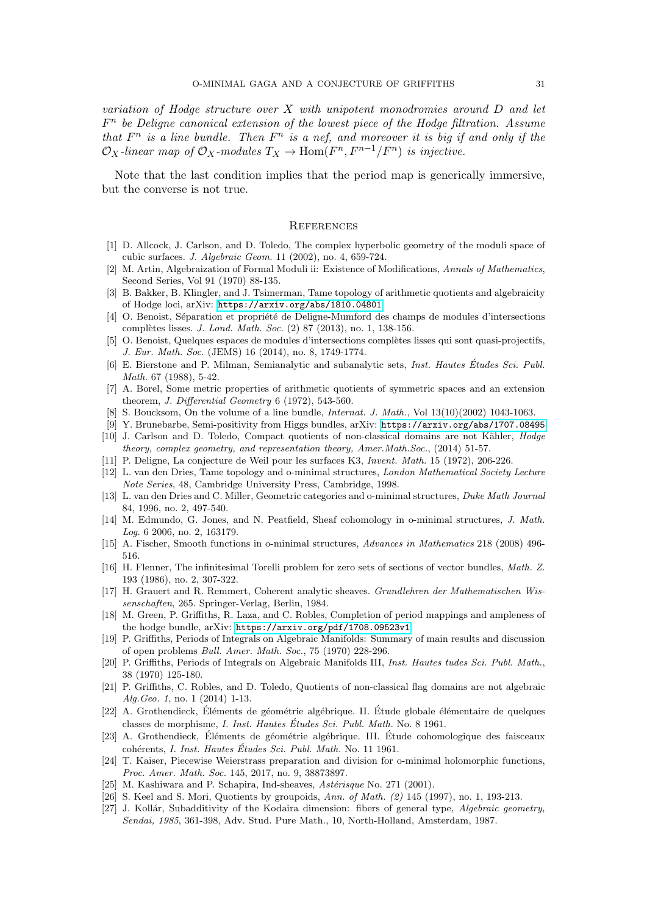*variation of Hodge structure over $X$ with unipotent monodromies around $D$ and let $F^n$ be Deligne canonical extension of the lowest piece of the Hodge filtration. Assume that $F^n$ is a line bundle. Then $F^n$ is a nef, and moreover it is big if and only if the $\mathcal{O}_X$-linear map of $\mathcal{O}_X$-modules $T_X \to \mathrm{Hom}(F^n, F^{n-1}/F^n)$ is injective.*

Note that the last condition implies that the period map is generically immersive, but the converse is not true.

## References

[1] D. Allcock, J. Carlson, and D. Toledo, The complex hyperbolic geometry of the moduli space of cubic surfaces. *J. Algebraic Geom.* 11 (2002), no. 4, 659-724.

[2] M. Artin, Algebraization of Formal Moduli ii: Existence of Modifications, *Annals of Mathematics*, Second Series, Vol 91 (1970) 88-135.

[3] B. Bakker, B. Klingler, and J. Tsimerman, Tame topology of arithmetic quotients and algebraicity of Hodge loci, arXiv: https://arxiv.org/abs/1810.04801

[4] O. Benoist, Séparation et propriété de Deligne-Mumford des champs de modules d'intersections complètes lisses. *J. Lond. Math. Soc.* (2) 87 (2013), no. 1, 138-156.

[5] O. Benoist, Quelques espaces de modules d'intersections complètes lisses qui sont quasi-projectifs, *J. Eur. Math. Soc.* (JEMS) 16 (2014), no. 8, 1749-1774.

[6] E. Bierstone and P. Milman, Semianalytic and subanalytic sets, *Inst. Hautes Études Sci. Publ. Math.* 67 (1988), 5-42.

[7] A. Borel, Some metric properties of arithmetic quotients of symmetric spaces and an extension theorem, *J. Differential Geometry* 6 (1972), 543-560.

[8] S. Boucksom, On the volume of a line bundle, *Internat. J. Math.*, Vol 13(10)(2002) 1043-1063.

[9] Y. Brunebarbe, Semi-positivity from Higgs bundles, arXiv: https://arxiv.org/abs/1707.08495

[10] J. Carlson and D. Toledo, Compact quotients of non-classical domains are not Kähler, *Hodge theory, complex geometry, and representation theory, Amer.Math.Soc.*, (2014) 51-57.

[11] P. Deligne, La conjecture de Weil pour les surfaces K3, *Invent. Math.* 15 (1972), 206-226.

[12] L. van den Dries, Tame topology and o-minimal structures, *London Mathematical Society Lecture Note Series*, 48, Cambridge University Press, Cambridge, 1998.

[13] L. van den Dries and C. Miller, Geometric categories and o-minimal structures, *Duke Math Journal* 84, 1996, no. 2, 497-540.

[14] M. Edmundo, G. Jones, and N. Peatfield, Sheaf cohomology in o-minimal structures, *J. Math. Log.* 6 2006, no. 2, 163179.

[15] A. Fischer, Smooth functions in o-minimal structures, *Advances in Mathematics* 218 (2008) 496-516.

[16] H. Flenner, The infinitesimal Torelli problem for zero sets of sections of vector bundles, *Math. Z.* 193 (1986), no. 2, 307-322.

[17] H. Grauert and R. Remmert, Coherent analytic sheaves. *Grundlehren der Mathematischen Wissenschaften*, 265. Springer-Verlag, Berlin, 1984.

[18] M. Green, P. Griffiths, R. Laza, and C. Robles, Completion of period mappings and ampleness of the hodge bundle, arXiv: https://arxiv.org/pdf/1708.09523v1

[19] P. Griffiths, Periods of Integrals on Algebraic Manifolds: Summary of main results and discussion of open problems *Bull. Amer. Math. Soc.*, 75 (1970) 228-296.

[20] P. Griffiths, Periods of Integrals on Algebraic Manifolds III, *Inst. Hautes tudes Sci. Publ. Math.*, 38 (1970) 125-180.

[21] P. Griffiths, C. Robles, and D. Toledo, Quotients of non-classical flag domains are not algebraic *Alg.Geo. 1*, no. 1 (2014) 1-13.

[22] A. Grothendieck, Éléments de géométrie algébrique. II. Étude globale élémentaire de quelques classes de morphisme, *I. Inst. Hautes Études Sci. Publ. Math.* No. 8 1961.

[23] A. Grothendieck, Éléments de géométrie algébrique. III. Étude cohomologique des faisceaux cohérents, *I. Inst. Hautes Études Sci. Publ. Math.* No. 11 1961.

[24] T. Kaiser, Piecewise Weierstrass preparation and division for o-minimal holomorphic functions, *Proc. Amer. Math. Soc.* 145, 2017, no. 9, 38873897.

[25] M. Kashiwara and P. Schapira, Ind-sheaves, *Astérisque* No. 271 (2001).

[26] S. Keel and S. Mori, Quotients by groupoids, *Ann. of Math. (2)* 145 (1997), no. 1, 193-213.

[27] J. Kollár, Subadditivity of the Kodaira dimension: fibers of general type, *Algebraic geometry, Sendai, 1985*, 361-398, Adv. Stud. Pure Math., 10, North-Holland, Amsterdam, 1987.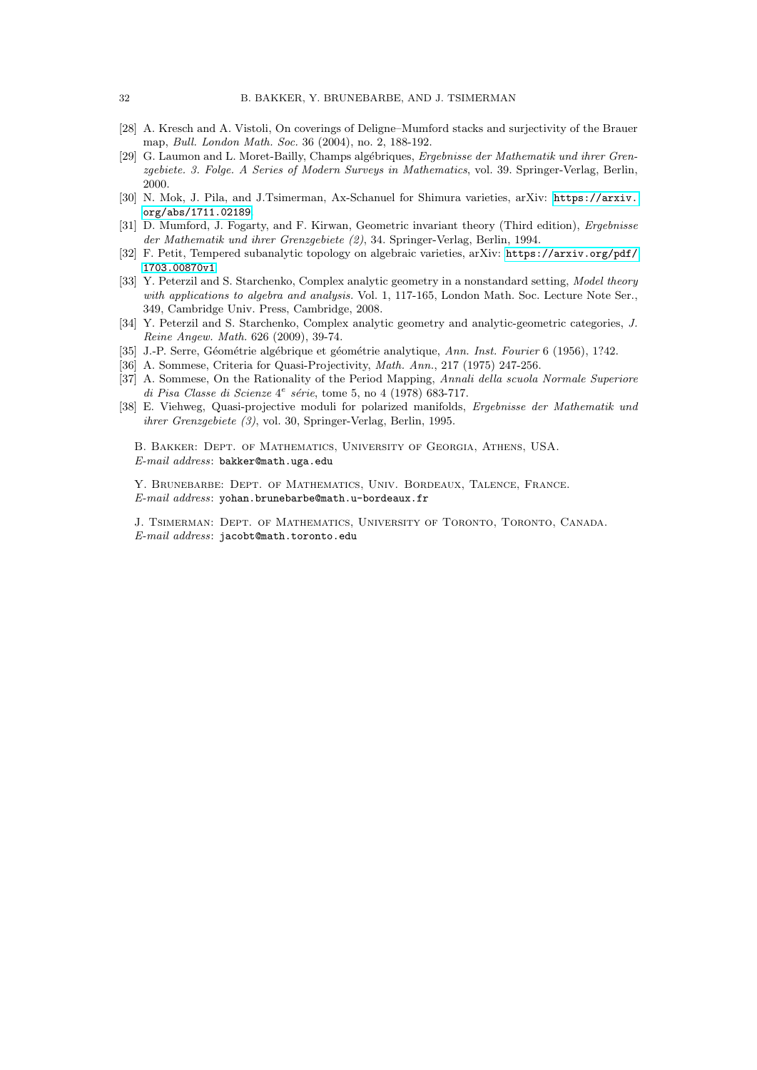[28] A. Kresch and A. Vistoli, On coverings of Deligne–Mumford stacks and surjectivity of the Brauer map, *Bull. London Math. Soc.* 36 (2004), no. 2, 188-192.

[29] G. Laumon and L. Moret-Bailly, Champs algébriques, *Ergebnisse der Mathematik und ihrer Grenzgebiete. 3. Folge. A Series of Modern Surveys in Mathematics*, vol. 39. Springer-Verlag, Berlin, 2000.

[30] N. Mok, J. Pila, and J.Tsimerman, Ax-Schanuel for Shimura varieties, arXiv: https://arxiv.org/abs/1711.02189

[31] D. Mumford, J. Fogarty, and F. Kirwan, Geometric invariant theory (Third edition), *Ergebnisse der Mathematik und ihrer Grenzgebiete (2)*, 34. Springer-Verlag, Berlin, 1994.

[32] F. Petit, Tempered subanalytic topology on algebraic varieties, arXiv: https://arxiv.org/pdf/1703.00870v1

[33] Y. Peterzil and S. Starchenko, Complex analytic geometry in a nonstandard setting, *Model theory with applications to algebra and analysis.* Vol. 1, 117-165, London Math. Soc. Lecture Note Ser., 349, Cambridge Univ. Press, Cambridge, 2008.

[34] Y. Peterzil and S. Starchenko, Complex analytic geometry and analytic-geometric categories, *J. Reine Angew. Math.* 626 (2009), 39-74.

[35] J.-P. Serre, Géométrie algébrique et géométrie analytique, *Ann. Inst. Fourier* 6 (1956), 1?42.

[36] A. Sommese, Criteria for Quasi-Projectivity, *Math. Ann.*, 217 (1975) 247-256.

[37] A. Sommese, On the Rationality of the Period Mapping, *Annali della scuola Normale Superiore di Pisa Classe di Scienze* $4^e$ *série*, tome 5, no 4 (1978) 683-717.

[38] E. Viehweg, Quasi-projective moduli for polarized manifolds, *Ergebnisse der Mathematik und ihrer Grenzgebiete (3)*, vol. 30, Springer-Verlag, Berlin, 1995.

B. Bakker: Dept. of Mathematics, University of Georgia, Athens, USA.
*E-mail address*: bakker@math.uga.edu

Y. Brunebarbe: Dept. of Mathematics, Univ. Bordeaux, Talence, France.
*E-mail address*: yohan.brunebarbe@math.u-bordeaux.fr

J. Tsimerman: Dept. of Mathematics, University of Toronto, Toronto, Canada.
*E-mail address*: jacobt@math.toronto.edu